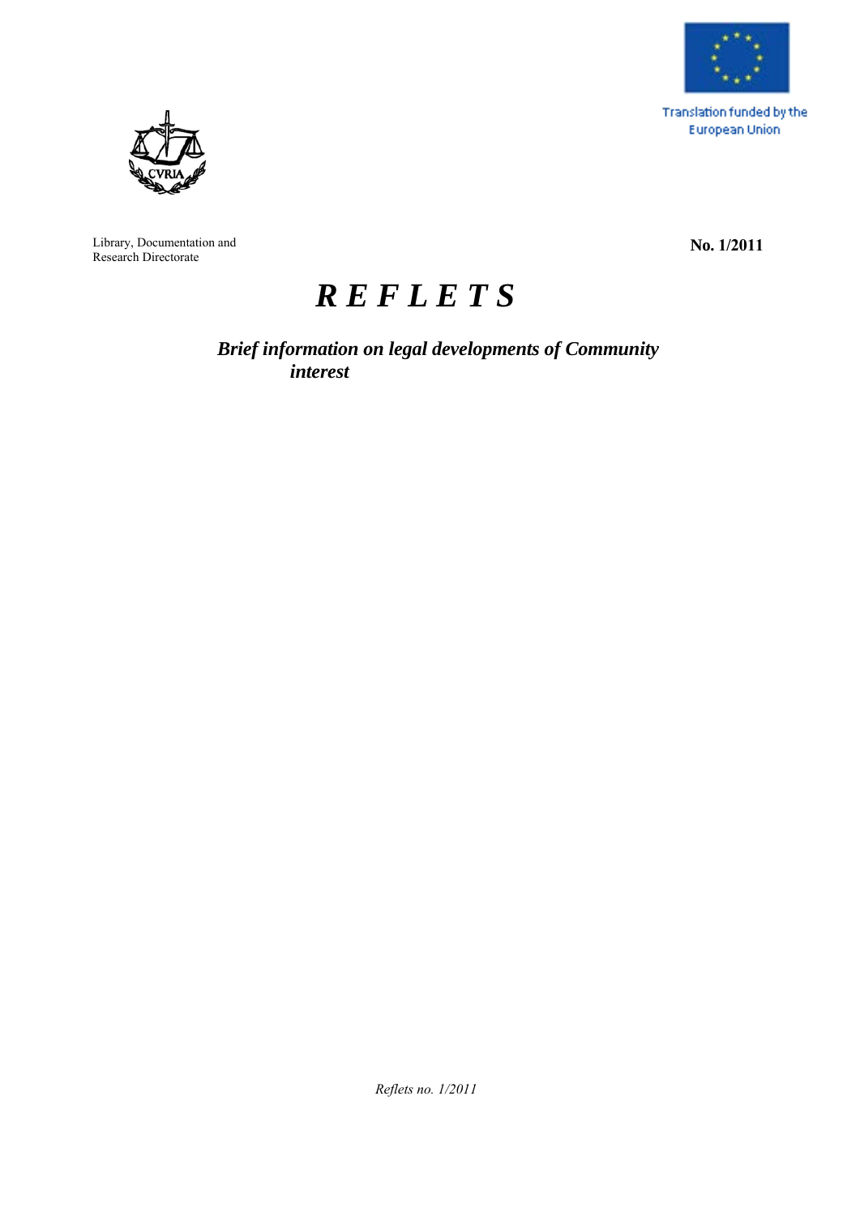Translation funded by the European Union

Library, Documentation and Research Directorate

**No. 1/2011**

# *R E F L E T S*

***Brief information on legal developments of Community interest***

*Reflets no. 1/2011*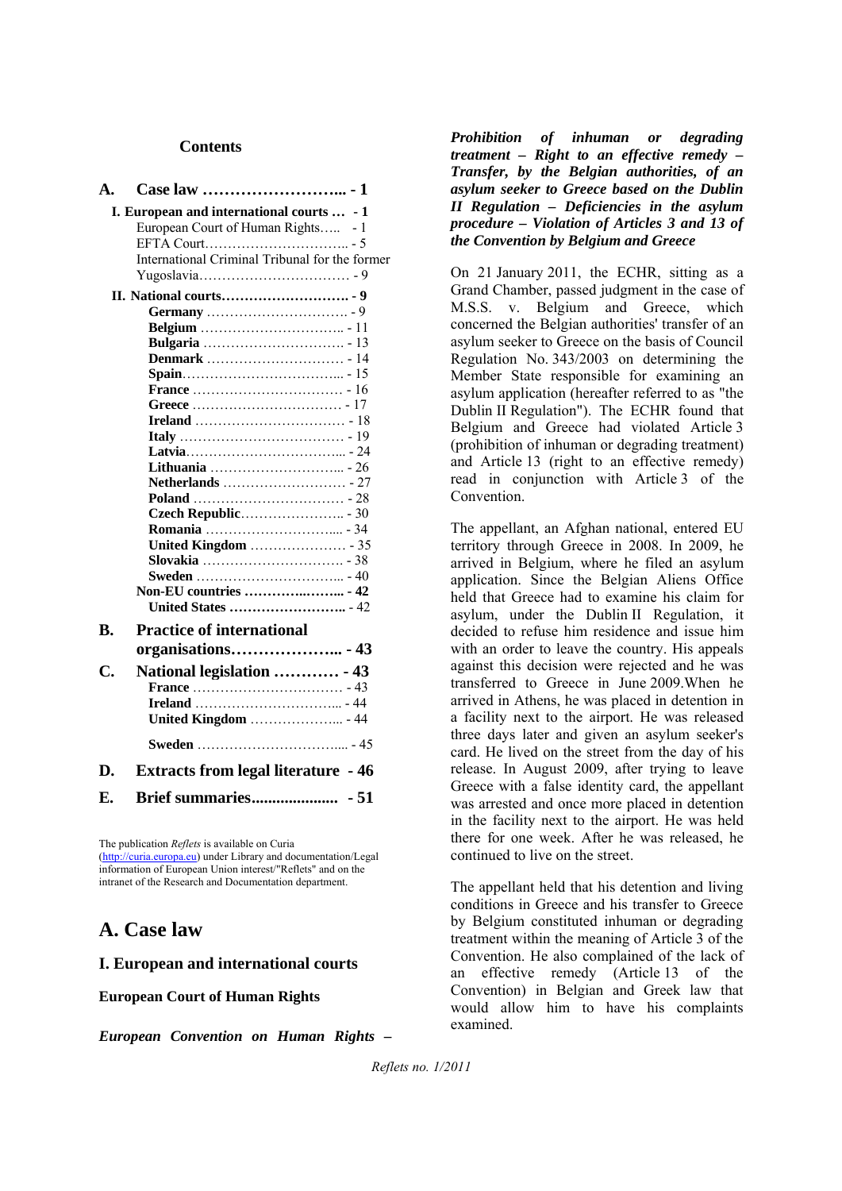**Contents**

**A. Case law ……………………... - 1**

**I. European and international courts … - 1**

European Court of Human Rights….. - 1

EFTA Court………………………….. - 5

International Criminal Tribunal for the former Yugoslavia…………………………… - 9

**II. National courts………………………. - 9**

**Germany** ………………………… - 9

**Belgium** …………………………... - 11

**Bulgaria** …………………………. - 13

**Denmark** ………………………… - 14

**Spain**……………………………... - 15

**France** …………………………… - 16

**Greece** …………………………… - 17

**Ireland** …………………………… - 18

**Italy** ……………………………… - 19

**Latvia**……………………………... - 24

**Lithuania** ………………………... - 26

**Netherlands** ……………………… - 27

**Poland** …………………………… - 28

**Czech Republic**………………….. - 30

**Romania** ………………………... - 34

**United Kingdom** ………………… - 35

**Slovakia** …………………………. - 38

**Sweden** …………………………... - 40

**Non-EU countries ……………..…... - 42**

**United States ……………………... - 42**

**B. Practice of international organisations………………... - 43**

**C. National legislation ………… - 43**

**France** …………………………… - 43

**Ireland** …………………………... - 44

**United Kingdom** ………………... - 44

**Sweden** …………………………... - 45

**D. Extracts from legal literature - 46**

**E. Brief summaries.................... - 51**

The publication *Reflets* is available on Curia (http://curia.europa.eu) under Library and documentation/Legal information of European Union interest/"Reflets" and on the intranet of the Research and Documentation department.

# A. Case law

## I. European and international courts

### European Court of Human Rights

***European Convention on Human Rights – Prohibition of inhuman or degrading treatment – Right to an effective remedy – Transfer, by the Belgian authorities, of an asylum seeker to Greece based on the Dublin II Regulation – Deficiencies in the asylum procedure – Violation of Articles 3 and 13 of the Convention by Belgium and Greece***

On 21 January 2011, the ECHR, sitting as a Grand Chamber, passed judgment in the case of M.S.S. v. Belgium and Greece, which concerned the Belgian authorities' transfer of an asylum seeker to Greece on the basis of Council Regulation No. 343/2003 on determining the Member State responsible for examining an asylum application (hereafter referred to as "the Dublin II Regulation"). The ECHR found that Belgium and Greece had violated Article 3 (prohibition of inhuman or degrading treatment) and Article 13 (right to an effective remedy) read in conjunction with Article 3 of the Convention.

The appellant, an Afghan national, entered EU territory through Greece in 2008. In 2009, he arrived in Belgium, where he filed an asylum application. Since the Belgian Aliens Office held that Greece had to examine his claim for asylum, under the Dublin II Regulation, it decided to refuse him residence and issue him with an order to leave the country. His appeals against this decision were rejected and he was transferred to Greece in June 2009.When he arrived in Athens, he was placed in detention in a facility next to the airport. He was released three days later and given an asylum seeker's card. He lived on the street from the day of his release. In August 2009, after trying to leave Greece with a false identity card, the appellant was arrested and once more placed in detention in the facility next to the airport. He was held there for one week. After he was released, he continued to live on the street.

The appellant held that his detention and living conditions in Greece and his transfer to Greece by Belgium constituted inhuman or degrading treatment within the meaning of Article 3 of the Convention. He also complained of the lack of an effective remedy (Article 13 of the Convention) in Belgian and Greek law that would allow him to have his complaints examined.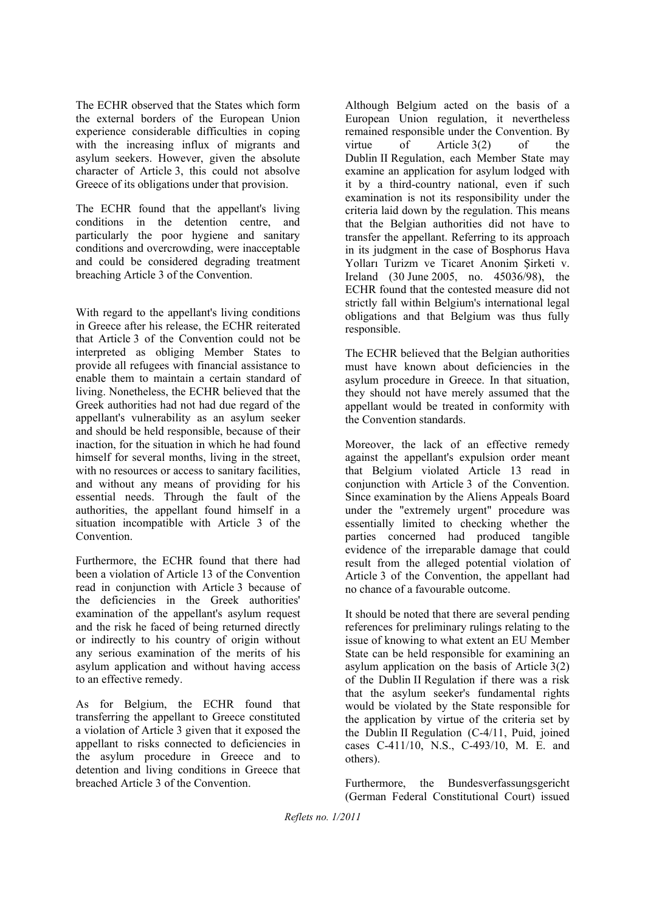The ECHR observed that the States which form the external borders of the European Union experience considerable difficulties in coping with the increasing influx of migrants and asylum seekers. However, given the absolute character of Article 3, this could not absolve Greece of its obligations under that provision.

The ECHR found that the appellant's living conditions in the detention centre, and particularly the poor hygiene and sanitary conditions and overcrowding, were inacceptable and could be considered degrading treatment breaching Article 3 of the Convention.

With regard to the appellant's living conditions in Greece after his release, the ECHR reiterated that Article 3 of the Convention could not be interpreted as obliging Member States to provide all refugees with financial assistance to enable them to maintain a certain standard of living. Nonetheless, the ECHR believed that the Greek authorities had not had due regard of the appellant's vulnerability as an asylum seeker and should be held responsible, because of their inaction, for the situation in which he had found himself for several months, living in the street, with no resources or access to sanitary facilities, and without any means of providing for his essential needs. Through the fault of the authorities, the appellant found himself in a situation incompatible with Article 3 of the Convention.

Furthermore, the ECHR found that there had been a violation of Article 13 of the Convention read in conjunction with Article 3 because of the deficiencies in the Greek authorities' examination of the appellant's asylum request and the risk he faced of being returned directly or indirectly to his country of origin without any serious examination of the merits of his asylum application and without having access to an effective remedy.

As for Belgium, the ECHR found that transferring the appellant to Greece constituted a violation of Article 3 given that it exposed the appellant to risks connected to deficiencies in the asylum procedure in Greece and to detention and living conditions in Greece that breached Article 3 of the Convention.

Although Belgium acted on the basis of a European Union regulation, it nevertheless remained responsible under the Convention. By virtue of Article 3(2) of the Dublin II Regulation, each Member State may examine an application for asylum lodged with it by a third-country national, even if such examination is not its responsibility under the criteria laid down by the regulation. This means that the Belgian authorities did not have to transfer the appellant. Referring to its approach in its judgment in the case of Bosphorus Hava Yolları Turizm ve Ticaret Anonim Şirketi v. Ireland (30 June 2005, no. 45036/98), the ECHR found that the contested measure did not strictly fall within Belgium's international legal obligations and that Belgium was thus fully responsible.

The ECHR believed that the Belgian authorities must have known about deficiencies in the asylum procedure in Greece. In that situation, they should not have merely assumed that the appellant would be treated in conformity with the Convention standards.

Moreover, the lack of an effective remedy against the appellant's expulsion order meant that Belgium violated Article 13 read in conjunction with Article 3 of the Convention. Since examination by the Aliens Appeals Board under the "extremely urgent" procedure was essentially limited to checking whether the parties concerned had produced tangible evidence of the irreparable damage that could result from the alleged potential violation of Article 3 of the Convention, the appellant had no chance of a favourable outcome.

It should be noted that there are several pending references for preliminary rulings relating to the issue of knowing to what extent an EU Member State can be held responsible for examining an asylum application on the basis of Article 3(2) of the Dublin II Regulation if there was a risk that the asylum seeker's fundamental rights would be violated by the State responsible for the application by virtue of the criteria set by the Dublin II Regulation (C-4/11, Puid, joined cases C-411/10, N.S., C-493/10, M. E. and others).

Furthermore, the Bundesverfassungsgericht (German Federal Constitutional Court) issued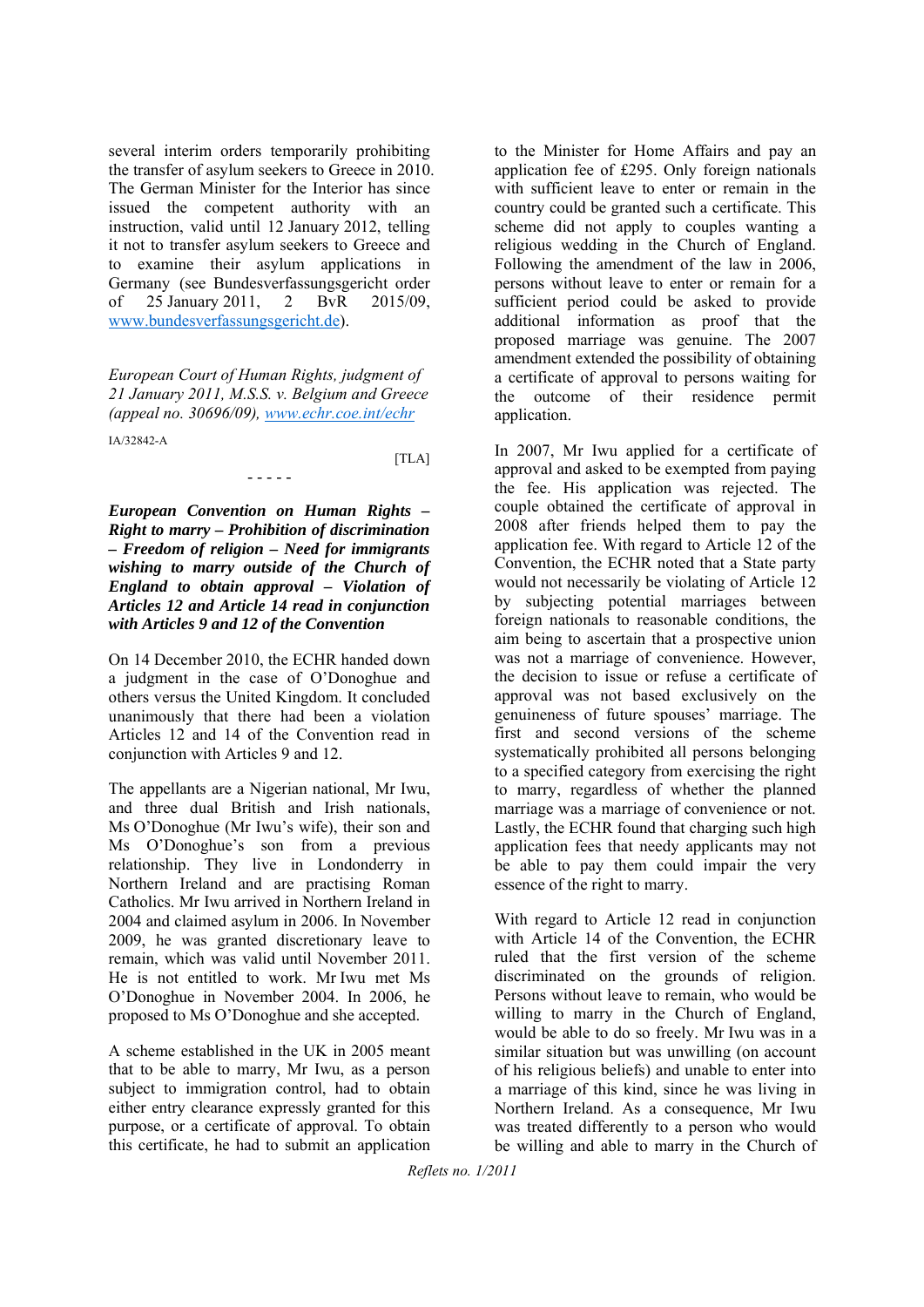several interim orders temporarily prohibiting the transfer of asylum seekers to Greece in 2010. The German Minister for the Interior has since issued the competent authority with an instruction, valid until 12 January 2012, telling it not to transfer asylum seekers to Greece and to examine their asylum applications in Germany (see Bundesverfassungsgericht order of 25 January 2011, 2 BvR 2015/09, www.bundesverfassungsgericht.de).

*European Court of Human Rights, judgment of 21 January 2011, M.S.S. v. Belgium and Greece (appeal no. 30696/09), www.echr.coe.int/echr*

IA/32842-A

[TLA]

- - - - -

***European Convention on Human Rights – Right to marry – Prohibition of discrimination – Freedom of religion – Need for immigrants wishing to marry outside of the Church of England to obtain approval – Violation of Articles 12 and Article 14 read in conjunction with Articles 9 and 12 of the Convention***

On 14 December 2010, the ECHR handed down a judgment in the case of O'Donoghue and others versus the United Kingdom. It concluded unanimously that there had been a violation Articles 12 and 14 of the Convention read in conjunction with Articles 9 and 12.

The appellants are a Nigerian national, Mr Iwu, and three dual British and Irish nationals, Ms O'Donoghue (Mr Iwu's wife), their son and Ms O'Donoghue's son from a previous relationship. They live in Londonderry in Northern Ireland and are practising Roman Catholics. Mr Iwu arrived in Northern Ireland in 2004 and claimed asylum in 2006. In November 2009, he was granted discretionary leave to remain, which was valid until November 2011. He is not entitled to work. Mr Iwu met Ms O'Donoghue in November 2004. In 2006, he proposed to Ms O'Donoghue and she accepted.

A scheme established in the UK in 2005 meant that to be able to marry, Mr Iwu, as a person subject to immigration control, had to obtain either entry clearance expressly granted for this purpose, or a certificate of approval. To obtain this certificate, he had to submit an application to the Minister for Home Affairs and pay an application fee of £295. Only foreign nationals with sufficient leave to enter or remain in the country could be granted such a certificate. This scheme did not apply to couples wanting a religious wedding in the Church of England. Following the amendment of the law in 2006, persons without leave to enter or remain for a sufficient period could be asked to provide additional information as proof that the proposed marriage was genuine. The 2007 amendment extended the possibility of obtaining a certificate of approval to persons waiting for the outcome of their residence permit application.

In 2007, Mr Iwu applied for a certificate of approval and asked to be exempted from paying the fee. His application was rejected. The couple obtained the certificate of approval in 2008 after friends helped them to pay the application fee. With regard to Article 12 of the Convention, the ECHR noted that a State party would not necessarily be violating of Article 12 by subjecting potential marriages between foreign nationals to reasonable conditions, the aim being to ascertain that a prospective union was not a marriage of convenience. However, the decision to issue or refuse a certificate of approval was not based exclusively on the genuineness of future spouses' marriage. The first and second versions of the scheme systematically prohibited all persons belonging to a specified category from exercising the right to marry, regardless of whether the planned marriage was a marriage of convenience or not. Lastly, the ECHR found that charging such high application fees that needy applicants may not be able to pay them could impair the very essence of the right to marry.

With regard to Article 12 read in conjunction with Article 14 of the Convention, the ECHR ruled that the first version of the scheme discriminated on the grounds of religion. Persons without leave to remain, who would be willing to marry in the Church of England, would be able to do so freely. Mr Iwu was in a similar situation but was unwilling (on account of his religious beliefs) and unable to enter into a marriage of this kind, since he was living in Northern Ireland. As a consequence, Mr Iwu was treated differently to a person who would be willing and able to marry in the Church of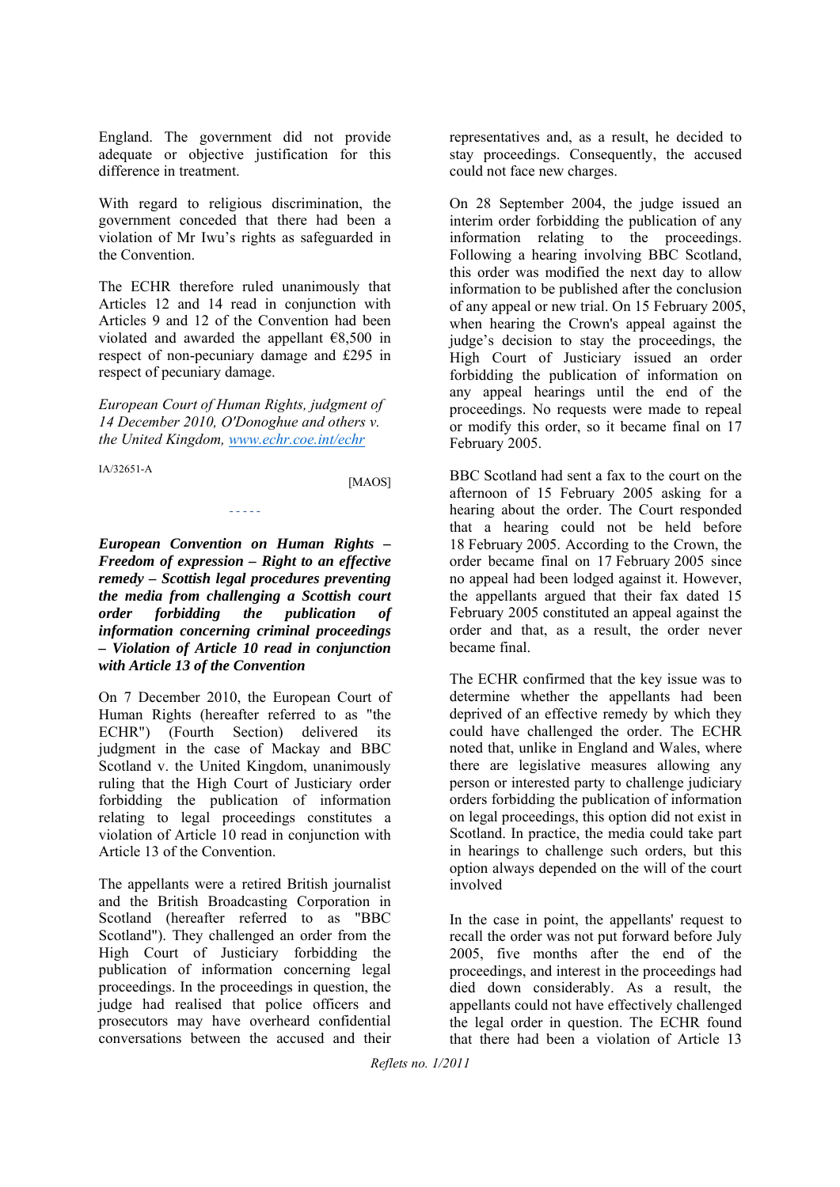England. The government did not provide adequate or objective justification for this difference in treatment.

With regard to religious discrimination, the government conceded that there had been a violation of Mr Iwu's rights as safeguarded in the Convention.

The ECHR therefore ruled unanimously that Articles 12 and 14 read in conjunction with Articles 9 and 12 of the Convention had been violated and awarded the appellant €8,500 in respect of non-pecuniary damage and £295 in respect of pecuniary damage.

*European Court of Human Rights, judgment of 14 December 2010, O'Donoghue and others v. the United Kingdom, www.echr.coe.int/echr*

IA/32651-A

[MAOS]

- - - - -

***European Convention on Human Rights – Freedom of expression – Right to an effective remedy – Scottish legal procedures preventing the media from challenging a Scottish court order forbidding the publication of information concerning criminal proceedings – Violation of Article 10 read in conjunction with Article 13 of the Convention***

On 7 December 2010, the European Court of Human Rights (hereafter referred to as "the ECHR") (Fourth Section) delivered its judgment in the case of Mackay and BBC Scotland v. the United Kingdom, unanimously ruling that the High Court of Justiciary order forbidding the publication of information relating to legal proceedings constitutes a violation of Article 10 read in conjunction with Article 13 of the Convention.

The appellants were a retired British journalist and the British Broadcasting Corporation in Scotland (hereafter referred to as "BBC Scotland"). They challenged an order from the High Court of Justiciary forbidding the publication of information concerning legal proceedings. In the proceedings in question, the judge had realised that police officers and prosecutors may have overheard confidential conversations between the accused and their representatives and, as a result, he decided to stay proceedings. Consequently, the accused could not face new charges.

On 28 September 2004, the judge issued an interim order forbidding the publication of any information relating to the proceedings. Following a hearing involving BBC Scotland, this order was modified the next day to allow information to be published after the conclusion of any appeal or new trial. On 15 February 2005, when hearing the Crown's appeal against the judge's decision to stay the proceedings, the High Court of Justiciary issued an order forbidding the publication of information on any appeal hearings until the end of the proceedings. No requests were made to repeal or modify this order, so it became final on 17 February 2005.

BBC Scotland had sent a fax to the court on the afternoon of 15 February 2005 asking for a hearing about the order. The Court responded that a hearing could not be held before 18 February 2005. According to the Crown, the order became final on 17 February 2005 since no appeal had been lodged against it. However, the appellants argued that their fax dated 15 February 2005 constituted an appeal against the order and that, as a result, the order never became final.

The ECHR confirmed that the key issue was to determine whether the appellants had been deprived of an effective remedy by which they could have challenged the order. The ECHR noted that, unlike in England and Wales, where there are legislative measures allowing any person or interested party to challenge judiciary orders forbidding the publication of information on legal proceedings, this option did not exist in Scotland. In practice, the media could take part in hearings to challenge such orders, but this option always depended on the will of the court involved

In the case in point, the appellants' request to recall the order was not put forward before July 2005, five months after the end of the proceedings, and interest in the proceedings had died down considerably. As a result, the appellants could not have effectively challenged the legal order in question. The ECHR found that there had been a violation of Article 13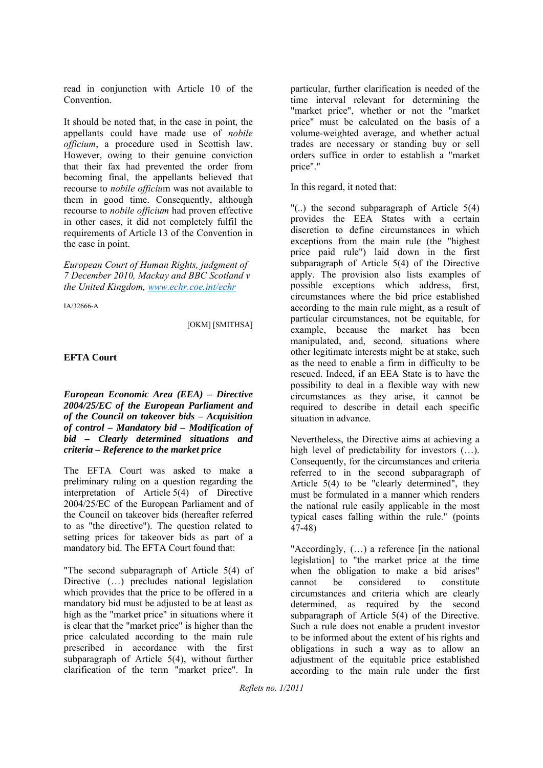read in conjunction with Article 10 of the Convention.

It should be noted that, in the case in point, the appellants could have made use of *nobile officium*, a procedure used in Scottish law. However, owing to their genuine conviction that their fax had prevented the order from becoming final, the appellants believed that recourse to *nobile officiu*m was not available to them in good time. Consequently, although recourse to *nobile officium* had proven effective in other cases, it did not completely fulfil the requirements of Article 13 of the Convention in the case in point.

*European Court of Human Rights, judgment of 7 December 2010, Mackay and BBC Scotland v the United Kingdom, www.echr.coe.int/echr*

IA/32666-A

[OKM] [SMITHSA]

**EFTA Court**

***European Economic Area (EEA) – Directive 2004/25/EC of the European Parliament and of the Council on takeover bids – Acquisition of control – Mandatory bid – Modification of bid – Clearly determined situations and criteria – Reference to the market price***

The EFTA Court was asked to make a preliminary ruling on a question regarding the interpretation of Article 5(4) of Directive 2004/25/EC of the European Parliament and of the Council on takeover bids (hereafter referred to as "the directive"). The question related to setting prices for takeover bids as part of a mandatory bid. The EFTA Court found that:

"The second subparagraph of Article 5(4) of Directive (…) precludes national legislation which provides that the price to be offered in a mandatory bid must be adjusted to be at least as high as the "market price" in situations where it is clear that the "market price" is higher than the price calculated according to the main rule prescribed in accordance with the first subparagraph of Article 5(4), without further clarification of the term "market price". In particular, further clarification is needed of the time interval relevant for determining the "market price", whether or not the "market price" must be calculated on the basis of a volume-weighted average, and whether actual trades are necessary or standing buy or sell orders suffice in order to establish a "market price"."

In this regard, it noted that:

"(..) the second subparagraph of Article 5(4) provides the EEA States with a certain discretion to define circumstances in which exceptions from the main rule (the "highest price paid rule") laid down in the first subparagraph of Article 5(4) of the Directive apply. The provision also lists examples of possible exceptions which address, first, circumstances where the bid price established according to the main rule might, as a result of particular circumstances, not be equitable, for example, because the market has been manipulated, and, second, situations where other legitimate interests might be at stake, such as the need to enable a firm in difficulty to be rescued. Indeed, if an EEA State is to have the possibility to deal in a flexible way with new circumstances as they arise, it cannot be required to describe in detail each specific situation in advance.

Nevertheless, the Directive aims at achieving a high level of predictability for investors (…). Consequently, for the circumstances and criteria referred to in the second subparagraph of Article 5(4) to be "clearly determined", they must be formulated in a manner which renders the national rule easily applicable in the most typical cases falling within the rule." (points 47-48)

"Accordingly, (…) a reference [in the national legislation] to "the market price at the time when the obligation to make a bid arises" cannot be considered to constitute circumstances and criteria which are clearly determined, as required by the second subparagraph of Article 5(4) of the Directive. Such a rule does not enable a prudent investor to be informed about the extent of his rights and obligations in such a way as to allow an adjustment of the equitable price established according to the main rule under the first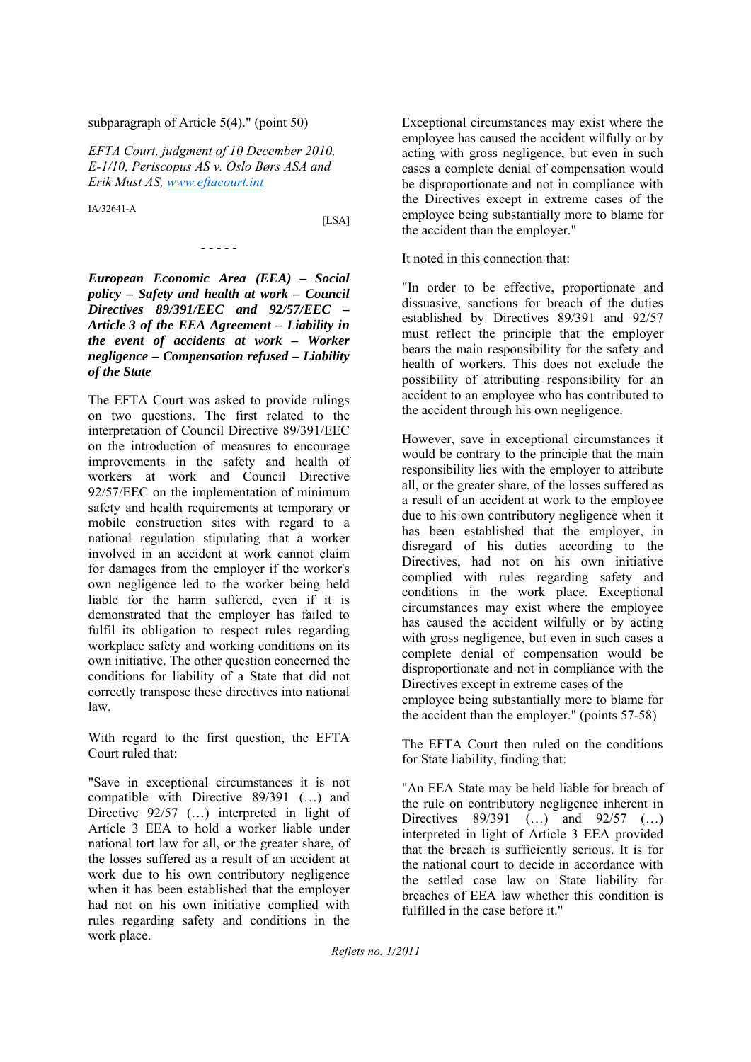subparagraph of Article 5(4)." (point 50)

*EFTA Court, judgment of 10 December 2010, E-1/10, Periscopus AS v. Oslo Børs ASA and Erik Must AS, [www.eftacourt.int](www.eftacourt.int)*

IA/32641-A

[LSA]

- - - - -

***European Economic Area (EEA) – Social policy – Safety and health at work – Council Directives 89/391/EEC and 92/57/EEC – Article 3 of the EEA Agreement – Liability in the event of accidents at work – Worker negligence – Compensation refused – Liability of the State***

The EFTA Court was asked to provide rulings on two questions. The first related to the interpretation of Council Directive 89/391/EEC on the introduction of measures to encourage improvements in the safety and health of workers at work and Council Directive 92/57/EEC on the implementation of minimum safety and health requirements at temporary or mobile construction sites with regard to a national regulation stipulating that a worker involved in an accident at work cannot claim for damages from the employer if the worker's own negligence led to the worker being held liable for the harm suffered, even if it is demonstrated that the employer has failed to fulfil its obligation to respect rules regarding workplace safety and working conditions on its own initiative. The other question concerned the conditions for liability of a State that did not correctly transpose these directives into national law.

With regard to the first question, the EFTA Court ruled that:

"Save in exceptional circumstances it is not compatible with Directive 89/391 (…) and Directive 92/57 (…) interpreted in light of Article 3 EEA to hold a worker liable under national tort law for all, or the greater share, of the losses suffered as a result of an accident at work due to his own contributory negligence when it has been established that the employer had not on his own initiative complied with rules regarding safety and conditions in the work place.

Exceptional circumstances may exist where the employee has caused the accident wilfully or by acting with gross negligence, but even in such cases a complete denial of compensation would be disproportionate and not in compliance with the Directives except in extreme cases of the employee being substantially more to blame for the accident than the employer."

It noted in this connection that:

"In order to be effective, proportionate and dissuasive, sanctions for breach of the duties established by Directives 89/391 and 92/57 must reflect the principle that the employer bears the main responsibility for the safety and health of workers. This does not exclude the possibility of attributing responsibility for an accident to an employee who has contributed to the accident through his own negligence.

However, save in exceptional circumstances it would be contrary to the principle that the main responsibility lies with the employer to attribute all, or the greater share, of the losses suffered as a result of an accident at work to the employee due to his own contributory negligence when it has been established that the employer, in disregard of his duties according to the Directives, had not on his own initiative complied with rules regarding safety and conditions in the work place. Exceptional circumstances may exist where the employee has caused the accident wilfully or by acting with gross negligence, but even in such cases a complete denial of compensation would be disproportionate and not in compliance with the Directives except in extreme cases of the employee being substantially more to blame for the accident than the employer." (points 57-58)

The EFTA Court then ruled on the conditions for State liability, finding that:

"An EEA State may be held liable for breach of the rule on contributory negligence inherent in Directives 89/391 (…) and 92/57 (…) interpreted in light of Article 3 EEA provided that the breach is sufficiently serious. It is for the national court to decide in accordance with the settled case law on State liability for breaches of EEA law whether this condition is fulfilled in the case before it."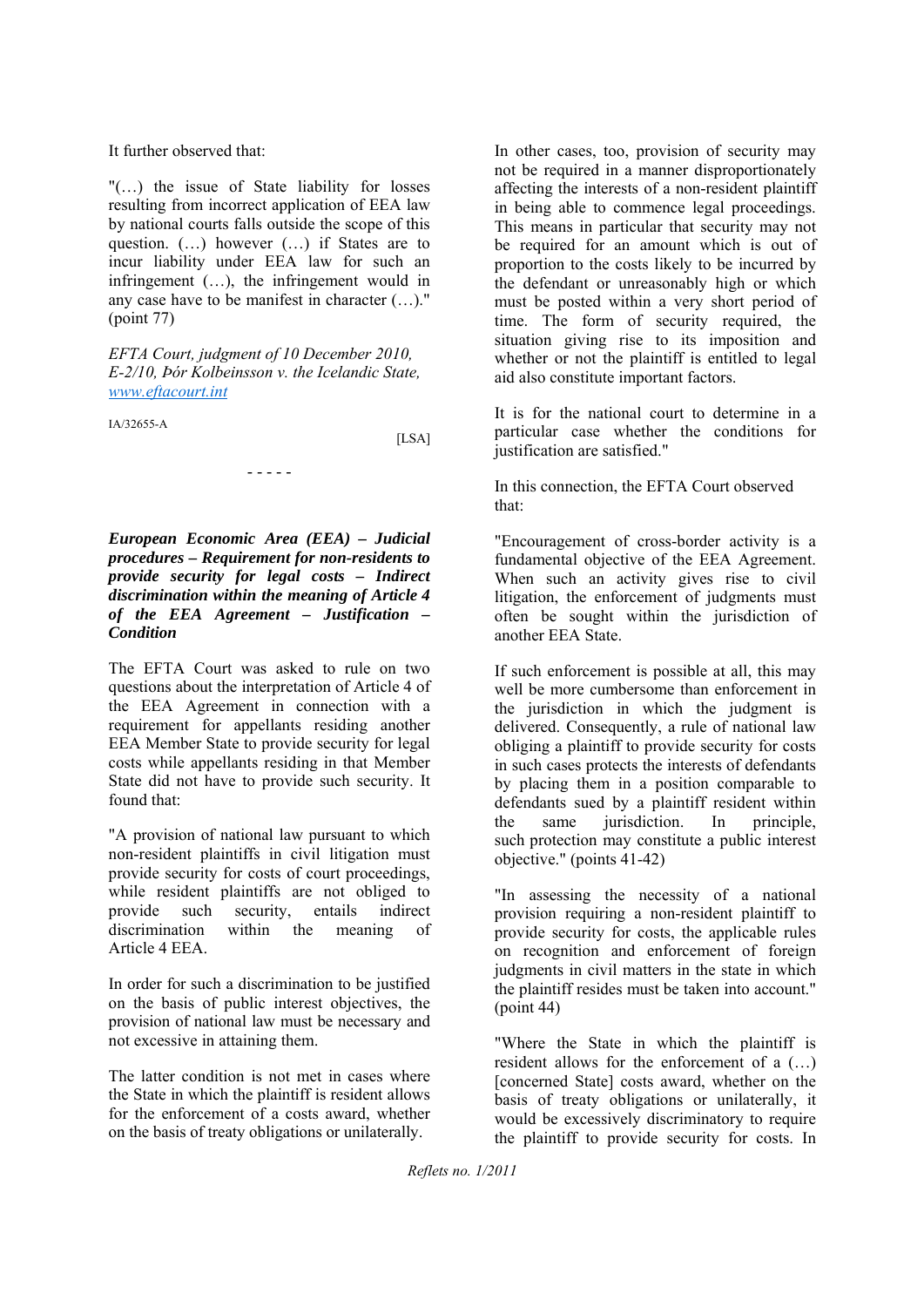It further observed that:

"(…) the issue of State liability for losses resulting from incorrect application of EEA law by national courts falls outside the scope of this question. (…) however (…) if States are to incur liability under EEA law for such an infringement (…), the infringement would in any case have to be manifest in character (…)." (point 77)

*EFTA Court, judgment of 10 December 2010, E-2/10, Þór Kolbeinsson v. the Icelandic State,* *www.eftacourt.int*

IA/32655-A

[LSA]

- - - - -

***European Economic Area (EEA) – Judicial procedures – Requirement for non-residents to provide security for legal costs – Indirect discrimination within the meaning of Article 4 of the EEA Agreement – Justification – Condition***

The EFTA Court was asked to rule on two questions about the interpretation of Article 4 of the EEA Agreement in connection with a requirement for appellants residing another EEA Member State to provide security for legal costs while appellants residing in that Member State did not have to provide such security. It found that:

"A provision of national law pursuant to which non-resident plaintiffs in civil litigation must provide security for costs of court proceedings, while resident plaintiffs are not obliged to provide such security, entails indirect discrimination within the meaning of Article 4 EEA.

In order for such a discrimination to be justified on the basis of public interest objectives, the provision of national law must be necessary and not excessive in attaining them.

The latter condition is not met in cases where the State in which the plaintiff is resident allows for the enforcement of a costs award, whether on the basis of treaty obligations or unilaterally.

In other cases, too, provision of security may not be required in a manner disproportionately affecting the interests of a non-resident plaintiff in being able to commence legal proceedings. This means in particular that security may not be required for an amount which is out of proportion to the costs likely to be incurred by the defendant or unreasonably high or which must be posted within a very short period of time. The form of security required, the situation giving rise to its imposition and whether or not the plaintiff is entitled to legal aid also constitute important factors.

It is for the national court to determine in a particular case whether the conditions for justification are satisfied."

In this connection, the EFTA Court observed that:

"Encouragement of cross-border activity is a fundamental objective of the EEA Agreement. When such an activity gives rise to civil litigation, the enforcement of judgments must often be sought within the jurisdiction of another EEA State.

If such enforcement is possible at all, this may well be more cumbersome than enforcement in the jurisdiction in which the judgment is delivered. Consequently, a rule of national law obliging a plaintiff to provide security for costs in such cases protects the interests of defendants by placing them in a position comparable to defendants sued by a plaintiff resident within the same jurisdiction. In principle, such protection may constitute a public interest objective." (points 41-42)

"In assessing the necessity of a national provision requiring a non-resident plaintiff to provide security for costs, the applicable rules on recognition and enforcement of foreign judgments in civil matters in the state in which the plaintiff resides must be taken into account." (point 44)

"Where the State in which the plaintiff is resident allows for the enforcement of a (…) [concerned State] costs award, whether on the basis of treaty obligations or unilaterally, it would be excessively discriminatory to require the plaintiff to provide security for costs. In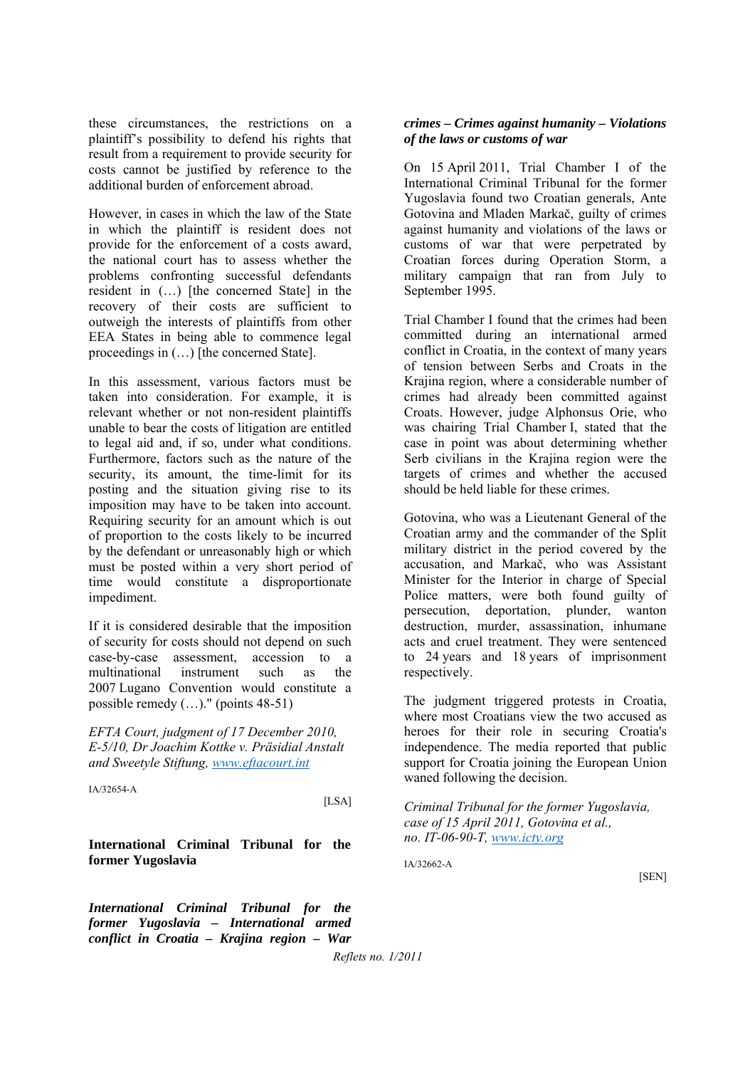these circumstances, the restrictions on a plaintiff's possibility to defend his rights that result from a requirement to provide security for costs cannot be justified by reference to the additional burden of enforcement abroad.

However, in cases in which the law of the State in which the plaintiff is resident does not provide for the enforcement of a costs award, the national court has to assess whether the problems confronting successful defendants resident in (…) [the concerned State] in the recovery of their costs are sufficient to outweigh the interests of plaintiffs from other EEA States in being able to commence legal proceedings in (…) [the concerned State].

In this assessment, various factors must be taken into consideration. For example, it is relevant whether or not non-resident plaintiffs unable to bear the costs of litigation are entitled to legal aid and, if so, under what conditions. Furthermore, factors such as the nature of the security, its amount, the time-limit for its posting and the situation giving rise to its imposition may have to be taken into account. Requiring security for an amount which is out of proportion to the costs likely to be incurred by the defendant or unreasonably high or which must be posted within a very short period of time would constitute a disproportionate impediment.

If it is considered desirable that the imposition of security for costs should not depend on such case-by-case assessment, accession to a multinational instrument such as the 2007 Lugano Convention would constitute a possible remedy (…)." (points 48-51)

*EFTA Court, judgment of 17 December 2010, E-5/10, Dr Joachim Kottke v. Präsidial Anstalt and Sweetyle Stiftung, www.eftacourt.int*

IA/32654-A

[LSA]

## International Criminal Tribunal for the former Yugoslavia

***International Criminal Tribunal for the former Yugoslavia – International armed conflict in Croatia – Krajina region – War crimes – Crimes against humanity – Violations of the laws or customs of war***

On 15 April 2011, Trial Chamber I of the International Criminal Tribunal for the former Yugoslavia found two Croatian generals, Ante Gotovina and Mladen Markač, guilty of crimes against humanity and violations of the laws or customs of war that were perpetrated by Croatian forces during Operation Storm, a military campaign that ran from July to September 1995.

Trial Chamber I found that the crimes had been committed during an international armed conflict in Croatia, in the context of many years of tension between Serbs and Croats in the Krajina region, where a considerable number of crimes had already been committed against Croats. However, judge Alphonsus Orie, who was chairing Trial Chamber I, stated that the case in point was about determining whether Serb civilians in the Krajina region were the targets of crimes and whether the accused should be held liable for these crimes.

Gotovina, who was a Lieutenant General of the Croatian army and the commander of the Split military district in the period covered by the accusation, and Markač, who was Assistant Minister for the Interior in charge of Special Police matters, were both found guilty of persecution, deportation, plunder, wanton destruction, murder, assassination, inhumane acts and cruel treatment. They were sentenced to 24 years and 18 years of imprisonment respectively.

The judgment triggered protests in Croatia, where most Croatians view the two accused as heroes for their role in securing Croatia's independence. The media reported that public support for Croatia joining the European Union waned following the decision.

*Criminal Tribunal for the former Yugoslavia, case of 15 April 2011, Gotovina et al., no. IT-06-90-T, www.icty.org*

IA/32662-A

[SEN]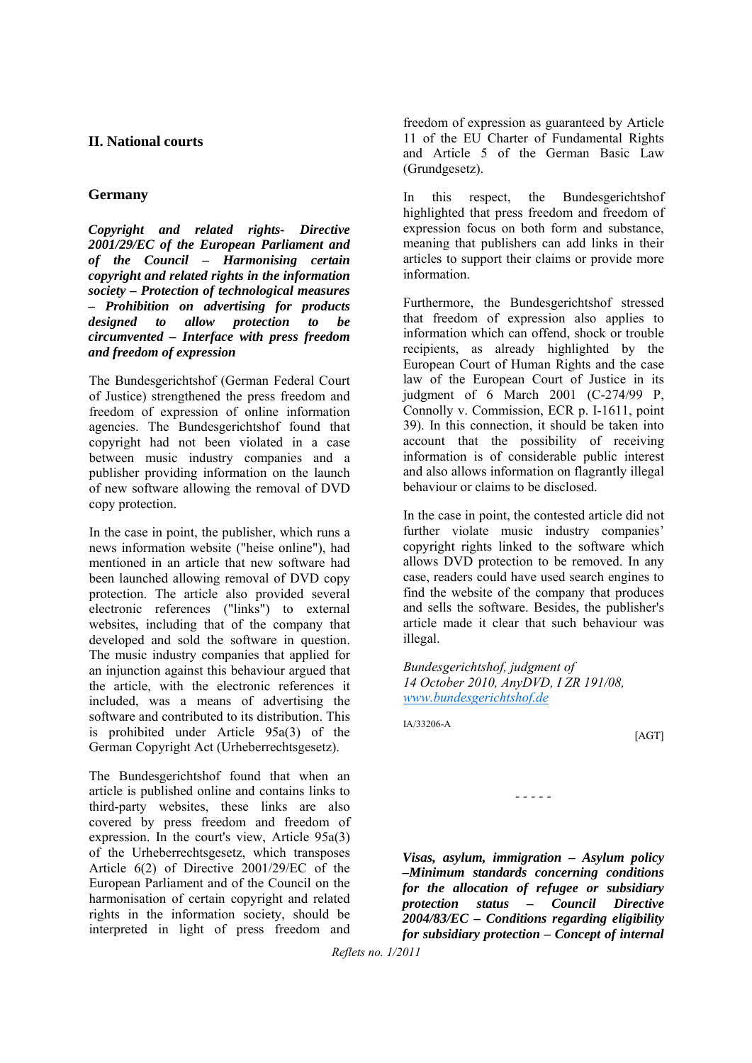## II. National courts

### Germany

***Copyright and related rights- Directive 2001/29/EC of the European Parliament and of the Council – Harmonising certain copyright and related rights in the information society – Protection of technological measures – Prohibition on advertising for products designed to allow protection to be circumvented – Interface with press freedom and freedom of expression***

The Bundesgerichtshof (German Federal Court of Justice) strengthened the press freedom and freedom of expression of online information agencies. The Bundesgerichtshof found that copyright had not been violated in a case between music industry companies and a publisher providing information on the launch of new software allowing the removal of DVD copy protection.

In the case in point, the publisher, which runs a news information website ("heise online"), had mentioned in an article that new software had been launched allowing removal of DVD copy protection. The article also provided several electronic references ("links") to external websites, including that of the company that developed and sold the software in question. The music industry companies that applied for an injunction against this behaviour argued that the article, with the electronic references it included, was a means of advertising the software and contributed to its distribution. This is prohibited under Article 95a(3) of the German Copyright Act (Urheberrechtsgesetz).

The Bundesgerichtshof found that when an article is published online and contains links to third-party websites, these links are also covered by press freedom and freedom of expression. In the court's view, Article 95a(3) of the Urheberrechtsgesetz, which transposes Article 6(2) of Directive 2001/29/EC of the European Parliament and of the Council on the harmonisation of certain copyright and related rights in the information society, should be interpreted in light of press freedom and freedom of expression as guaranteed by Article 11 of the EU Charter of Fundamental Rights and Article 5 of the German Basic Law (Grundgesetz).

In this respect, the Bundesgerichtshof highlighted that press freedom and freedom of expression focus on both form and substance, meaning that publishers can add links in their articles to support their claims or provide more information.

Furthermore, the Bundesgerichtshof stressed that freedom of expression also applies to information which can offend, shock or trouble recipients, as already highlighted by the European Court of Human Rights and the case law of the European Court of Justice in its judgment of 6 March 2001 (C-274/99 P, Connolly v. Commission, ECR p. I-1611, point 39). In this connection, it should be taken into account that the possibility of receiving information is of considerable public interest and also allows information on flagrantly illegal behaviour or claims to be disclosed.

In the case in point, the contested article did not further violate music industry companies' copyright rights linked to the software which allows DVD protection to be removed. In any case, readers could have used search engines to find the website of the company that produces and sells the software. Besides, the publisher's article made it clear that such behaviour was illegal.

*Bundesgerichtshof, judgment of 14 October 2010, AnyDVD, I ZR 191/08, www.bundesgerichtshof.de*

IA/33206-A

[AGT]

\- - - - -

***Visas, asylum, immigration – Asylum policy –Minimum standards concerning conditions for the allocation of refugee or subsidiary protection status – Council Directive 2004/83/EC – Conditions regarding eligibility for subsidiary protection – Concept of internal***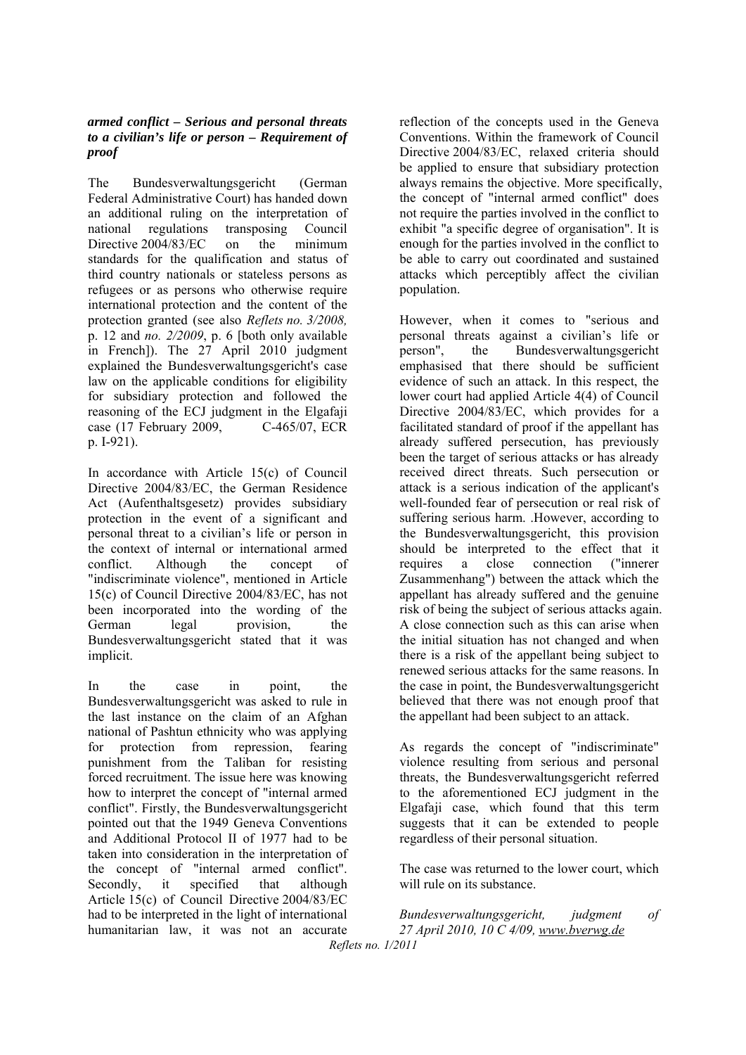***armed conflict – Serious and personal threats to a civilian's life or person – Requirement of proof***

The Bundesverwaltungsgericht (German Federal Administrative Court) has handed down an additional ruling on the interpretation of national regulations transposing Council Directive 2004/83/EC on the minimum standards for the qualification and status of third country nationals or stateless persons as refugees or as persons who otherwise require international protection and the content of the protection granted (see also *Reflets no. 3/2008,* p. 12 and *no. 2/2009*, p. 6 [both only available in French]). The 27 April 2010 judgment explained the Bundesverwaltungsgericht's case law on the applicable conditions for eligibility for subsidiary protection and followed the reasoning of the ECJ judgment in the Elgafaji case (17 February 2009, C-465/07, ECR p. I-921).

In accordance with Article 15(c) of Council Directive 2004/83/EC, the German Residence Act (Aufenthaltsgesetz) provides subsidiary protection in the event of a significant and personal threat to a civilian's life or person in the context of internal or international armed conflict. Although the concept of "indiscriminate violence", mentioned in Article 15(c) of Council Directive 2004/83/EC, has not been incorporated into the wording of the German legal provision, the Bundesverwaltungsgericht stated that it was implicit.

In the case in point, the Bundesverwaltungsgericht was asked to rule in the last instance on the claim of an Afghan national of Pashtun ethnicity who was applying for protection from repression, fearing punishment from the Taliban for resisting forced recruitment. The issue here was knowing how to interpret the concept of "internal armed conflict". Firstly, the Bundesverwaltungsgericht pointed out that the 1949 Geneva Conventions and Additional Protocol II of 1977 had to be taken into consideration in the interpretation of the concept of "internal armed conflict". Secondly, it specified that although Article 15(c) of Council Directive 2004/83/EC had to be interpreted in the light of international humanitarian law, it was not an accurate reflection of the concepts used in the Geneva Conventions. Within the framework of Council Directive 2004/83/EC, relaxed criteria should be applied to ensure that subsidiary protection always remains the objective. More specifically, the concept of "internal armed conflict" does not require the parties involved in the conflict to exhibit "a specific degree of organisation". It is enough for the parties involved in the conflict to be able to carry out coordinated and sustained attacks which perceptibly affect the civilian population.

However, when it comes to "serious and personal threats against a civilian's life or person", the Bundesverwaltungsgericht emphasised that there should be sufficient evidence of such an attack. In this respect, the lower court had applied Article 4(4) of Council Directive 2004/83/EC, which provides for a facilitated standard of proof if the appellant has already suffered persecution, has previously been the target of serious attacks or has already received direct threats. Such persecution or attack is a serious indication of the applicant's well-founded fear of persecution or real risk of suffering serious harm. .However, according to the Bundesverwaltungsgericht, this provision should be interpreted to the effect that it requires a close connection ("innerer Zusammenhang") between the attack which the appellant has already suffered and the genuine risk of being the subject of serious attacks again. A close connection such as this can arise when the initial situation has not changed and when there is a risk of the appellant being subject to renewed serious attacks for the same reasons. In the case in point, the Bundesverwaltungsgericht believed that there was not enough proof that the appellant had been subject to an attack.

As regards the concept of "indiscriminate" violence resulting from serious and personal threats, the Bundesverwaltungsgericht referred to the aforementioned ECJ judgment in the Elgafaji case, which found that this term suggests that it can be extended to people regardless of their personal situation.

The case was returned to the lower court, which will rule on its substance.

*Bundesverwaltungsgericht, judgment of 27 April 2010, 10 C 4/09, www.bverwg.de*

*Reflets no. 1/2011*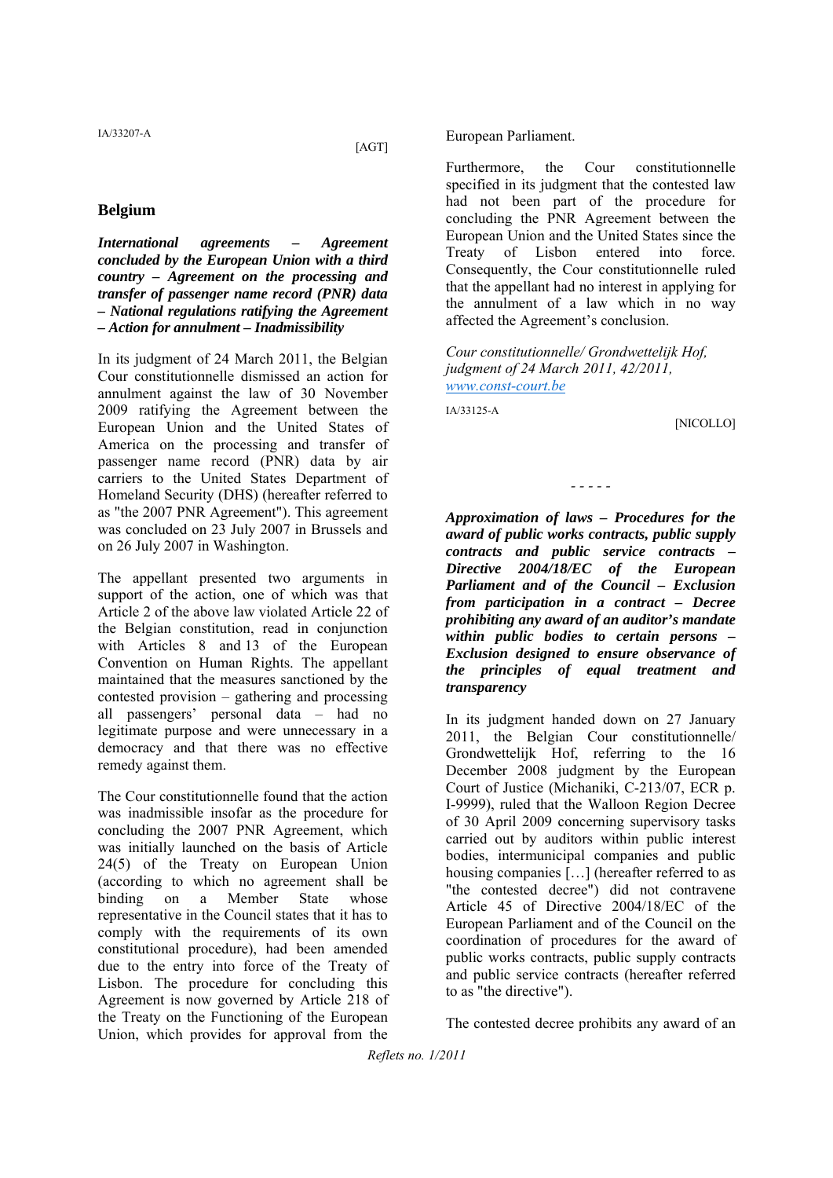IA/33207-A

[AGT]

## Belgium

***International agreements – Agreement concluded by the European Union with a third country – Agreement on the processing and transfer of passenger name record (PNR) data – National regulations ratifying the Agreement – Action for annulment – Inadmissibility***

In its judgment of 24 March 2011, the Belgian Cour constitutionnelle dismissed an action for annulment against the law of 30 November 2009 ratifying the Agreement between the European Union and the United States of America on the processing and transfer of passenger name record (PNR) data by air carriers to the United States Department of Homeland Security (DHS) (hereafter referred to as "the 2007 PNR Agreement"). This agreement was concluded on 23 July 2007 in Brussels and on 26 July 2007 in Washington.

The appellant presented two arguments in support of the action, one of which was that Article 2 of the above law violated Article 22 of the Belgian constitution, read in conjunction with Articles 8 and 13 of the European Convention on Human Rights. The appellant maintained that the measures sanctioned by the contested provision – gathering and processing all passengers' personal data – had no legitimate purpose and were unnecessary in a democracy and that there was no effective remedy against them.

The Cour constitutionnelle found that the action was inadmissible insofar as the procedure for concluding the 2007 PNR Agreement, which was initially launched on the basis of Article 24(5) of the Treaty on European Union (according to which no agreement shall be binding on a Member State whose representative in the Council states that it has to comply with the requirements of its own constitutional procedure), had been amended due to the entry into force of the Treaty of Lisbon. The procedure for concluding this Agreement is now governed by Article 218 of the Treaty on the Functioning of the European Union, which provides for approval from the European Parliament.

Furthermore, the Cour constitutionnelle specified in its judgment that the contested law had not been part of the procedure for concluding the PNR Agreement between the European Union and the United States since the Treaty of Lisbon entered into force. Consequently, the Cour constitutionnelle ruled that the appellant had no interest in applying for the annulment of a law which in no way affected the Agreement's conclusion.

*Cour constitutionnelle/ Grondwettelijk Hof, judgment of 24 March 2011, 42/2011,* *www.const-court.be*

IA/33125-A

[NICOLLO]

\- - - - -

***Approximation of laws – Procedures for the award of public works contracts, public supply contracts and public service contracts – Directive 2004/18/EC of the European Parliament and of the Council – Exclusion from participation in a contract – Decree prohibiting any award of an auditor's mandate within public bodies to certain persons – Exclusion designed to ensure observance of the principles of equal treatment and transparency***

In its judgment handed down on 27 January 2011, the Belgian Cour constitutionnelle/ Grondwettelijk Hof, referring to the 16 December 2008 judgment by the European Court of Justice (Michaniki, C-213/07, ECR p. I-9999), ruled that the Walloon Region Decree of 30 April 2009 concerning supervisory tasks carried out by auditors within public interest bodies, intermunicipal companies and public housing companies […] (hereafter referred to as "the contested decree") did not contravene Article 45 of Directive 2004/18/EC of the European Parliament and of the Council on the coordination of procedures for the award of public works contracts, public supply contracts and public service contracts (hereafter referred to as "the directive").

The contested decree prohibits any award of an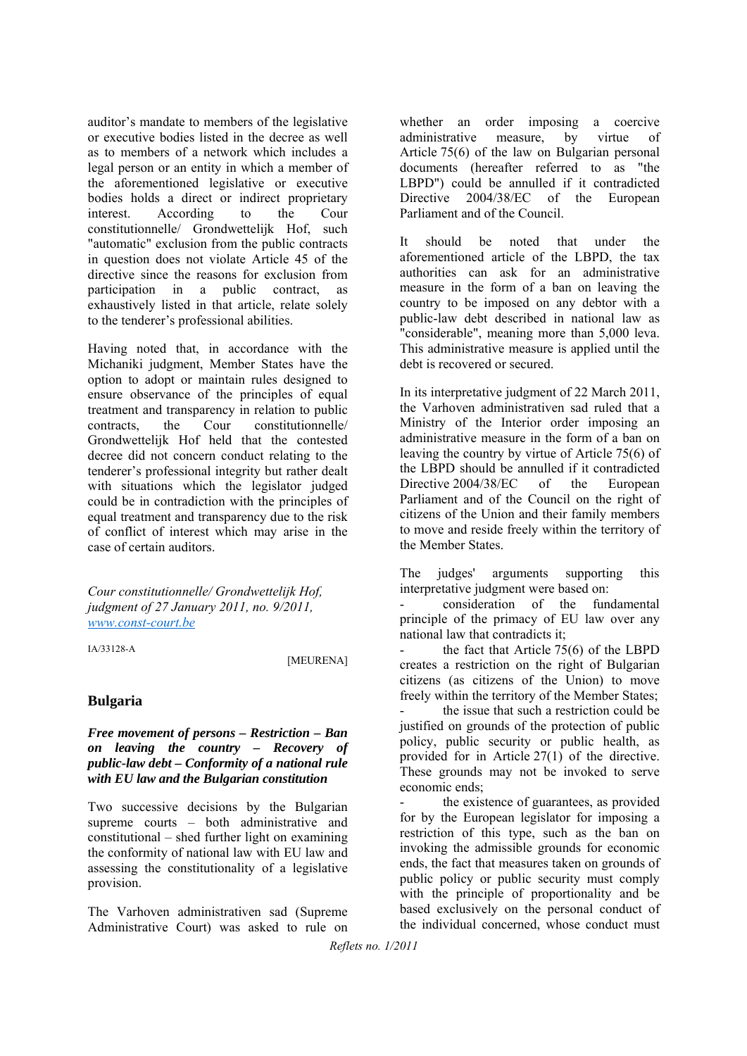auditor's mandate to members of the legislative or executive bodies listed in the decree as well as to members of a network which includes a legal person or an entity in which a member of the aforementioned legislative or executive bodies holds a direct or indirect proprietary interest. According to the Cour constitutionnelle/ Grondwettelijk Hof, such "automatic" exclusion from the public contracts in question does not violate Article 45 of the directive since the reasons for exclusion from participation in a public contract, as exhaustively listed in that article, relate solely to the tenderer's professional abilities.

Having noted that, in accordance with the Michaniki judgment, Member States have the option to adopt or maintain rules designed to ensure observance of the principles of equal treatment and transparency in relation to public contracts, the Cour constitutionnelle/ Grondwettelijk Hof held that the contested decree did not concern conduct relating to the tenderer's professional integrity but rather dealt with situations which the legislator judged could be in contradiction with the principles of equal treatment and transparency due to the risk of conflict of interest which may arise in the case of certain auditors.

*Cour constitutionnelle/ Grondwettelijk Hof, judgment of 27 January 2011, no. 9/2011, www.const-court.be*

IA/33128-A

[MEURENA]

## Bulgaria

***Free movement of persons – Restriction – Ban on leaving the country – Recovery of public-law debt – Conformity of a national rule with EU law and the Bulgarian constitution***

Two successive decisions by the Bulgarian supreme courts – both administrative and constitutional – shed further light on examining the conformity of national law with EU law and assessing the constitutionality of a legislative provision.

The Varhoven administrativen sad (Supreme Administrative Court) was asked to rule on whether an order imposing a coercive administrative measure, by virtue of Article 75(6) of the law on Bulgarian personal documents (hereafter referred to as "the LBPD") could be annulled if it contradicted Directive 2004/38/EC of the European Parliament and of the Council.

It should be noted that under the aforementioned article of the LBPD, the tax authorities can ask for an administrative measure in the form of a ban on leaving the country to be imposed on any debtor with a public-law debt described in national law as "considerable", meaning more than 5,000 leva. This administrative measure is applied until the debt is recovered or secured.

In its interpretative judgment of 22 March 2011, the Varhoven administrativen sad ruled that a Ministry of the Interior order imposing an administrative measure in the form of a ban on leaving the country by virtue of Article 75(6) of the LBPD should be annulled if it contradicted Directive 2004/38/EC of the European Parliament and of the Council on the right of citizens of the Union and their family members to move and reside freely within the territory of the Member States.

The judges' arguments supporting this interpretative judgment were based on:

- consideration of the fundamental principle of the primacy of EU law over any national law that contradicts it;
- the fact that Article 75(6) of the LBPD creates a restriction on the right of Bulgarian citizens (as citizens of the Union) to move freely within the territory of the Member States;
- the issue that such a restriction could be justified on grounds of the protection of public policy, public security or public health, as provided for in Article 27(1) of the directive. These grounds may not be invoked to serve economic ends;
- the existence of guarantees, as provided for by the European legislator for imposing a restriction of this type, such as the ban on invoking the admissible grounds for economic ends, the fact that measures taken on grounds of public policy or public security must comply with the principle of proportionality and be based exclusively on the personal conduct of the individual concerned, whose conduct must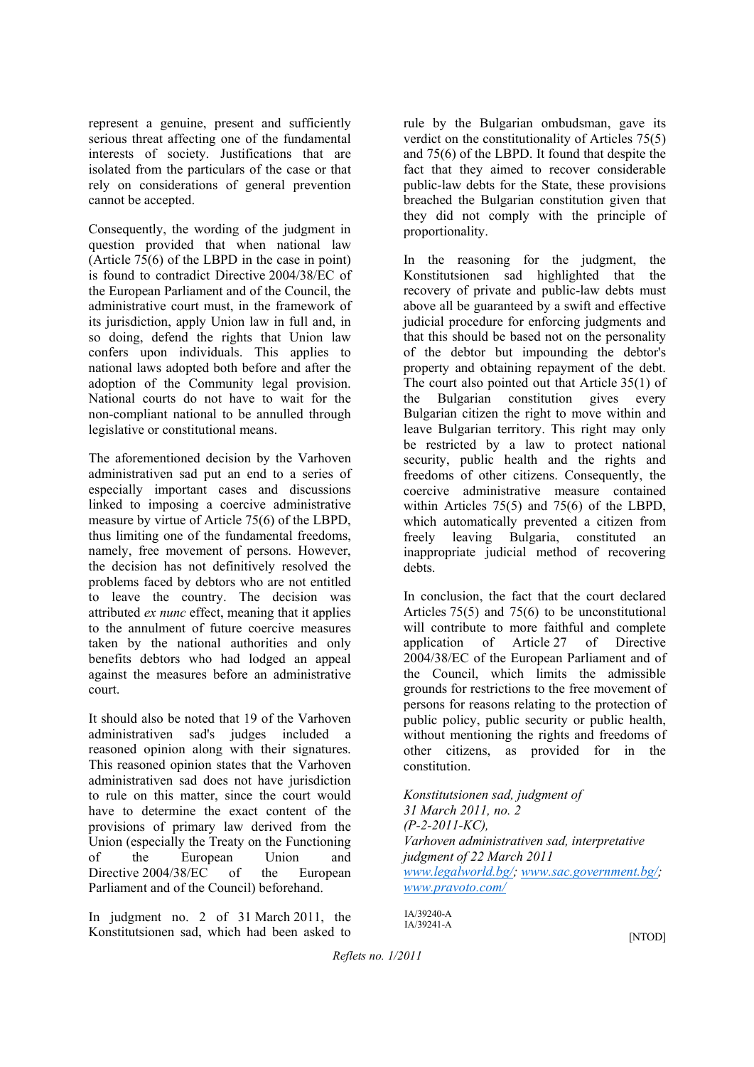represent a genuine, present and sufficiently serious threat affecting one of the fundamental interests of society. Justifications that are isolated from the particulars of the case or that rely on considerations of general prevention cannot be accepted.

Consequently, the wording of the judgment in question provided that when national law (Article 75(6) of the LBPD in the case in point) is found to contradict Directive 2004/38/EC of the European Parliament and of the Council, the administrative court must, in the framework of its jurisdiction, apply Union law in full and, in so doing, defend the rights that Union law confers upon individuals. This applies to national laws adopted both before and after the adoption of the Community legal provision. National courts do not have to wait for the non-compliant national to be annulled through legislative or constitutional means.

The aforementioned decision by the Varhoven administrativen sad put an end to a series of especially important cases and discussions linked to imposing a coercive administrative measure by virtue of Article 75(6) of the LBPD, thus limiting one of the fundamental freedoms, namely, free movement of persons. However, the decision has not definitively resolved the problems faced by debtors who are not entitled to leave the country. The decision was attributed *ex nunc* effect, meaning that it applies to the annulment of future coercive measures taken by the national authorities and only benefits debtors who had lodged an appeal against the measures before an administrative court.

It should also be noted that 19 of the Varhoven administrativen sad's judges included a reasoned opinion along with their signatures. This reasoned opinion states that the Varhoven administrativen sad does not have jurisdiction to rule on this matter, since the court would have to determine the exact content of the provisions of primary law derived from the Union (especially the Treaty on the Functioning of the European Union and Directive 2004/38/EC of the European Parliament and of the Council) beforehand.

In judgment no. 2 of 31 March 2011, the Konstitutsionen sad, which had been asked to rule by the Bulgarian ombudsman, gave its verdict on the constitutionality of Articles 75(5) and 75(6) of the LBPD. It found that despite the fact that they aimed to recover considerable public-law debts for the State, these provisions breached the Bulgarian constitution given that they did not comply with the principle of proportionality.

In the reasoning for the judgment, the Konstitutsionen sad highlighted that the recovery of private and public-law debts must above all be guaranteed by a swift and effective judicial procedure for enforcing judgments and that this should be based not on the personality of the debtor but impounding the debtor's property and obtaining repayment of the debt. The court also pointed out that Article 35(1) of the Bulgarian constitution gives every Bulgarian citizen the right to move within and leave Bulgarian territory. This right may only be restricted by a law to protect national security, public health and the rights and freedoms of other citizens. Consequently, the coercive administrative measure contained within Articles 75(5) and 75(6) of the LBPD, which automatically prevented a citizen from freely leaving Bulgaria, constituted an inappropriate judicial method of recovering debts.

In conclusion, the fact that the court declared Articles 75(5) and 75(6) to be unconstitutional will contribute to more faithful and complete application of Article 27 of Directive 2004/38/EC of the European Parliament and of the Council, which limits the admissible grounds for restrictions to the free movement of persons for reasons relating to the protection of public policy, public security or public health, without mentioning the rights and freedoms of other citizens, as provided for in the constitution.

*Konstitutsionen sad, judgment of 31 March 2011, no. 2 (P-2-2011-KC),*
*Varhoven administrativen sad, interpretative judgment of 22 March 2011*
*www.legalworld.bg/; www.sac.government.bg/; www.pravoto.com/*

IA/39240-A
IA/39241-A

[NTOD]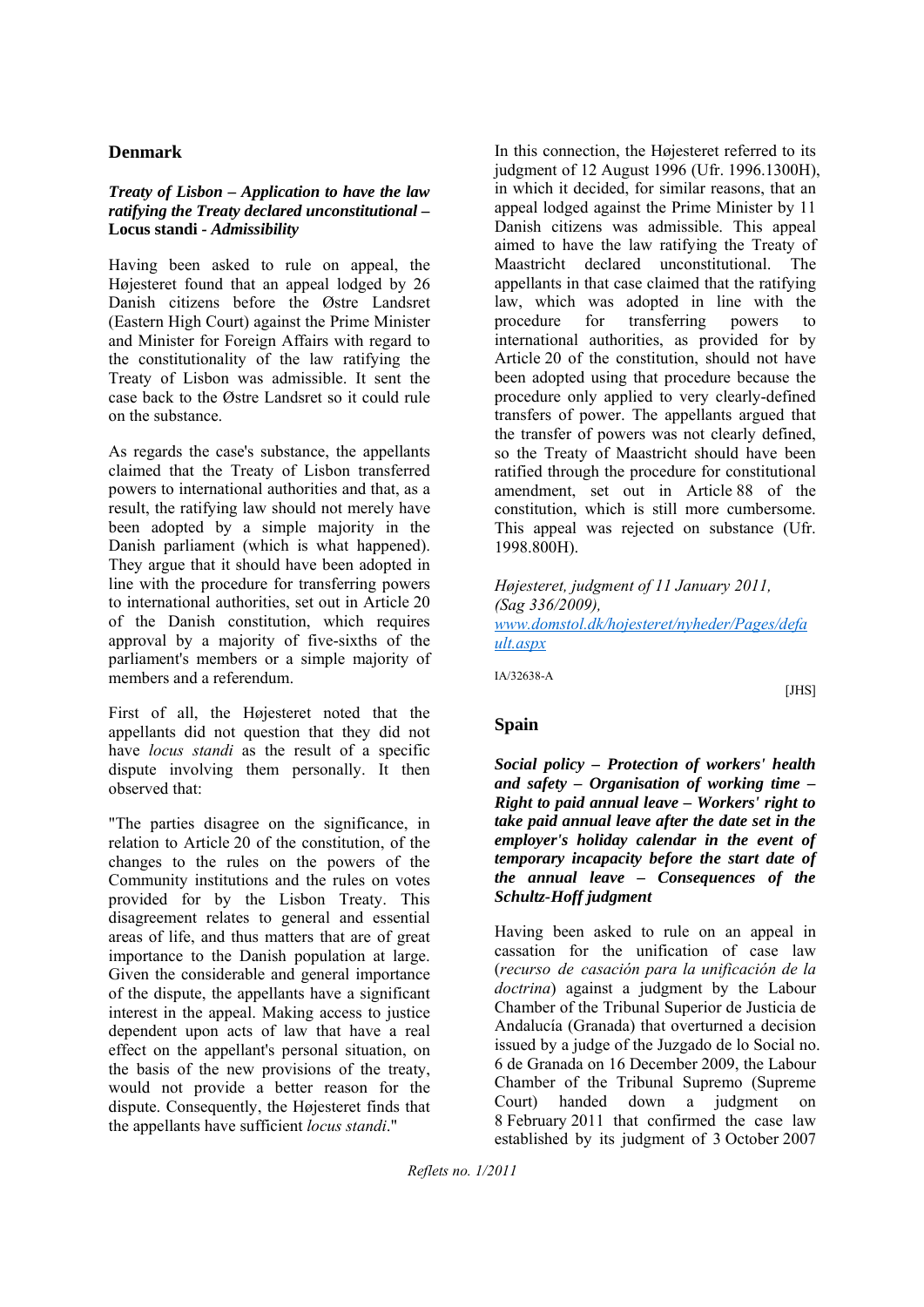## Denmark

***Treaty of Lisbon – Application to have the law ratifying the Treaty declared unconstitutional –* Locus standi *- Admissibility***

Having been asked to rule on appeal, the Højesteret found that an appeal lodged by 26 Danish citizens before the Østre Landsret (Eastern High Court) against the Prime Minister and Minister for Foreign Affairs with regard to the constitutionality of the law ratifying the Treaty of Lisbon was admissible. It sent the case back to the Østre Landsret so it could rule on the substance.

As regards the case's substance, the appellants claimed that the Treaty of Lisbon transferred powers to international authorities and that, as a result, the ratifying law should not merely have been adopted by a simple majority in the Danish parliament (which is what happened). They argue that it should have been adopted in line with the procedure for transferring powers to international authorities, set out in Article 20 of the Danish constitution, which requires approval by a majority of five-sixths of the parliament's members or a simple majority of members and a referendum.

First of all, the Højesteret noted that the appellants did not question that they did not have *locus standi* as the result of a specific dispute involving them personally. It then observed that:

"The parties disagree on the significance, in relation to Article 20 of the constitution, of the changes to the rules on the powers of the Community institutions and the rules on votes provided for by the Lisbon Treaty. This disagreement relates to general and essential areas of life, and thus matters that are of great importance to the Danish population at large. Given the considerable and general importance of the dispute, the appellants have a significant interest in the appeal. Making access to justice dependent upon acts of law that have a real effect on the appellant's personal situation, on the basis of the new provisions of the treaty, would not provide a better reason for the dispute. Consequently, the Højesteret finds that the appellants have sufficient *locus standi*."

In this connection, the Højesteret referred to its judgment of 12 August 1996 (Ufr. 1996.1300H), in which it decided, for similar reasons, that an appeal lodged against the Prime Minister by 11 Danish citizens was admissible. This appeal aimed to have the law ratifying the Treaty of Maastricht declared unconstitutional. The appellants in that case claimed that the ratifying law, which was adopted in line with the procedure for transferring powers to international authorities, as provided for by Article 20 of the constitution, should not have been adopted using that procedure because the procedure only applied to very clearly-defined transfers of power. The appellants argued that the transfer of powers was not clearly defined, so the Treaty of Maastricht should have been ratified through the procedure for constitutional amendment, set out in Article 88 of the constitution, which is still more cumbersome. This appeal was rejected on substance (Ufr. 1998.800H).

*Højesteret, judgment of 11 January 2011, (Sag 336/2009),*
[www.domstol.dk/hojesteret/nyheder/Pages/default.aspx](www.domstol.dk/hojesteret/nyheder/Pages/default.aspx)

IA/32638-A

[JHS]

## Spain

***Social policy – Protection of workers' health and safety – Organisation of working time – Right to paid annual leave – Workers' right to take paid annual leave after the date set in the employer's holiday calendar in the event of temporary incapacity before the start date of the annual leave – Consequences of the Schultz-Hoff judgment***

Having been asked to rule on an appeal in cassation for the unification of case law (*recurso de casación para la unificación de la doctrina*) against a judgment by the Labour Chamber of the Tribunal Superior de Justicia de Andalucía (Granada) that overturned a decision issued by a judge of the Juzgado de lo Social no. 6 de Granada on 16 December 2009, the Labour Chamber of the Tribunal Supremo (Supreme Court) handed down a judgment on 8 February 2011 that confirmed the case law established by its judgment of 3 October 2007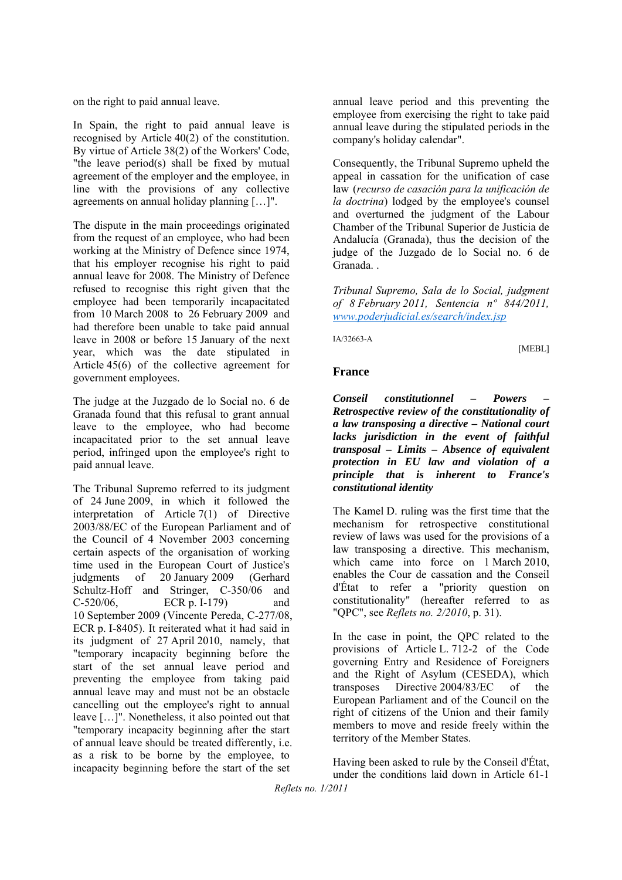on the right to paid annual leave.

In Spain, the right to paid annual leave is recognised by Article 40(2) of the constitution. By virtue of Article 38(2) of the Workers' Code, "the leave period(s) shall be fixed by mutual agreement of the employer and the employee, in line with the provisions of any collective agreements on annual holiday planning […]".

The dispute in the main proceedings originated from the request of an employee, who had been working at the Ministry of Defence since 1974, that his employer recognise his right to paid annual leave for 2008. The Ministry of Defence refused to recognise this right given that the employee had been temporarily incapacitated from 10 March 2008 to 26 February 2009 and had therefore been unable to take paid annual leave in 2008 or before 15 January of the next year, which was the date stipulated in Article 45(6) of the collective agreement for government employees.

The judge at the Juzgado de lo Social no. 6 de Granada found that this refusal to grant annual leave to the employee, who had become incapacitated prior to the set annual leave period, infringed upon the employee's right to paid annual leave.

The Tribunal Supremo referred to its judgment of 24 June 2009, in which it followed the interpretation of Article 7(1) of Directive 2003/88/EC of the European Parliament and of the Council of 4 November 2003 concerning certain aspects of the organisation of working time used in the European Court of Justice's judgments of 20 January 2009 (Gerhard Schultz-Hoff and Stringer, C-350/06 and C-520/06, ECR p. I-179) and 10 September 2009 (Vincente Pereda, C-277/08, ECR p. I-8405). It reiterated what it had said in its judgment of 27 April 2010, namely, that "temporary incapacity beginning before the start of the set annual leave period and preventing the employee from taking paid annual leave may and must not be an obstacle cancelling out the employee's right to annual leave […]". Nonetheless, it also pointed out that "temporary incapacity beginning after the start of annual leave should be treated differently, i.e. as a risk to be borne by the employee, to incapacity beginning before the start of the set annual leave period and this preventing the employee from exercising the right to take paid annual leave during the stipulated periods in the company's holiday calendar".

Consequently, the Tribunal Supremo upheld the appeal in cassation for the unification of case law (*recurso de casación para la unificación de la doctrina*) lodged by the employee's counsel and overturned the judgment of the Labour Chamber of the Tribunal Superior de Justicia de Andalucía (Granada), thus the decision of the judge of the Juzgado de lo Social no. 6 de Granada. .

*Tribunal Supremo, Sala de lo Social, judgment of 8 February 2011, Sentencia nº 844/2011, www.poderjudicial.es/search/index.jsp*

IA/32663-A

[MEBL]

## France

***Conseil constitutionnel – Powers – Retrospective review of the constitutionality of a law transposing a directive – National court lacks jurisdiction in the event of faithful transposal – Limits – Absence of equivalent protection in EU law and violation of a principle that is inherent to France's constitutional identity***

The Kamel D. ruling was the first time that the mechanism for retrospective constitutional review of laws was used for the provisions of a law transposing a directive. This mechanism, which came into force on 1 March 2010, enables the Cour de cassation and the Conseil d'État to refer a "priority question on constitutionality" (hereafter referred to as "QPC", see *Reflets no. 2/2010*, p. 31).

In the case in point, the QPC related to the provisions of Article L. 712-2 of the Code governing Entry and Residence of Foreigners and the Right of Asylum (CESEDA), which transposes Directive 2004/83/EC of the European Parliament and of the Council on the right of citizens of the Union and their family members to move and reside freely within the territory of the Member States.

Having been asked to rule by the Conseil d'État, under the conditions laid down in Article 61-1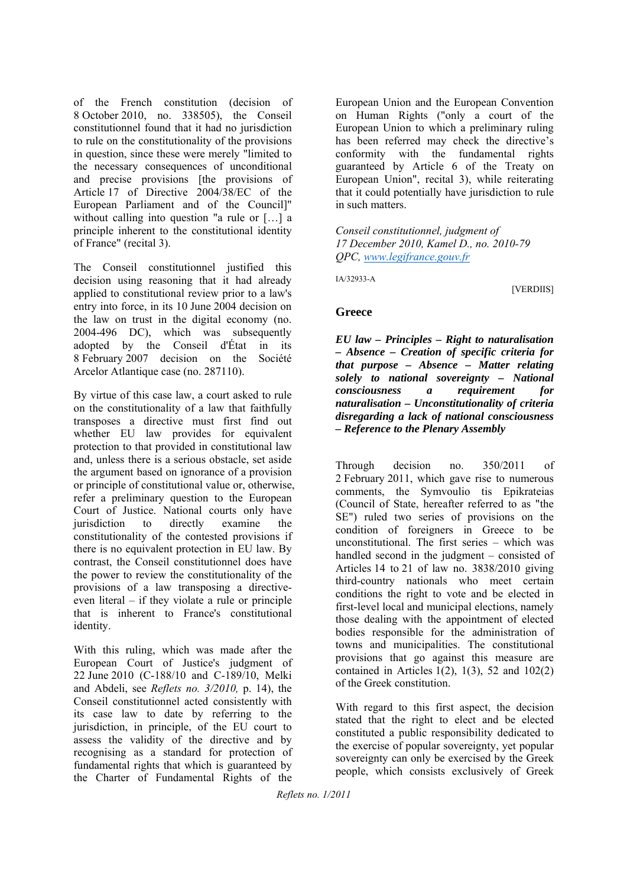of the French constitution (decision of 8 October 2010, no. 338505), the Conseil constitutionnel found that it had no jurisdiction to rule on the constitutionality of the provisions in question, since these were merely "limited to the necessary consequences of unconditional and precise provisions [the provisions of Article 17 of Directive 2004/38/EC of the European Parliament and of the Council]" without calling into question "a rule or […] a principle inherent to the constitutional identity of France" (recital 3).

The Conseil constitutionnel justified this decision using reasoning that it had already applied to constitutional review prior to a law's entry into force, in its 10 June 2004 decision on the law on trust in the digital economy (no. 2004-496 DC), which was subsequently adopted by the Conseil d'État in its 8 February 2007 decision on the Société Arcelor Atlantique case (no. 287110).

By virtue of this case law, a court asked to rule on the constitutionality of a law that faithfully transposes a directive must first find out whether EU law provides for equivalent protection to that provided in constitutional law and, unless there is a serious obstacle, set aside the argument based on ignorance of a provision or principle of constitutional value or, otherwise, refer a preliminary question to the European Court of Justice. National courts only have jurisdiction to directly examine the constitutionality of the contested provisions if there is no equivalent protection in EU law. By contrast, the Conseil constitutionnel does have the power to review the constitutionality of the provisions of a law transposing a directive- even literal – if they violate a rule or principle that is inherent to France's constitutional identity.

With this ruling, which was made after the European Court of Justice's judgment of 22 June 2010 (C-188/10 and C-189/10, Melki and Abdeli, see *Reflets no. 3/2010,* p. 14), the Conseil constitutionnel acted consistently with its case law to date by referring to the jurisdiction, in principle, of the EU court to assess the validity of the directive and by recognising as a standard for protection of fundamental rights that which is guaranteed by the Charter of Fundamental Rights of the European Union and the European Convention on Human Rights ("only a court of the European Union to which a preliminary ruling has been referred may check the directive's conformity with the fundamental rights guaranteed by Article 6 of the Treaty on European Union", recital 3), while reiterating that it could potentially have jurisdiction to rule in such matters.

*Conseil constitutionnel, judgment of 17 December 2010, Kamel D., no. 2010-79 QPC, www.legifrance.gouv.fr*

IA/32933-A

[VERDIIS]

## Greece

***EU law – Principles – Right to naturalisation – Absence – Creation of specific criteria for that purpose – Absence – Matter relating solely to national sovereignty – National consciousness a requirement for naturalisation – Unconstitutionality of criteria disregarding a lack of national consciousness – Reference to the Plenary Assembly***

Through decision no. 350/2011 of 2 February 2011, which gave rise to numerous comments, the Symvoulio tis Epikrateias (Council of State, hereafter referred to as "the SE") ruled two series of provisions on the condition of foreigners in Greece to be unconstitutional. The first series – which was handled second in the judgment – consisted of Articles 14 to 21 of law no. 3838/2010 giving third-country nationals who meet certain conditions the right to vote and be elected in first-level local and municipal elections, namely those dealing with the appointment of elected bodies responsible for the administration of towns and municipalities. The constitutional provisions that go against this measure are contained in Articles 1(2), 1(3), 52 and 102(2) of the Greek constitution.

With regard to this first aspect, the decision stated that the right to elect and be elected constituted a public responsibility dedicated to the exercise of popular sovereignty, yet popular sovereignty can only be exercised by the Greek people, which consists exclusively of Greek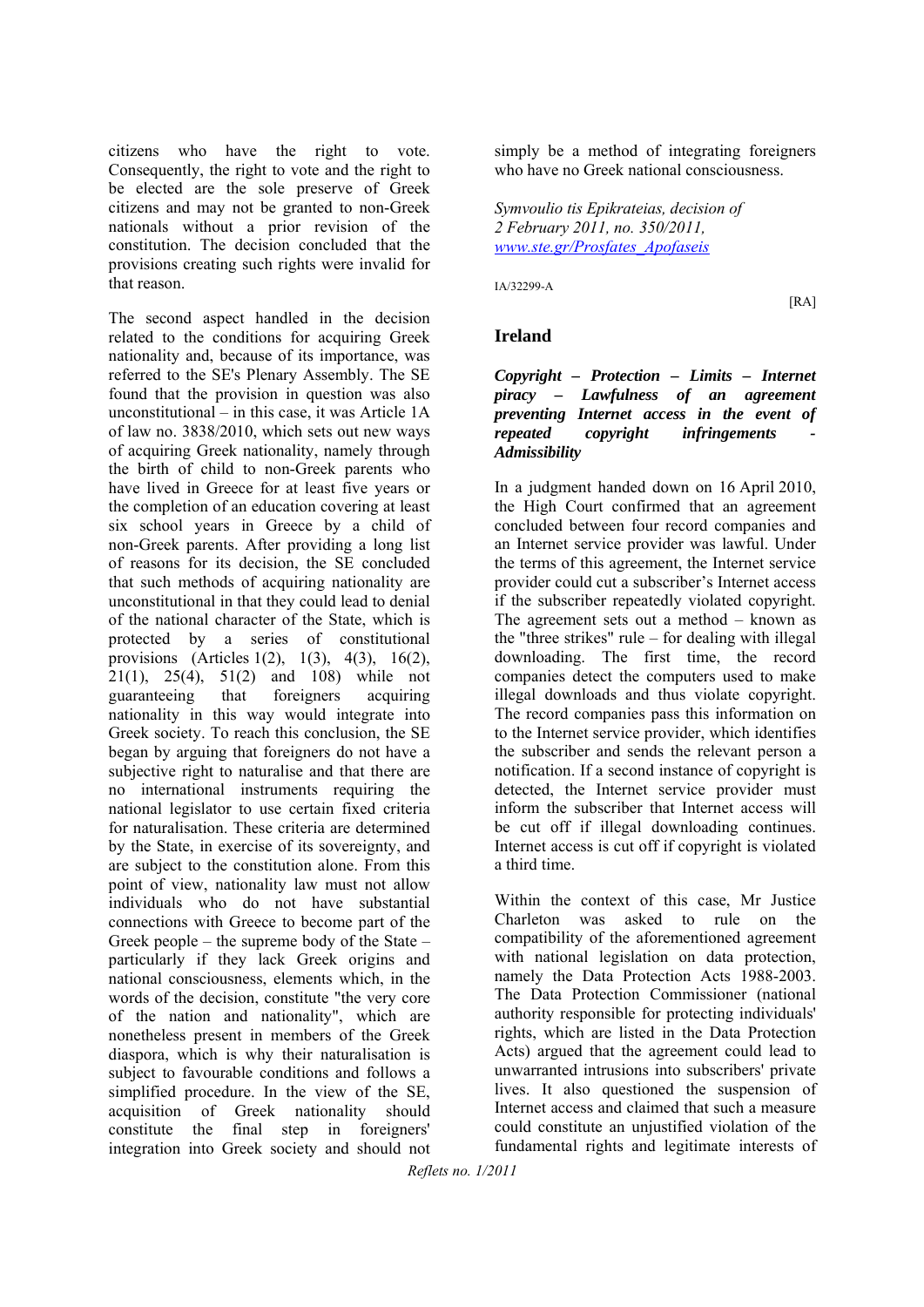citizens who have the right to vote. Consequently, the right to vote and the right to be elected are the sole preserve of Greek citizens and may not be granted to non-Greek nationals without a prior revision of the constitution. The decision concluded that the provisions creating such rights were invalid for that reason.

The second aspect handled in the decision related to the conditions for acquiring Greek nationality and, because of its importance, was referred to the SE's Plenary Assembly. The SE found that the provision in question was also unconstitutional – in this case, it was Article 1A of law no. 3838/2010, which sets out new ways of acquiring Greek nationality, namely through the birth of child to non-Greek parents who have lived in Greece for at least five years or the completion of an education covering at least six school years in Greece by a child of non-Greek parents. After providing a long list of reasons for its decision, the SE concluded that such methods of acquiring nationality are unconstitutional in that they could lead to denial of the national character of the State, which is protected by a series of constitutional provisions (Articles 1(2), 1(3), 4(3), 16(2), 21(1), 25(4), 51(2) and 108) while not guaranteeing that foreigners acquiring nationality in this way would integrate into Greek society. To reach this conclusion, the SE began by arguing that foreigners do not have a subjective right to naturalise and that there are no international instruments requiring the national legislator to use certain fixed criteria for naturalisation. These criteria are determined by the State, in exercise of its sovereignty, and are subject to the constitution alone. From this point of view, nationality law must not allow individuals who do not have substantial connections with Greece to become part of the Greek people – the supreme body of the State – particularly if they lack Greek origins and national consciousness, elements which, in the words of the decision, constitute "the very core of the nation and nationality", which are nonetheless present in members of the Greek diaspora, which is why their naturalisation is subject to favourable conditions and follows a simplified procedure. In the view of the SE, acquisition of Greek nationality should constitute the final step in foreigners' integration into Greek society and should not simply be a method of integrating foreigners who have no Greek national consciousness.

*Symvoulio tis Epikrateias, decision of 2 February 2011, no. 350/2011, www.ste.gr/Prosfates_Apofaseis*

IA/32299-A

[RA]

## Ireland

***Copyright – Protection – Limits – Internet piracy – Lawfulness of an agreement preventing Internet access in the event of repeated copyright infringements - Admissibility***

In a judgment handed down on 16 April 2010, the High Court confirmed that an agreement concluded between four record companies and an Internet service provider was lawful. Under the terms of this agreement, the Internet service provider could cut a subscriber's Internet access if the subscriber repeatedly violated copyright. The agreement sets out a method – known as the "three strikes" rule – for dealing with illegal downloading. The first time, the record companies detect the computers used to make illegal downloads and thus violate copyright. The record companies pass this information on to the Internet service provider, which identifies the subscriber and sends the relevant person a notification. If a second instance of copyright is detected, the Internet service provider must inform the subscriber that Internet access will be cut off if illegal downloading continues. Internet access is cut off if copyright is violated a third time.

Within the context of this case, Mr Justice Charleton was asked to rule on the compatibility of the aforementioned agreement with national legislation on data protection, namely the Data Protection Acts 1988-2003. The Data Protection Commissioner (national authority responsible for protecting individuals' rights, which are listed in the Data Protection Acts) argued that the agreement could lead to unwarranted intrusions into subscribers' private lives. It also questioned the suspension of Internet access and claimed that such a measure could constitute an unjustified violation of the fundamental rights and legitimate interests of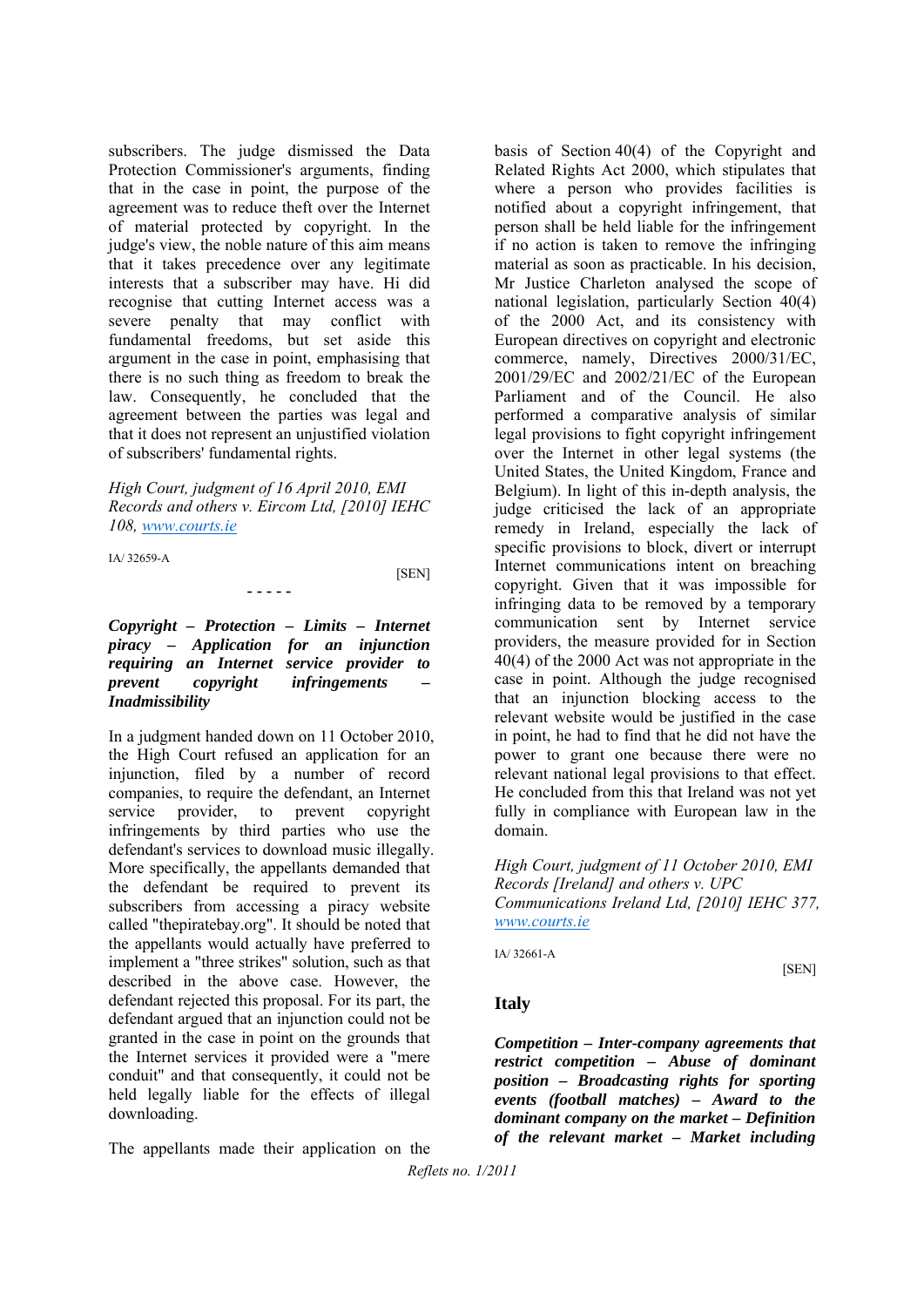subscribers. The judge dismissed the Data Protection Commissioner's arguments, finding that in the case in point, the purpose of the agreement was to reduce theft over the Internet of material protected by copyright. In the judge's view, the noble nature of this aim means that it takes precedence over any legitimate interests that a subscriber may have. Hi did recognise that cutting Internet access was a severe penalty that may conflict with fundamental freedoms, but set aside this argument in the case in point, emphasising that there is no such thing as freedom to break the law. Consequently, he concluded that the agreement between the parties was legal and that it does not represent an unjustified violation of subscribers' fundamental rights.

*High Court, judgment of 16 April 2010, EMI Records and others v. Eircom Ltd, [2010] IEHC 108, www.courts.ie*

IA/ 32659-A

[SEN]

- - - - -

***Copyright – Protection – Limits – Internet piracy – Application for an injunction requiring an Internet service provider to prevent copyright infringements – Inadmissibility***

In a judgment handed down on 11 October 2010, the High Court refused an application for an injunction, filed by a number of record companies, to require the defendant, an Internet service provider, to prevent copyright infringements by third parties who use the defendant's services to download music illegally. More specifically, the appellants demanded that the defendant be required to prevent its subscribers from accessing a piracy website called "thepiratebay.org". It should be noted that the appellants would actually have preferred to implement a "three strikes" solution, such as that described in the above case. However, the defendant rejected this proposal. For its part, the defendant argued that an injunction could not be granted in the case in point on the grounds that the Internet services it provided were a "mere conduit" and that consequently, it could not be held legally liable for the effects of illegal downloading.

The appellants made their application on the basis of Section 40(4) of the Copyright and Related Rights Act 2000, which stipulates that where a person who provides facilities is notified about a copyright infringement, that person shall be held liable for the infringement if no action is taken to remove the infringing material as soon as practicable. In his decision, Mr Justice Charleton analysed the scope of national legislation, particularly Section 40(4) of the 2000 Act, and its consistency with European directives on copyright and electronic commerce, namely, Directives 2000/31/EC, 2001/29/EC and 2002/21/EC of the European Parliament and of the Council. He also performed a comparative analysis of similar legal provisions to fight copyright infringement over the Internet in other legal systems (the United States, the United Kingdom, France and Belgium). In light of this in-depth analysis, the judge criticised the lack of an appropriate remedy in Ireland, especially the lack of specific provisions to block, divert or interrupt Internet communications intent on breaching copyright. Given that it was impossible for infringing data to be removed by a temporary communication sent by Internet service providers, the measure provided for in Section 40(4) of the 2000 Act was not appropriate in the case in point. Although the judge recognised that an injunction blocking access to the relevant website would be justified in the case in point, he had to find that he did not have the power to grant one because there were no relevant national legal provisions to that effect. He concluded from this that Ireland was not yet fully in compliance with European law in the domain.

*High Court, judgment of 11 October 2010, EMI Records [Ireland] and others v. UPC Communications Ireland Ltd, [2010] IEHC 377, www.courts.ie*

IA/ 32661-A

[SEN]

## Italy

***Competition – Inter-company agreements that restrict competition – Abuse of dominant position – Broadcasting rights for sporting events (football matches) – Award to the dominant company on the market – Definition of the relevant market – Market including***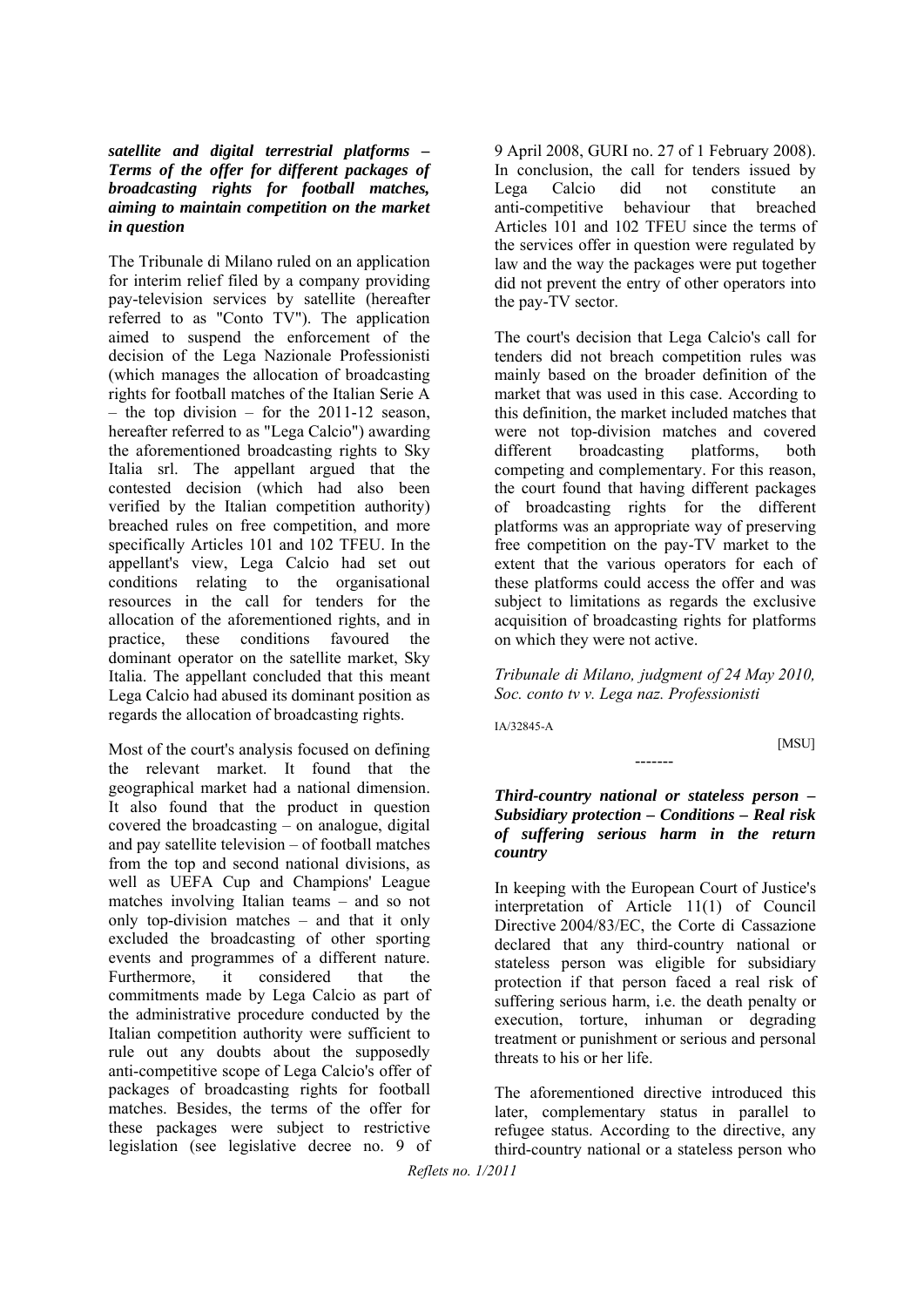***satellite and digital terrestrial platforms – Terms of the offer for different packages of broadcasting rights for football matches, aiming to maintain competition on the market in question***

The Tribunale di Milano ruled on an application for interim relief filed by a company providing pay-television services by satellite (hereafter referred to as "Conto TV"). The application aimed to suspend the enforcement of the decision of the Lega Nazionale Professionisti (which manages the allocation of broadcasting rights for football matches of the Italian Serie A – the top division – for the 2011-12 season, hereafter referred to as "Lega Calcio") awarding the aforementioned broadcasting rights to Sky Italia srl. The appellant argued that the contested decision (which had also been verified by the Italian competition authority) breached rules on free competition, and more specifically Articles 101 and 102 TFEU. In the appellant's view, Lega Calcio had set out conditions relating to the organisational resources in the call for tenders for the allocation of the aforementioned rights, and in practice, these conditions favoured the dominant operator on the satellite market, Sky Italia. The appellant concluded that this meant Lega Calcio had abused its dominant position as regards the allocation of broadcasting rights.

Most of the court's analysis focused on defining the relevant market. It found that the geographical market had a national dimension. It also found that the product in question covered the broadcasting – on analogue, digital and pay satellite television – of football matches from the top and second national divisions, as well as UEFA Cup and Champions' League matches involving Italian teams – and so not only top-division matches – and that it only excluded the broadcasting of other sporting events and programmes of a different nature. Furthermore, it considered that the commitments made by Lega Calcio as part of the administrative procedure conducted by the Italian competition authority were sufficient to rule out any doubts about the supposedly anti-competitive scope of Lega Calcio's offer of packages of broadcasting rights for football matches. Besides, the terms of the offer for these packages were subject to restrictive legislation (see legislative decree no. 9 of 9 April 2008, GURI no. 27 of 1 February 2008). In conclusion, the call for tenders issued by Lega Calcio did not constitute an anti-competitive behaviour that breached Articles 101 and 102 TFEU since the terms of the services offer in question were regulated by law and the way the packages were put together did not prevent the entry of other operators into the pay-TV sector.

The court's decision that Lega Calcio's call for tenders did not breach competition rules was mainly based on the broader definition of the market that was used in this case. According to this definition, the market included matches that were not top-division matches and covered different broadcasting platforms, both competing and complementary. For this reason, the court found that having different packages of broadcasting rights for the different platforms was an appropriate way of preserving free competition on the pay-TV market to the extent that the various operators for each of these platforms could access the offer and was subject to limitations as regards the exclusive acquisition of broadcasting rights for platforms on which they were not active.

*Tribunale di Milano, judgment of 24 May 2010, Soc. conto tv v. Lega naz. Professionisti*

IA/32845-A

[MSU]

-------

***Third-country national or stateless person – Subsidiary protection – Conditions – Real risk of suffering serious harm in the return country***

In keeping with the European Court of Justice's interpretation of Article 11(1) of Council Directive 2004/83/EC, the Corte di Cassazione declared that any third-country national or stateless person was eligible for subsidiary protection if that person faced a real risk of suffering serious harm, i.e. the death penalty or execution, torture, inhuman or degrading treatment or punishment or serious and personal threats to his or her life.

The aforementioned directive introduced this later, complementary status in parallel to refugee status. According to the directive, any third-country national or a stateless person who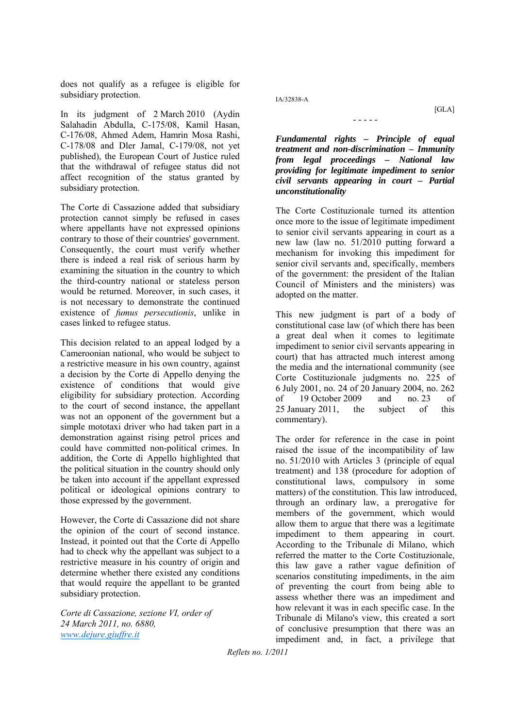does not qualify as a refugee is eligible for subsidiary protection.

In its judgment of 2 March 2010 (Aydin Salahadin Abdulla, C-175/08, Kamil Hasan, C-176/08, Ahmed Adem, Hamrin Mosa Rashi, C-178/08 and Dler Jamal, C-179/08, not yet published), the European Court of Justice ruled that the withdrawal of refugee status did not affect recognition of the status granted by subsidiary protection.

The Corte di Cassazione added that subsidiary protection cannot simply be refused in cases where appellants have not expressed opinions contrary to those of their countries' government. Consequently, the court must verify whether there is indeed a real risk of serious harm by examining the situation in the country to which the third-country national or stateless person would be returned. Moreover, in such cases, it is not necessary to demonstrate the continued existence of *fumus persecutionis*, unlike in cases linked to refugee status.

This decision related to an appeal lodged by a Cameroonian national, who would be subject to a restrictive measure in his own country, against a decision by the Corte di Appello denying the existence of conditions that would give eligibility for subsidiary protection. According to the court of second instance, the appellant was not an opponent of the government but a simple mototaxi driver who had taken part in a demonstration against rising petrol prices and could have committed non-political crimes. In addition, the Corte di Appello highlighted that the political situation in the country should only be taken into account if the appellant expressed political or ideological opinions contrary to those expressed by the government.

However, the Corte di Cassazione did not share the opinion of the court of second instance. Instead, it pointed out that the Corte di Appello had to check why the appellant was subject to a restrictive measure in his country of origin and determine whether there existed any conditions that would require the appellant to be granted subsidiary protection.

*Corte di Cassazione, sezione VI, order of 24 March 2011, no. 6880,*
*www.dejure.giuffre.it*

IA/32838-A

[GLA]

- - - - -

***Fundamental rights – Principle of equal treatment and non-discrimination – Immunity from legal proceedings – National law providing for legitimate impediment to senior civil servants appearing in court – Partial unconstitutionality***

The Corte Costituzionale turned its attention once more to the issue of legitimate impediment to senior civil servants appearing in court as a new law (law no. 51/2010 putting forward a mechanism for invoking this impediment for senior civil servants and, specifically, members of the government: the president of the Italian Council of Ministers and the ministers) was adopted on the matter.

This new judgment is part of a body of constitutional case law (of which there has been a great deal when it comes to legitimate impediment to senior civil servants appearing in court) that has attracted much interest among the media and the international community (see Corte Costituzionale judgments no. 225 of 6 July 2001, no. 24 of 20 January 2004, no. 262 of 19 October 2009 and no. 23 of 25 January 2011, the subject of this commentary).

The order for reference in the case in point raised the issue of the incompatibility of law no. 51/2010 with Articles 3 (principle of equal treatment) and 138 (procedure for adoption of constitutional laws, compulsory in some matters) of the constitution. This law introduced, through an ordinary law, a prerogative for members of the government, which would allow them to argue that there was a legitimate impediment to them appearing in court. According to the Tribunale di Milano, which referred the matter to the Corte Costituzionale, this law gave a rather vague definition of scenarios constituting impediments, in the aim of preventing the court from being able to assess whether there was an impediment and how relevant it was in each specific case. In the Tribunale di Milano's view, this created a sort of conclusive presumption that there was an impediment and, in fact, a privilege that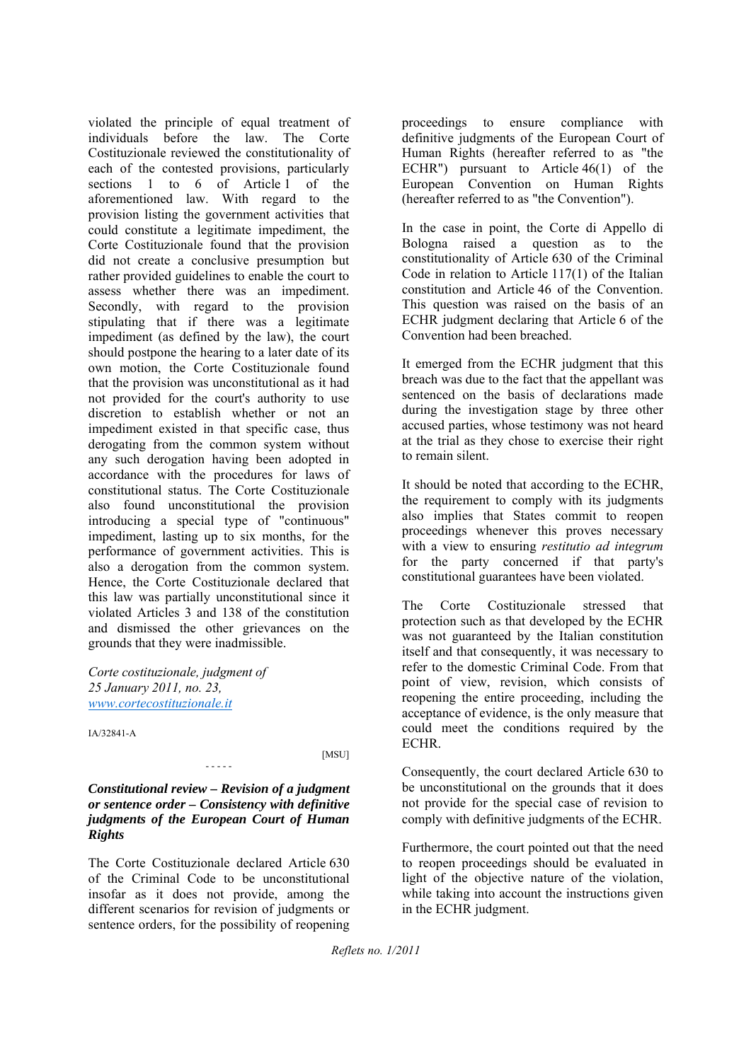violated the principle of equal treatment of individuals before the law. The Corte Costituzionale reviewed the constitutionality of each of the contested provisions, particularly sections 1 to 6 of Article 1 of the aforementioned law. With regard to the provision listing the government activities that could constitute a legitimate impediment, the Corte Costituzionale found that the provision did not create a conclusive presumption but rather provided guidelines to enable the court to assess whether there was an impediment. Secondly, with regard to the provision stipulating that if there was a legitimate impediment (as defined by the law), the court should postpone the hearing to a later date of its own motion, the Corte Costituzionale found that the provision was unconstitutional as it had not provided for the court's authority to use discretion to establish whether or not an impediment existed in that specific case, thus derogating from the common system without any such derogation having been adopted in accordance with the procedures for laws of constitutional status. The Corte Costituzionale also found unconstitutional the provision introducing a special type of "continuous" impediment, lasting up to six months, for the performance of government activities. This is also a derogation from the common system. Hence, the Corte Costituzionale declared that this law was partially unconstitutional since it violated Articles 3 and 138 of the constitution and dismissed the other grievances on the grounds that they were inadmissible.

*Corte costituzionale, judgment of 25 January 2011, no. 23,*
*www.cortecostituzionale.it*

IA/32841-A

[MSU]

- - - - -

***Constitutional review – Revision of a judgment or sentence order – Consistency with definitive judgments of the European Court of Human Rights***

The Corte Costituzionale declared Article 630 of the Criminal Code to be unconstitutional insofar as it does not provide, among the different scenarios for revision of judgments or sentence orders, for the possibility of reopening proceedings to ensure compliance with definitive judgments of the European Court of Human Rights (hereafter referred to as "the ECHR") pursuant to Article 46(1) of the European Convention on Human Rights (hereafter referred to as "the Convention").

In the case in point, the Corte di Appello di Bologna raised a question as to the constitutionality of Article 630 of the Criminal Code in relation to Article 117(1) of the Italian constitution and Article 46 of the Convention. This question was raised on the basis of an ECHR judgment declaring that Article 6 of the Convention had been breached.

It emerged from the ECHR judgment that this breach was due to the fact that the appellant was sentenced on the basis of declarations made during the investigation stage by three other accused parties, whose testimony was not heard at the trial as they chose to exercise their right to remain silent.

It should be noted that according to the ECHR, the requirement to comply with its judgments also implies that States commit to reopen proceedings whenever this proves necessary with a view to ensuring *restitutio ad integrum* for the party concerned if that party's constitutional guarantees have been violated.

The Corte Costituzionale stressed that protection such as that developed by the ECHR was not guaranteed by the Italian constitution itself and that consequently, it was necessary to refer to the domestic Criminal Code. From that point of view, revision, which consists of reopening the entire proceeding, including the acceptance of evidence, is the only measure that could meet the conditions required by the ECHR.

Consequently, the court declared Article 630 to be unconstitutional on the grounds that it does not provide for the special case of revision to comply with definitive judgments of the ECHR.

Furthermore, the court pointed out that the need to reopen proceedings should be evaluated in light of the objective nature of the violation, while taking into account the instructions given in the ECHR judgment.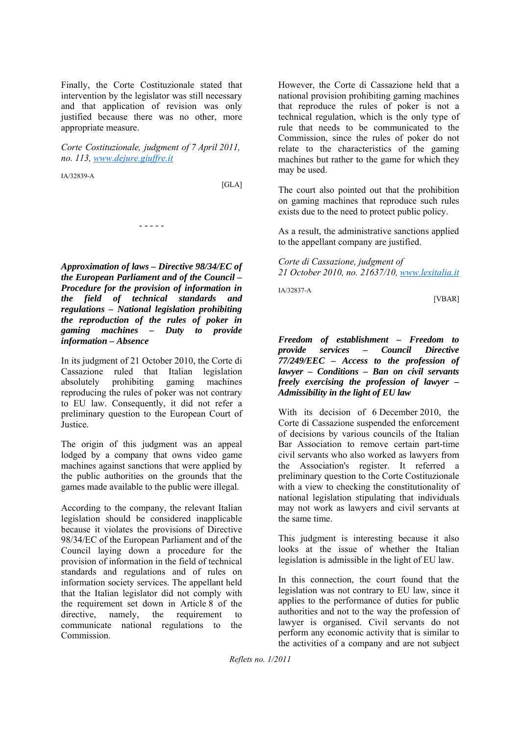Finally, the Corte Costituzionale stated that intervention by the legislator was still necessary and that application of revision was only justified because there was no other, more appropriate measure.

*Corte Costituzionale, judgment of 7 April 2011, no. 113, www.dejure.giuffre.it*

IA/32839-A

[GLA]

- - - - -

***Approximation of laws – Directive 98/34/EC of the European Parliament and of the Council – Procedure for the provision of information in the field of technical standards and regulations – National legislation prohibiting the reproduction of the rules of poker in gaming machines – Duty to provide information – Absence***

In its judgment of 21 October 2010, the Corte di Cassazione ruled that Italian legislation absolutely prohibiting gaming machines reproducing the rules of poker was not contrary to EU law. Consequently, it did not refer a preliminary question to the European Court of Justice.

The origin of this judgment was an appeal lodged by a company that owns video game machines against sanctions that were applied by the public authorities on the grounds that the games made available to the public were illegal.

According to the company, the relevant Italian legislation should be considered inapplicable because it violates the provisions of Directive 98/34/EC of the European Parliament and of the Council laying down a procedure for the provision of information in the field of technical standards and regulations and of rules on information society services. The appellant held that the Italian legislator did not comply with the requirement set down in Article 8 of the directive, namely, the requirement to communicate national regulations to the Commission.

However, the Corte di Cassazione held that a national provision prohibiting gaming machines that reproduce the rules of poker is not a technical regulation, which is the only type of rule that needs to be communicated to the Commission, since the rules of poker do not relate to the characteristics of the gaming machines but rather to the game for which they may be used.

The court also pointed out that the prohibition on gaming machines that reproduce such rules exists due to the need to protect public policy.

As a result, the administrative sanctions applied to the appellant company are justified.

*Corte di Cassazione, judgment of 21 October 2010, no. 21637/10, www.lexitalia.it*

IA/32837-A

[VBAR]

***Freedom of establishment – Freedom to provide services – Council Directive 77/249/EEC – Access to the profession of lawyer – Conditions – Ban on civil servants freely exercising the profession of lawyer – Admissibility in the light of EU law***

With its decision of 6 December 2010, the Corte di Cassazione suspended the enforcement of decisions by various councils of the Italian Bar Association to remove certain part-time civil servants who also worked as lawyers from the Association's register. It referred a preliminary question to the Corte Costituzionale with a view to checking the constitutionality of national legislation stipulating that individuals may not work as lawyers and civil servants at the same time.

This judgment is interesting because it also looks at the issue of whether the Italian legislation is admissible in the light of EU law.

In this connection, the court found that the legislation was not contrary to EU law, since it applies to the performance of duties for public authorities and not to the way the profession of lawyer is organised. Civil servants do not perform any economic activity that is similar to the activities of a company and are not subject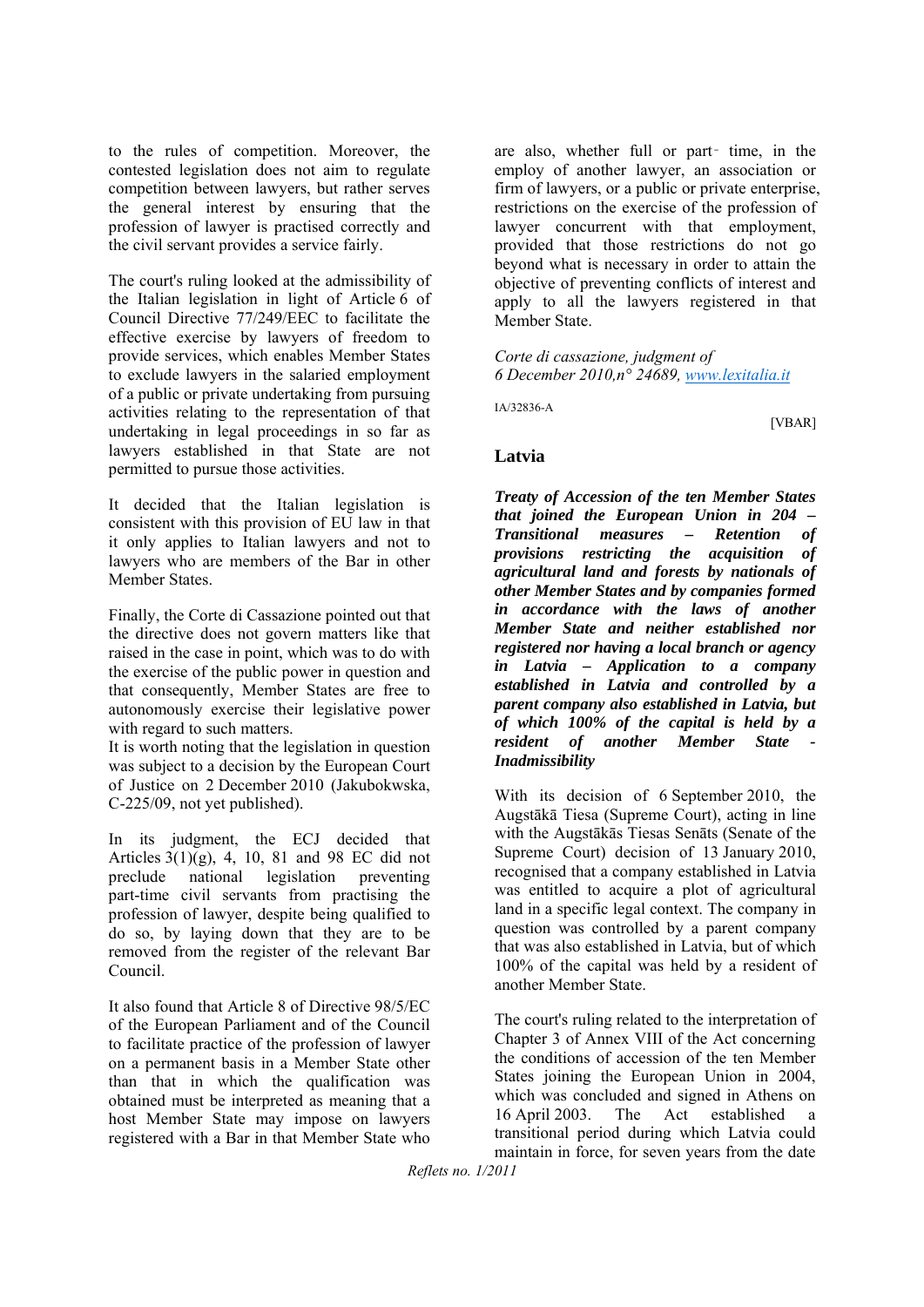to the rules of competition. Moreover, the contested legislation does not aim to regulate competition between lawyers, but rather serves the general interest by ensuring that the profession of lawyer is practised correctly and the civil servant provides a service fairly.

The court's ruling looked at the admissibility of the Italian legislation in light of Article 6 of Council Directive 77/249/EEC to facilitate the effective exercise by lawyers of freedom to provide services, which enables Member States to exclude lawyers in the salaried employment of a public or private undertaking from pursuing activities relating to the representation of that undertaking in legal proceedings in so far as lawyers established in that State are not permitted to pursue those activities.

It decided that the Italian legislation is consistent with this provision of EU law in that it only applies to Italian lawyers and not to lawyers who are members of the Bar in other Member States.

Finally, the Corte di Cassazione pointed out that the directive does not govern matters like that raised in the case in point, which was to do with the exercise of the public power in question and that consequently, Member States are free to autonomously exercise their legislative power with regard to such matters.

It is worth noting that the legislation in question was subject to a decision by the European Court of Justice on 2 December 2010 (Jakubokwska, C-225/09, not yet published).

In its judgment, the ECJ decided that Articles 3(1)(g), 4, 10, 81 and 98 EC did not preclude national legislation preventing part-time civil servants from practising the profession of lawyer, despite being qualified to do so, by laying down that they are to be removed from the register of the relevant Bar Council.

It also found that Article 8 of Directive 98/5/EC of the European Parliament and of the Council to facilitate practice of the profession of lawyer on a permanent basis in a Member State other than that in which the qualification was obtained must be interpreted as meaning that a host Member State may impose on lawyers registered with a Bar in that Member State who are also, whether full or part‑time, in the employ of another lawyer, an association or firm of lawyers, or a public or private enterprise, restrictions on the exercise of the profession of lawyer concurrent with that employment, provided that those restrictions do not go beyond what is necessary in order to attain the objective of preventing conflicts of interest and apply to all the lawyers registered in that Member State.

*Corte di cassazione, judgment of 6 December 2010,n° 24689, www.lexitalia.it*

IA/32836-A

[VBAR]

## Latvia

***Treaty of Accession of the ten Member States that joined the European Union in 204 – Transitional measures – Retention of provisions restricting the acquisition of agricultural land and forests by nationals of other Member States and by companies formed in accordance with the laws of another Member State and neither established nor registered nor having a local branch or agency in Latvia – Application to a company established in Latvia and controlled by a parent company also established in Latvia, but of which 100% of the capital is held by a resident of another Member State - Inadmissibility***

With its decision of 6 September 2010, the Augstākā Tiesa (Supreme Court), acting in line with the Augstākās Tiesas Senāts (Senate of the Supreme Court) decision of 13 January 2010, recognised that a company established in Latvia was entitled to acquire a plot of agricultural land in a specific legal context. The company in question was controlled by a parent company that was also established in Latvia, but of which 100% of the capital was held by a resident of another Member State.

The court's ruling related to the interpretation of Chapter 3 of Annex VIII of the Act concerning the conditions of accession of the ten Member States joining the European Union in 2004, which was concluded and signed in Athens on 16 April 2003. The Act established a transitional period during which Latvia could maintain in force, for seven years from the date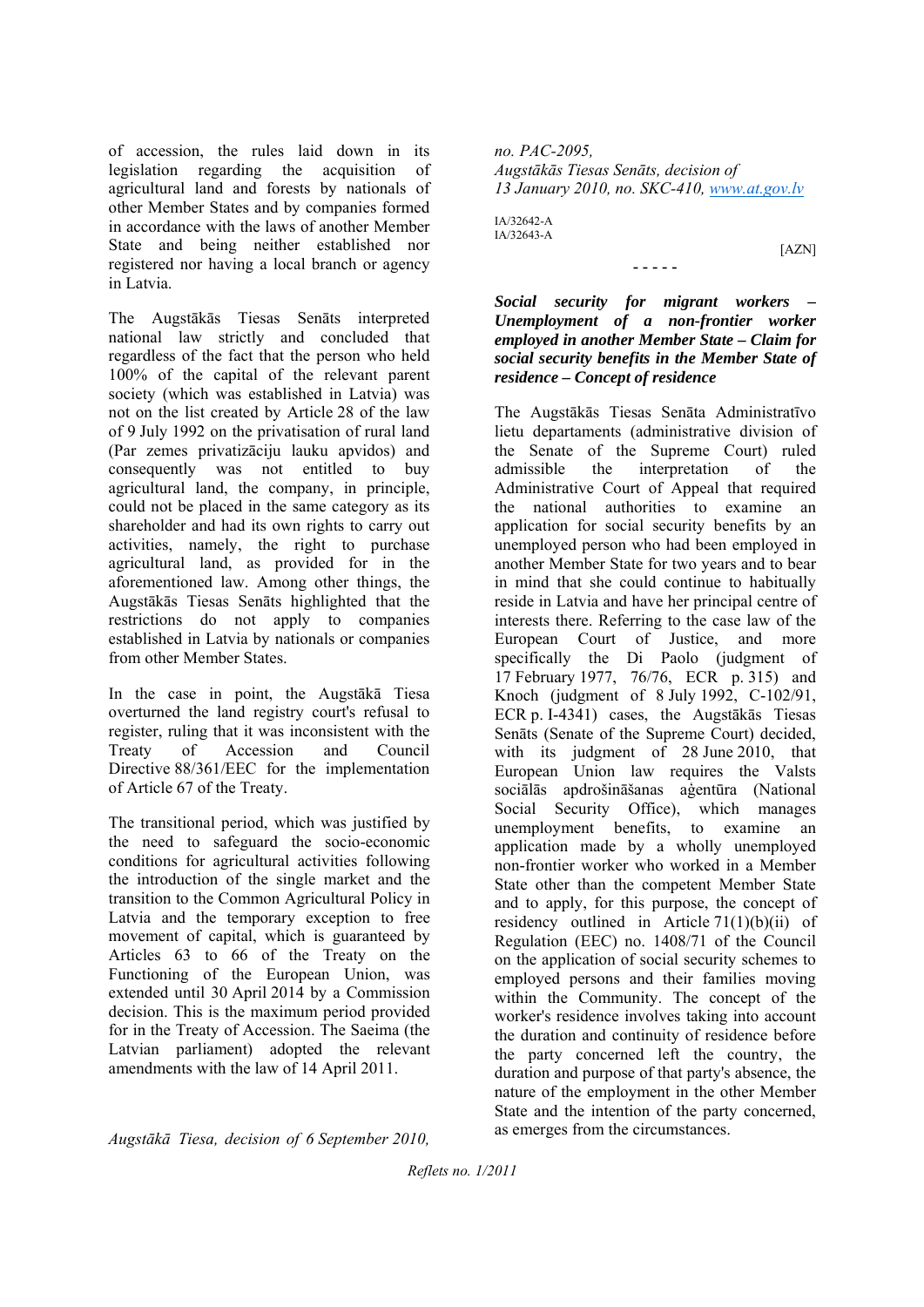of accession, the rules laid down in its legislation regarding the acquisition of agricultural land and forests by nationals of other Member States and by companies formed in accordance with the laws of another Member State and being neither established nor registered nor having a local branch or agency in Latvia.

The Augstākās Tiesas Senāts interpreted national law strictly and concluded that regardless of the fact that the person who held 100% of the capital of the relevant parent society (which was established in Latvia) was not on the list created by Article 28 of the law of 9 July 1992 on the privatisation of rural land (Par zemes privatizāciju lauku apvidos) and consequently was not entitled to buy agricultural land, the company, in principle, could not be placed in the same category as its shareholder and had its own rights to carry out activities, namely, the right to purchase agricultural land, as provided for in the aforementioned law. Among other things, the Augstākās Tiesas Senāts highlighted that the restrictions do not apply to companies established in Latvia by nationals or companies from other Member States.

In the case in point, the Augstākā Tiesa overturned the land registry court's refusal to register, ruling that it was inconsistent with the Treaty of Accession and Council Directive 88/361/EEC for the implementation of Article 67 of the Treaty.

The transitional period, which was justified by the need to safeguard the socio-economic conditions for agricultural activities following the introduction of the single market and the transition to the Common Agricultural Policy in Latvia and the temporary exception to free movement of capital, which is guaranteed by Articles 63 to 66 of the Treaty on the Functioning of the European Union, was extended until 30 April 2014 by a Commission decision. This is the maximum period provided for in the Treaty of Accession. The Saeima (the Latvian parliament) adopted the relevant amendments with the law of 14 April 2011.

*Augstākā Tiesa, decision of 6 September 2010, no. PAC-2095,*
*Augstākās Tiesas Senāts, decision of 13 January 2010, no. SKC-410, www.at.gov.lv*

IA/32642-A
IA/32643-A

[AZN]

- - - - -

***Social security for migrant workers – Unemployment of a non-frontier worker employed in another Member State – Claim for social security benefits in the Member State of residence – Concept of residence***

The Augstākās Tiesas Senāta Administratīvo lietu departaments (administrative division of the Senate of the Supreme Court) ruled admissible the interpretation of the Administrative Court of Appeal that required the national authorities to examine an application for social security benefits by an unemployed person who had been employed in another Member State for two years and to bear in mind that she could continue to habitually reside in Latvia and have her principal centre of interests there. Referring to the case law of the European Court of Justice, and more specifically the Di Paolo (judgment of 17 February 1977, 76/76, ECR p. 315) and Knoch (judgment of 8 July 1992, C-102/91, ECR p. I-4341) cases, the Augstākās Tiesas Senāts (Senate of the Supreme Court) decided, with its judgment of 28 June 2010, that European Union law requires the Valsts sociālās apdrošināšanas aģentūra (National Social Security Office), which manages unemployment benefits, to examine an application made by a wholly unemployed non-frontier worker who worked in a Member State other than the competent Member State and to apply, for this purpose, the concept of residency outlined in Article 71(1)(b)(ii) of Regulation (EEC) no. 1408/71 of the Council on the application of social security schemes to employed persons and their families moving within the Community. The concept of the worker's residence involves taking into account the duration and continuity of residence before the party concerned left the country, the duration and purpose of that party's absence, the nature of the employment in the other Member State and the intention of the party concerned, as emerges from the circumstances.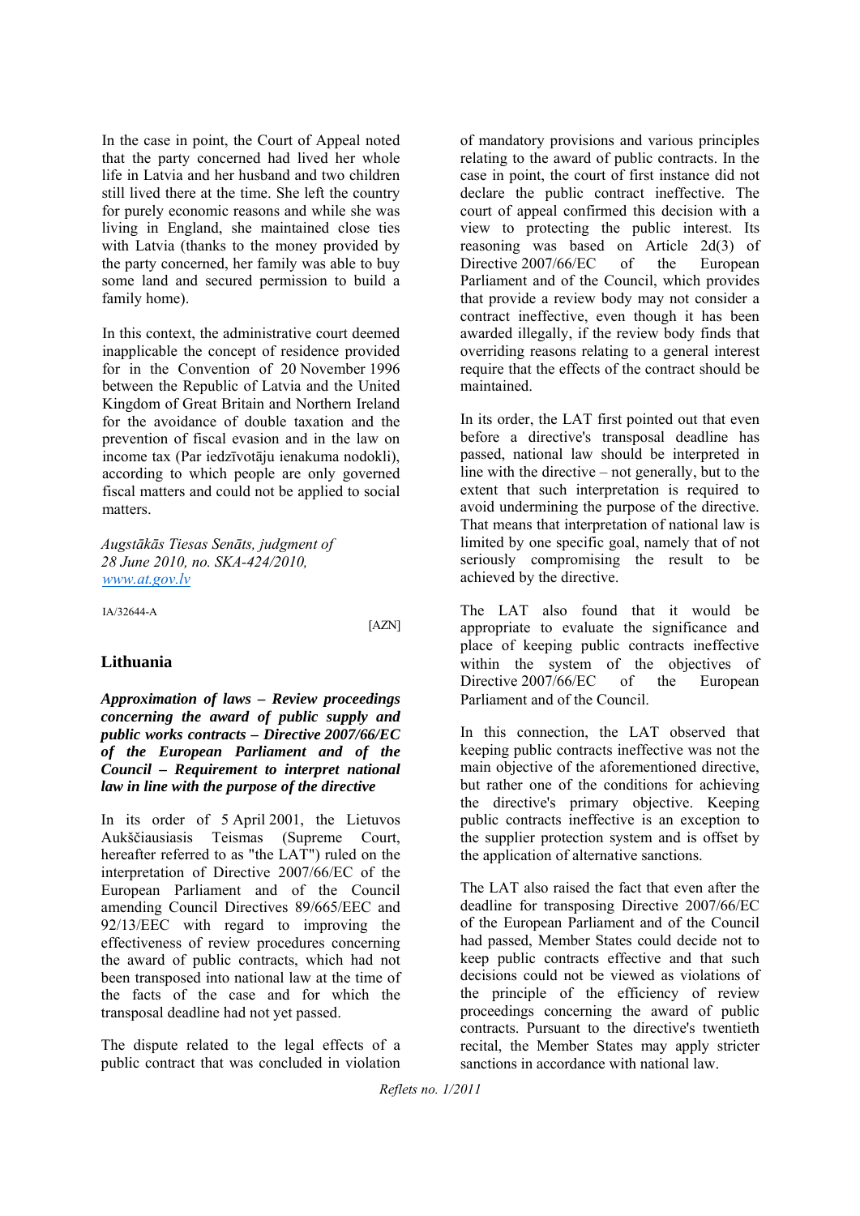In the case in point, the Court of Appeal noted that the party concerned had lived her whole life in Latvia and her husband and two children still lived there at the time. She left the country for purely economic reasons and while she was living in England, she maintained close ties with Latvia (thanks to the money provided by the party concerned, her family was able to buy some land and secured permission to build a family home).

In this context, the administrative court deemed inapplicable the concept of residence provided for in the Convention of 20 November 1996 between the Republic of Latvia and the United Kingdom of Great Britain and Northern Ireland for the avoidance of double taxation and the prevention of fiscal evasion and in the law on income tax (Par iedzīvotāju ienakuma nodokli), according to which people are only governed fiscal matters and could not be applied to social matters.

*Augstākās Tiesas Senāts, judgment of 28 June 2010, no. SKA-424/2010, www.at.gov.lv*

IA/32644-A

[AZN]

## Lithuania

***Approximation of laws – Review proceedings concerning the award of public supply and public works contracts – Directive 2007/66/EC of the European Parliament and of the Council – Requirement to interpret national law in line with the purpose of the directive***

In its order of 5 April 2001, the Lietuvos Aukščiausiasis Teismas (Supreme Court, hereafter referred to as "the LAT") ruled on the interpretation of Directive 2007/66/EC of the European Parliament and of the Council amending Council Directives 89/665/EEC and 92/13/EEC with regard to improving the effectiveness of review procedures concerning the award of public contracts, which had not been transposed into national law at the time of the facts of the case and for which the transposal deadline had not yet passed.

The dispute related to the legal effects of a public contract that was concluded in violation of mandatory provisions and various principles relating to the award of public contracts. In the case in point, the court of first instance did not declare the public contract ineffective. The court of appeal confirmed this decision with a view to protecting the public interest. Its reasoning was based on Article 2d(3) of Directive 2007/66/EC of the European Parliament and of the Council, which provides that provide a review body may not consider a contract ineffective, even though it has been awarded illegally, if the review body finds that overriding reasons relating to a general interest require that the effects of the contract should be maintained.

In its order, the LAT first pointed out that even before a directive's transposal deadline has passed, national law should be interpreted in line with the directive – not generally, but to the extent that such interpretation is required to avoid undermining the purpose of the directive. That means that interpretation of national law is limited by one specific goal, namely that of not seriously compromising the result to be achieved by the directive.

The LAT also found that it would be appropriate to evaluate the significance and place of keeping public contracts ineffective within the system of the objectives of Directive 2007/66/EC of the European Parliament and of the Council.

In this connection, the LAT observed that keeping public contracts ineffective was not the main objective of the aforementioned directive, but rather one of the conditions for achieving the directive's primary objective. Keeping public contracts ineffective is an exception to the supplier protection system and is offset by the application of alternative sanctions.

The LAT also raised the fact that even after the deadline for transposing Directive 2007/66/EC of the European Parliament and of the Council had passed, Member States could decide not to keep public contracts effective and that such decisions could not be viewed as violations of the principle of the efficiency of review proceedings concerning the award of public contracts. Pursuant to the directive's twentieth recital, the Member States may apply stricter sanctions in accordance with national law.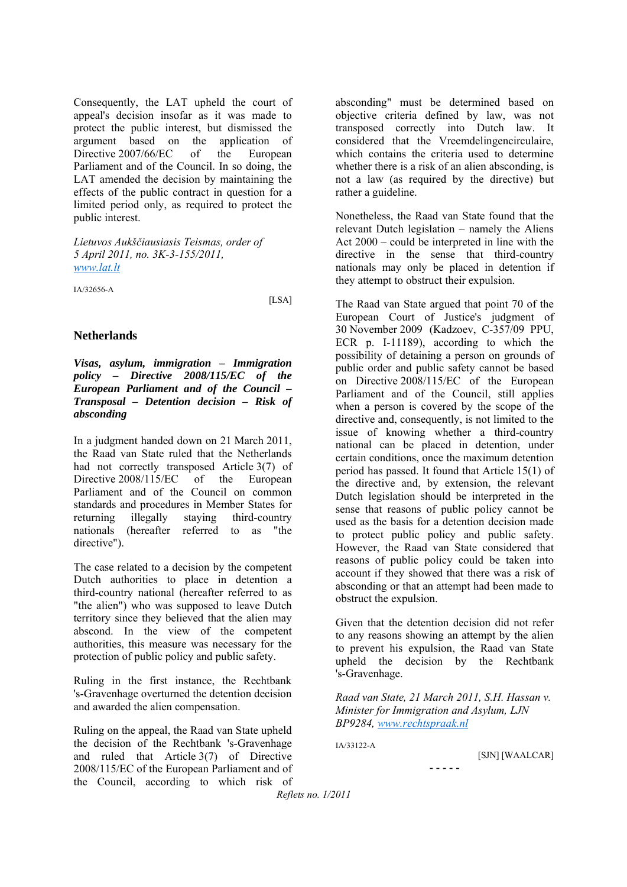Consequently, the LAT upheld the court of appeal's decision insofar as it was made to protect the public interest, but dismissed the argument based on the application of Directive 2007/66/EC of the European Parliament and of the Council. In so doing, the LAT amended the decision by maintaining the effects of the public contract in question for a limited period only, as required to protect the public interest.

*Lietuvos Aukščiausiasis Teismas, order of 5 April 2011, no. 3K-3-155/2011,* *www.lat.lt*

IA/32656-A

[LSA]

## Netherlands

***Visas, asylum, immigration – Immigration policy – Directive 2008/115/EC of the European Parliament and of the Council – Transposal – Detention decision – Risk of absconding***

In a judgment handed down on 21 March 2011, the Raad van State ruled that the Netherlands had not correctly transposed Article 3(7) of Directive 2008/115/EC of the European Parliament and of the Council on common standards and procedures in Member States for returning illegally staying third-country nationals (hereafter referred to as "the directive").

The case related to a decision by the competent Dutch authorities to place in detention a third-country national (hereafter referred to as "the alien") who was supposed to leave Dutch territory since they believed that the alien may abscond. In the view of the competent authorities, this measure was necessary for the protection of public policy and public safety.

Ruling in the first instance, the Rechtbank 's-Gravenhage overturned the detention decision and awarded the alien compensation.

Ruling on the appeal, the Raad van State upheld the decision of the Rechtbank 's-Gravenhage and ruled that Article 3(7) of Directive 2008/115/EC of the European Parliament and of the Council, according to which risk of absconding" must be determined based on objective criteria defined by law, was not transposed correctly into Dutch law. It considered that the Vreemdelingencirculaire, which contains the criteria used to determine whether there is a risk of an alien absconding, is not a law (as required by the directive) but rather a guideline.

Nonetheless, the Raad van State found that the relevant Dutch legislation – namely the Aliens Act 2000 – could be interpreted in line with the directive in the sense that third-country nationals may only be placed in detention if they attempt to obstruct their expulsion.

The Raad van State argued that point 70 of the European Court of Justice's judgment of 30 November 2009 (Kadzoev, C-357/09 PPU, ECR p. I-11189), according to which the possibility of detaining a person on grounds of public order and public safety cannot be based on Directive 2008/115/EC of the European Parliament and of the Council, still applies when a person is covered by the scope of the directive and, consequently, is not limited to the issue of knowing whether a third-country national can be placed in detention, under certain conditions, once the maximum detention period has passed. It found that Article 15(1) of the directive and, by extension, the relevant Dutch legislation should be interpreted in the sense that reasons of public policy cannot be used as the basis for a detention decision made to protect public policy and public safety. However, the Raad van State considered that reasons of public policy could be taken into account if they showed that there was a risk of absconding or that an attempt had been made to obstruct the expulsion.

Given that the detention decision did not refer to any reasons showing an attempt by the alien to prevent his expulsion, the Raad van State upheld the decision by the Rechtbank 's-Gravenhage.

*Raad van State, 21 March 2011, S.H. Hassan v. Minister for Immigration and Asylum, LJN BP9284,* *www.rechtspraak.nl*

IA/33122-A

[SJN] [WAALCAR]

- - - - -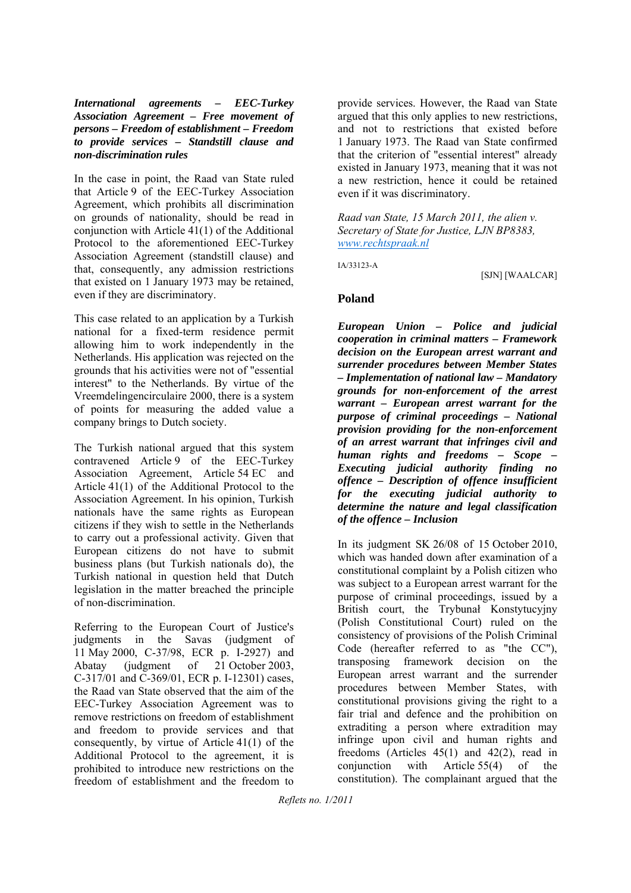***International agreements – EEC-Turkey Association Agreement – Free movement of persons – Freedom of establishment – Freedom to provide services – Standstill clause and non-discrimination rules***

In the case in point, the Raad van State ruled that Article 9 of the EEC-Turkey Association Agreement, which prohibits all discrimination on grounds of nationality, should be read in conjunction with Article 41(1) of the Additional Protocol to the aforementioned EEC-Turkey Association Agreement (standstill clause) and that, consequently, any admission restrictions that existed on 1 January 1973 may be retained, even if they are discriminatory.

This case related to an application by a Turkish national for a fixed-term residence permit allowing him to work independently in the Netherlands. His application was rejected on the grounds that his activities were not of "essential interest" to the Netherlands. By virtue of the Vreemdelingencirculaire 2000, there is a system of points for measuring the added value a company brings to Dutch society.

The Turkish national argued that this system contravened Article 9 of the EEC-Turkey Association Agreement, Article 54 EC and Article 41(1) of the Additional Protocol to the Association Agreement. In his opinion, Turkish nationals have the same rights as European citizens if they wish to settle in the Netherlands to carry out a professional activity. Given that European citizens do not have to submit business plans (but Turkish nationals do), the Turkish national in question held that Dutch legislation in the matter breached the principle of non-discrimination.

Referring to the European Court of Justice's judgments in the Savas (judgment of 11 May 2000, C-37/98, ECR p. I-2927) and Abatay (judgment of 21 October 2003, C-317/01 and C-369/01, ECR p. I-12301) cases, the Raad van State observed that the aim of the EEC-Turkey Association Agreement was to remove restrictions on freedom of establishment and freedom to provide services and that consequently, by virtue of Article 41(1) of the Additional Protocol to the agreement, it is prohibited to introduce new restrictions on the freedom of establishment and the freedom to provide services. However, the Raad van State argued that this only applies to new restrictions, and not to restrictions that existed before 1 January 1973. The Raad van State confirmed that the criterion of "essential interest" already existed in January 1973, meaning that it was not a new restriction, hence it could be retained even if it was discriminatory.

*Raad van State, 15 March 2011, the alien v. Secretary of State for Justice, LJN BP8383, www.rechtspraak.nl*

IA/33123-A

[SJN] [WAALCAR]

## Poland

***European Union – Police and judicial cooperation in criminal matters – Framework decision on the European arrest warrant and surrender procedures between Member States – Implementation of national law – Mandatory grounds for non-enforcement of the arrest warrant – European arrest warrant for the purpose of criminal proceedings – National provision providing for the non-enforcement of an arrest warrant that infringes civil and human rights and freedoms – Scope – Executing judicial authority finding no offence – Description of offence insufficient for the executing judicial authority to determine the nature and legal classification of the offence – Inclusion***

In its judgment SK 26/08 of 15 October 2010, which was handed down after examination of a constitutional complaint by a Polish citizen who was subject to a European arrest warrant for the purpose of criminal proceedings, issued by a British court, the Trybunał Konstytucyjny (Polish Constitutional Court) ruled on the consistency of provisions of the Polish Criminal Code (hereafter referred to as "the CC"), transposing framework decision on the European arrest warrant and the surrender procedures between Member States, with constitutional provisions giving the right to a fair trial and defence and the prohibition on extraditing a person where extradition may infringe upon civil and human rights and freedoms (Articles 45(1) and 42(2), read in conjunction with Article 55(4) of the constitution). The complainant argued that the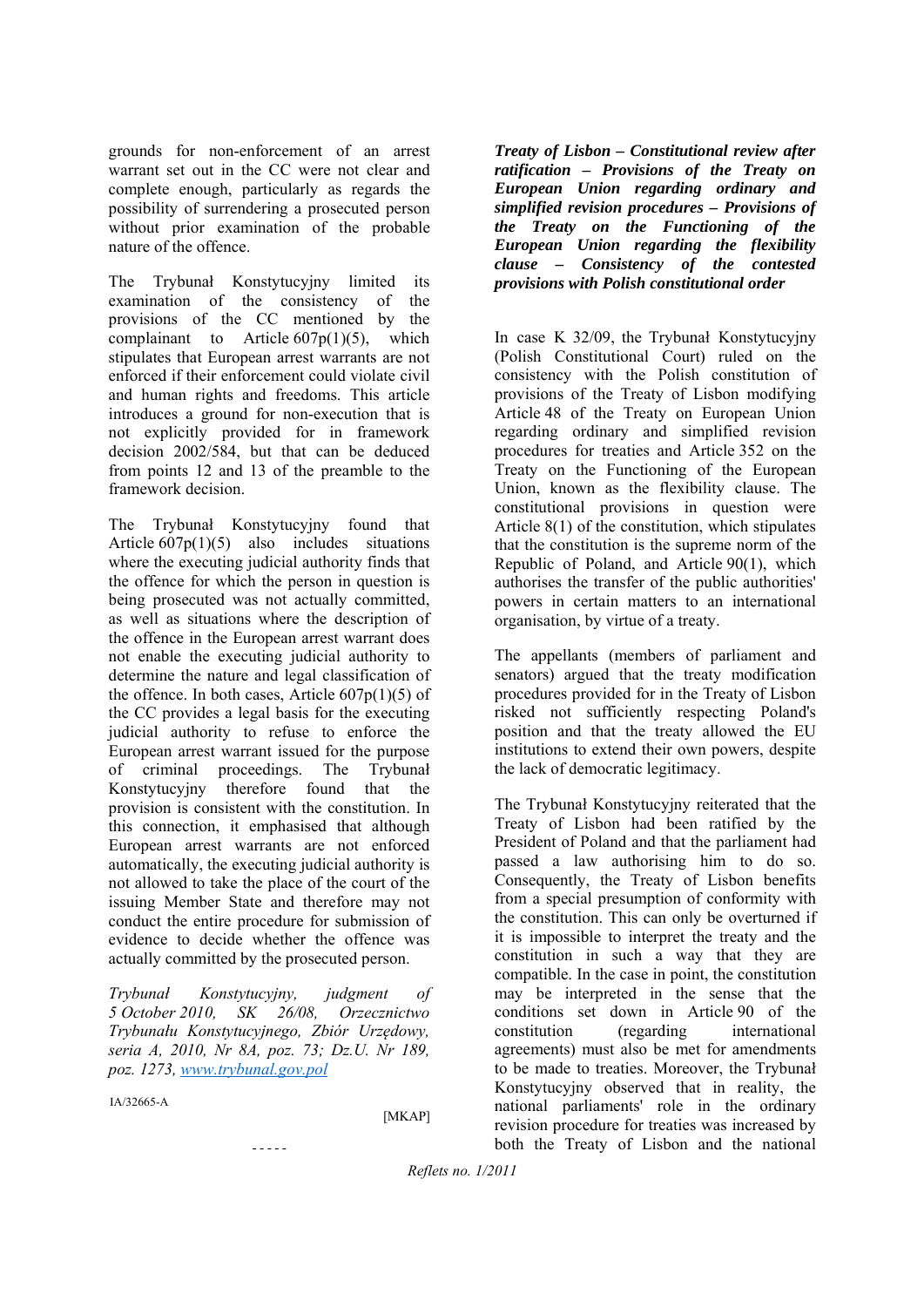grounds for non-enforcement of an arrest warrant set out in the CC were not clear and complete enough, particularly as regards the possibility of surrendering a prosecuted person without prior examination of the probable nature of the offence.

The Trybunał Konstytucyjny limited its examination of the consistency of the provisions of the CC mentioned by the complainant to Article 607p(1)(5), which stipulates that European arrest warrants are not enforced if their enforcement could violate civil and human rights and freedoms. This article introduces a ground for non-execution that is not explicitly provided for in framework decision 2002/584, but that can be deduced from points 12 and 13 of the preamble to the framework decision.

The Trybunał Konstytucyjny found that Article 607p(1)(5) also includes situations where the executing judicial authority finds that the offence for which the person in question is being prosecuted was not actually committed, as well as situations where the description of the offence in the European arrest warrant does not enable the executing judicial authority to determine the nature and legal classification of the offence. In both cases, Article 607p(1)(5) of the CC provides a legal basis for the executing judicial authority to refuse to enforce the European arrest warrant issued for the purpose of criminal proceedings. The Trybunał Konstytucyjny therefore found that the provision is consistent with the constitution. In this connection, it emphasised that although European arrest warrants are not enforced automatically, the executing judicial authority is not allowed to take the place of the court of the issuing Member State and therefore may not conduct the entire procedure for submission of evidence to decide whether the offence was actually committed by the prosecuted person.

*Trybunał Konstytucyjny, judgment of 5 October 2010, SK 26/08, Orzecznictwo Trybunału Konstytucyjnego, Zbiór Urzędowy, seria A, 2010, Nr 8A, poz. 73; Dz.U. Nr 189, poz. 1273, www.trybunal.gov.pol*

IA/32665-A

[MKAP]

- - - - -

***Treaty of Lisbon – Constitutional review after ratification – Provisions of the Treaty on European Union regarding ordinary and simplified revision procedures – Provisions of the Treaty on the Functioning of the European Union regarding the flexibility clause – Consistency of the contested provisions with Polish constitutional order***

In case K 32/09, the Trybunał Konstytucyjny (Polish Constitutional Court) ruled on the consistency with the Polish constitution of provisions of the Treaty of Lisbon modifying Article 48 of the Treaty on European Union regarding ordinary and simplified revision procedures for treaties and Article 352 on the Treaty on the Functioning of the European Union, known as the flexibility clause. The constitutional provisions in question were Article 8(1) of the constitution, which stipulates that the constitution is the supreme norm of the Republic of Poland, and Article 90(1), which authorises the transfer of the public authorities' powers in certain matters to an international organisation, by virtue of a treaty.

The appellants (members of parliament and senators) argued that the treaty modification procedures provided for in the Treaty of Lisbon risked not sufficiently respecting Poland's position and that the treaty allowed the EU institutions to extend their own powers, despite the lack of democratic legitimacy.

The Trybunał Konstytucyjny reiterated that the Treaty of Lisbon had been ratified by the President of Poland and that the parliament had passed a law authorising him to do so. Consequently, the Treaty of Lisbon benefits from a special presumption of conformity with the constitution. This can only be overturned if it is impossible to interpret the treaty and the constitution in such a way that they are compatible. In the case in point, the constitution may be interpreted in the sense that the conditions set down in Article 90 of the constitution (regarding international agreements) must also be met for amendments to be made to treaties. Moreover, the Trybunał Konstytucyjny observed that in reality, the national parliaments' role in the ordinary revision procedure for treaties was increased by both the Treaty of Lisbon and the national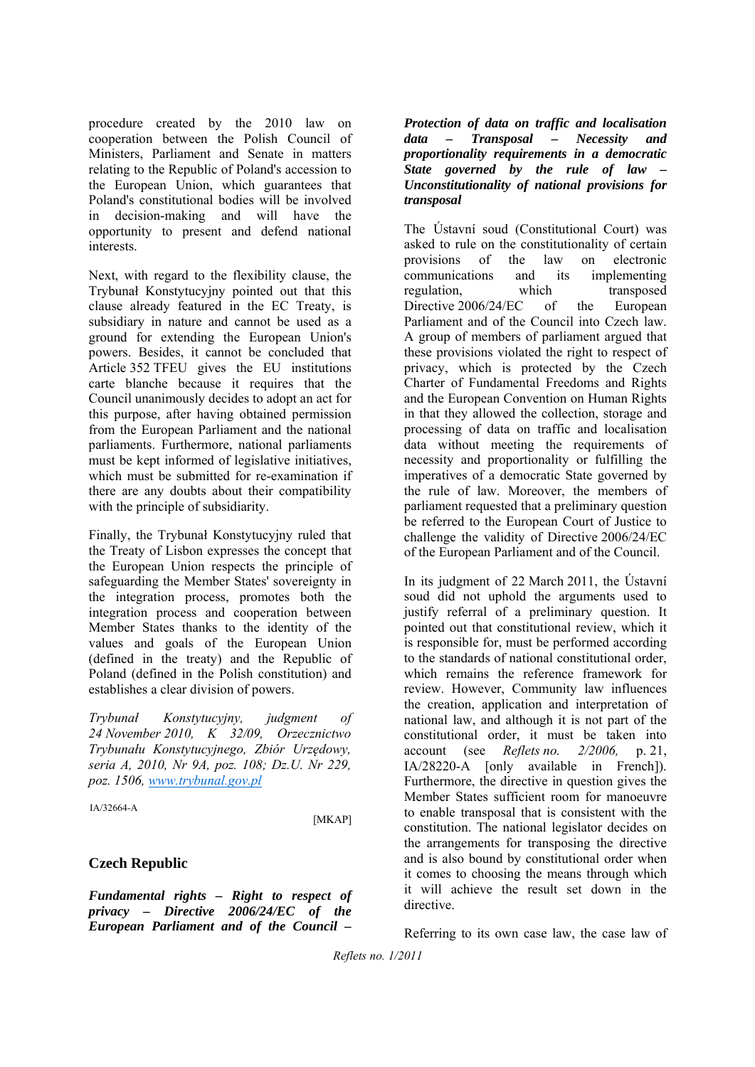procedure created by the 2010 law on cooperation between the Polish Council of Ministers, Parliament and Senate in matters relating to the Republic of Poland's accession to the European Union, which guarantees that Poland's constitutional bodies will be involved in decision-making and will have the opportunity to present and defend national interests.

Next, with regard to the flexibility clause, the Trybunał Konstytucyjny pointed out that this clause already featured in the EC Treaty, is subsidiary in nature and cannot be used as a ground for extending the European Union's powers. Besides, it cannot be concluded that Article 352 TFEU gives the EU institutions carte blanche because it requires that the Council unanimously decides to adopt an act for this purpose, after having obtained permission from the European Parliament and the national parliaments. Furthermore, national parliaments must be kept informed of legislative initiatives, which must be submitted for re-examination if there are any doubts about their compatibility with the principle of subsidiarity.

Finally, the Trybunał Konstytucyjny ruled that the Treaty of Lisbon expresses the concept that the European Union respects the principle of safeguarding the Member States' sovereignty in the integration process, promotes both the integration process and cooperation between Member States thanks to the identity of the values and goals of the European Union (defined in the treaty) and the Republic of Poland (defined in the Polish constitution) and establishes a clear division of powers.

*Trybunał Konstytucyjny, judgment of 24 November 2010, K 32/09, Orzecznictwo Trybunału Konstytucyjnego, Zbiór Urzędowy, seria A, 2010, Nr 9A, poz. 108; Dz.U. Nr 229, poz. 1506, [www.trybunal.gov.pl](www.trybunal.gov.pl)*

IA/32664-A

[MKAP]

## Czech Republic

***Fundamental rights – Right to respect of privacy – Directive 2006/24/EC of the European Parliament and of the Council – Protection of data on traffic and localisation data – Transposal – Necessity and proportionality requirements in a democratic State governed by the rule of law – Unconstitutionality of national provisions for transposal***

The Ústavní soud (Constitutional Court) was asked to rule on the constitutionality of certain provisions of the law on electronic communications and its implementing regulation, which transposed Directive 2006/24/EC of the European Parliament and of the Council into Czech law. A group of members of parliament argued that these provisions violated the right to respect of privacy, which is protected by the Czech Charter of Fundamental Freedoms and Rights and the European Convention on Human Rights in that they allowed the collection, storage and processing of data on traffic and localisation data without meeting the requirements of necessity and proportionality or fulfilling the imperatives of a democratic State governed by the rule of law. Moreover, the members of parliament requested that a preliminary question be referred to the European Court of Justice to challenge the validity of Directive 2006/24/EC of the European Parliament and of the Council.

In its judgment of 22 March 2011, the Ústavní soud did not uphold the arguments used to justify referral of a preliminary question. It pointed out that constitutional review, which it is responsible for, must be performed according to the standards of national constitutional order, which remains the reference framework for review. However, Community law influences the creation, application and interpretation of national law, and although it is not part of the constitutional order, it must be taken into account (see *Reflets no. 2/2006,* p. 21, IA/28220-A [only available in French]). Furthermore, the directive in question gives the Member States sufficient room for manoeuvre to enable transposal that is consistent with the constitution. The national legislator decides on the arrangements for transposing the directive and is also bound by constitutional order when it comes to choosing the means through which it will achieve the result set down in the directive.

Referring to its own case law, the case law of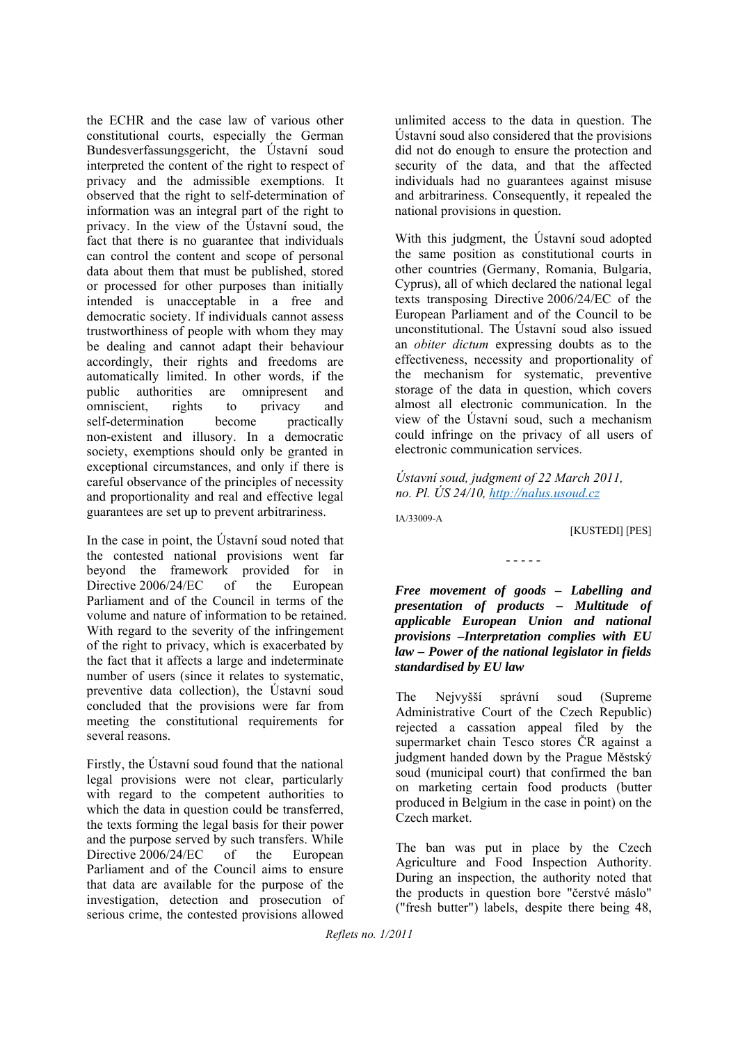the ECHR and the case law of various other constitutional courts, especially the German Bundesverfassungsgericht, the Ústavní soud interpreted the content of the right to respect of privacy and the admissible exemptions. It observed that the right to self-determination of information was an integral part of the right to privacy. In the view of the Ústavní soud, the fact that there is no guarantee that individuals can control the content and scope of personal data about them that must be published, stored or processed for other purposes than initially intended is unacceptable in a free and democratic society. If individuals cannot assess trustworthiness of people with whom they may be dealing and cannot adapt their behaviour accordingly, their rights and freedoms are automatically limited. In other words, if the public authorities are omnipresent and omniscient, rights to privacy and self-determination become practically non-existent and illusory. In a democratic society, exemptions should only be granted in exceptional circumstances, and only if there is careful observance of the principles of necessity and proportionality and real and effective legal guarantees are set up to prevent arbitrariness.

In the case in point, the Ústavní soud noted that the contested national provisions went far beyond the framework provided for in Directive 2006/24/EC of the European Parliament and of the Council in terms of the volume and nature of information to be retained. With regard to the severity of the infringement of the right to privacy, which is exacerbated by the fact that it affects a large and indeterminate number of users (since it relates to systematic, preventive data collection), the Ústavní soud concluded that the provisions were far from meeting the constitutional requirements for several reasons.

Firstly, the Ústavní soud found that the national legal provisions were not clear, particularly with regard to the competent authorities to which the data in question could be transferred, the texts forming the legal basis for their power and the purpose served by such transfers. While Directive 2006/24/EC of the European Parliament and of the Council aims to ensure that data are available for the purpose of the investigation, detection and prosecution of serious crime, the contested provisions allowed unlimited access to the data in question. The Ústavní soud also considered that the provisions did not do enough to ensure the protection and security of the data, and that the affected individuals had no guarantees against misuse and arbitrariness. Consequently, it repealed the national provisions in question.

With this judgment, the Ústavní soud adopted the same position as constitutional courts in other countries (Germany, Romania, Bulgaria, Cyprus), all of which declared the national legal texts transposing Directive 2006/24/EC of the European Parliament and of the Council to be unconstitutional. The Ústavní soud also issued an *obiter dictum* expressing doubts as to the effectiveness, necessity and proportionality of the mechanism for systematic, preventive storage of the data in question, which covers almost all electronic communication. In the view of the Ústavní soud, such a mechanism could infringe on the privacy of all users of electronic communication services.

*Ústavní soud, judgment of 22 March 2011, no. Pl. ÚS 24/10, http://nalus.usoud.cz*

IA/33009-A

[KUSTEDI] [PES]

- - - - -

***Free movement of goods – Labelling and presentation of products – Multitude of applicable European Union and national provisions –Interpretation complies with EU law – Power of the national legislator in fields standardised by EU law***

The Nejvyšší správní soud (Supreme Administrative Court of the Czech Republic) rejected a cassation appeal filed by the supermarket chain Tesco stores ČR against a judgment handed down by the Prague Městský soud (municipal court) that confirmed the ban on marketing certain food products (butter produced in Belgium in the case in point) on the Czech market.

The ban was put in place by the Czech Agriculture and Food Inspection Authority. During an inspection, the authority noted that the products in question bore "čerstvé máslo" ("fresh butter") labels, despite there being 48,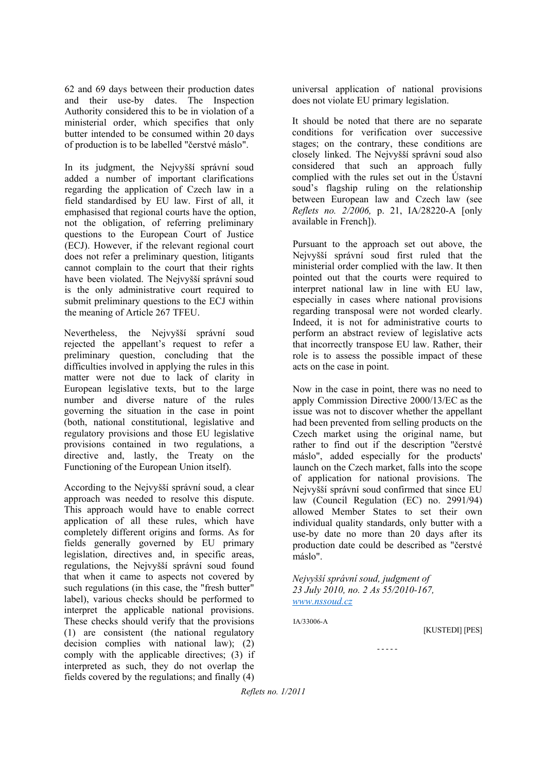62 and 69 days between their production dates and their use-by dates. The Inspection Authority considered this to be in violation of a ministerial order, which specifies that only butter intended to be consumed within 20 days of production is to be labelled "čerstvé máslo".

In its judgment, the Nejvyšší správní soud added a number of important clarifications regarding the application of Czech law in a field standardised by EU law. First of all, it emphasised that regional courts have the option, not the obligation, of referring preliminary questions to the European Court of Justice (ECJ). However, if the relevant regional court does not refer a preliminary question, litigants cannot complain to the court that their rights have been violated. The Nejvyšší správní soud is the only administrative court required to submit preliminary questions to the ECJ within the meaning of Article 267 TFEU.

Nevertheless, the Nejvyšší správní soud rejected the appellant's request to refer a preliminary question, concluding that the difficulties involved in applying the rules in this matter were not due to lack of clarity in European legislative texts, but to the large number and diverse nature of the rules governing the situation in the case in point (both, national constitutional, legislative and regulatory provisions and those EU legislative provisions contained in two regulations, a directive and, lastly, the Treaty on the Functioning of the European Union itself).

According to the Nejvyšší správní soud, a clear approach was needed to resolve this dispute. This approach would have to enable correct application of all these rules, which have completely different origins and forms. As for fields generally governed by EU primary legislation, directives and, in specific areas, regulations, the Nejvyšší správní soud found that when it came to aspects not covered by such regulations (in this case, the "fresh butter" label), various checks should be performed to interpret the applicable national provisions. These checks should verify that the provisions (1) are consistent (the national regulatory decision complies with national law); (2) comply with the applicable directives; (3) if interpreted as such, they do not overlap the fields covered by the regulations; and finally (4) universal application of national provisions does not violate EU primary legislation.

It should be noted that there are no separate conditions for verification over successive stages; on the contrary, these conditions are closely linked. The Nejvyšší správní soud also considered that such an approach fully complied with the rules set out in the Ústavní soud's flagship ruling on the relationship between European law and Czech law (see *Reflets no. 2/2006,* p. 21, IA/28220-A [only available in French]).

Pursuant to the approach set out above, the Nejvyšší správní soud first ruled that the ministerial order complied with the law. It then pointed out that the courts were required to interpret national law in line with EU law, especially in cases where national provisions regarding transposal were not worded clearly. Indeed, it is not for administrative courts to perform an abstract review of legislative acts that incorrectly transpose EU law. Rather, their role is to assess the possible impact of these acts on the case in point.

Now in the case in point, there was no need to apply Commission Directive 2000/13/EC as the issue was not to discover whether the appellant had been prevented from selling products on the Czech market using the original name, but rather to find out if the description "čerstvé máslo", added especially for the products' launch on the Czech market, falls into the scope of application for national provisions. The Nejvyšší správní soud confirmed that since EU law (Council Regulation (EC) no. 2991/94) allowed Member States to set their own individual quality standards, only butter with a use-by date no more than 20 days after its production date could be described as "čerstvé máslo".

*Nejvyšší správní soud, judgment of 23 July 2010, no. 2 As 55/2010-167, www.nssoud.cz*

IA/33006-A

[KUSTEDI] [PES]

- - - - -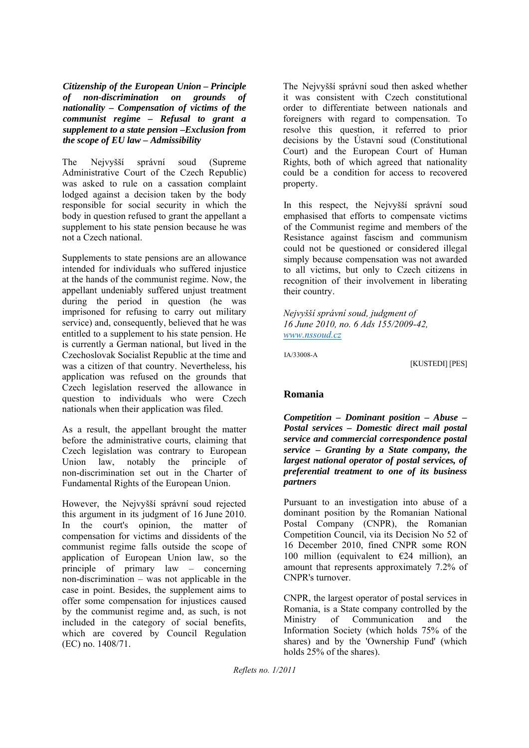***Citizenship of the European Union – Principle of non-discrimination on grounds of nationality – Compensation of victims of the communist regime – Refusal to grant a supplement to a state pension –Exclusion from the scope of EU law – Admissibility***

The Nejvyšší správní soud (Supreme Administrative Court of the Czech Republic) was asked to rule on a cassation complaint lodged against a decision taken by the body responsible for social security in which the body in question refused to grant the appellant a supplement to his state pension because he was not a Czech national.

Supplements to state pensions are an allowance intended for individuals who suffered injustice at the hands of the communist regime. Now, the appellant undeniably suffered unjust treatment during the period in question (he was imprisoned for refusing to carry out military service) and, consequently, believed that he was entitled to a supplement to his state pension. He is currently a German national, but lived in the Czechoslovak Socialist Republic at the time and was a citizen of that country. Nevertheless, his application was refused on the grounds that Czech legislation reserved the allowance in question to individuals who were Czech nationals when their application was filed.

As a result, the appellant brought the matter before the administrative courts, claiming that Czech legislation was contrary to European Union law, notably the principle of non-discrimination set out in the Charter of Fundamental Rights of the European Union.

However, the Nejvyšší správní soud rejected this argument in its judgment of 16 June 2010. In the court's opinion, the matter of compensation for victims and dissidents of the communist regime falls outside the scope of application of European Union law, so the principle of primary law – concerning non-discrimination – was not applicable in the case in point. Besides, the supplement aims to offer some compensation for injustices caused by the communist regime and, as such, is not included in the category of social benefits, which are covered by Council Regulation (EC) no. 1408/71.

The Nejvyšší správní soud then asked whether it was consistent with Czech constitutional order to differentiate between nationals and foreigners with regard to compensation. To resolve this question, it referred to prior decisions by the Ústavní soud (Constitutional Court) and the European Court of Human Rights, both of which agreed that nationality could be a condition for access to recovered property.

In this respect, the Nejvyšší správní soud emphasised that efforts to compensate victims of the Communist regime and members of the Resistance against fascism and communism could not be questioned or considered illegal simply because compensation was not awarded to all victims, but only to Czech citizens in recognition of their involvement in liberating their country.

*Nejvyšší správní soud, judgment of 16 June 2010, no. 6 Ads 155/2009-42, www.nssoud.cz*

IA/33008-A

[KUSTEDI] [PES]

## Romania

***Competition – Dominant position – Abuse – Postal services – Domestic direct mail postal service and commercial correspondence postal service – Granting by a State company, the largest national operator of postal services, of preferential treatment to one of its business partners***

Pursuant to an investigation into abuse of a dominant position by the Romanian National Postal Company (CNPR), the Romanian Competition Council, via its Decision No 52 of 16 December 2010, fined CNPR some RON 100 million (equivalent to €24 million), an amount that represents approximately 7.2% of CNPR's turnover.

CNPR, the largest operator of postal services in Romania, is a State company controlled by the Ministry of Communication and the Information Society (which holds 75% of the shares) and by the 'Ownership Fund' (which holds 25% of the shares).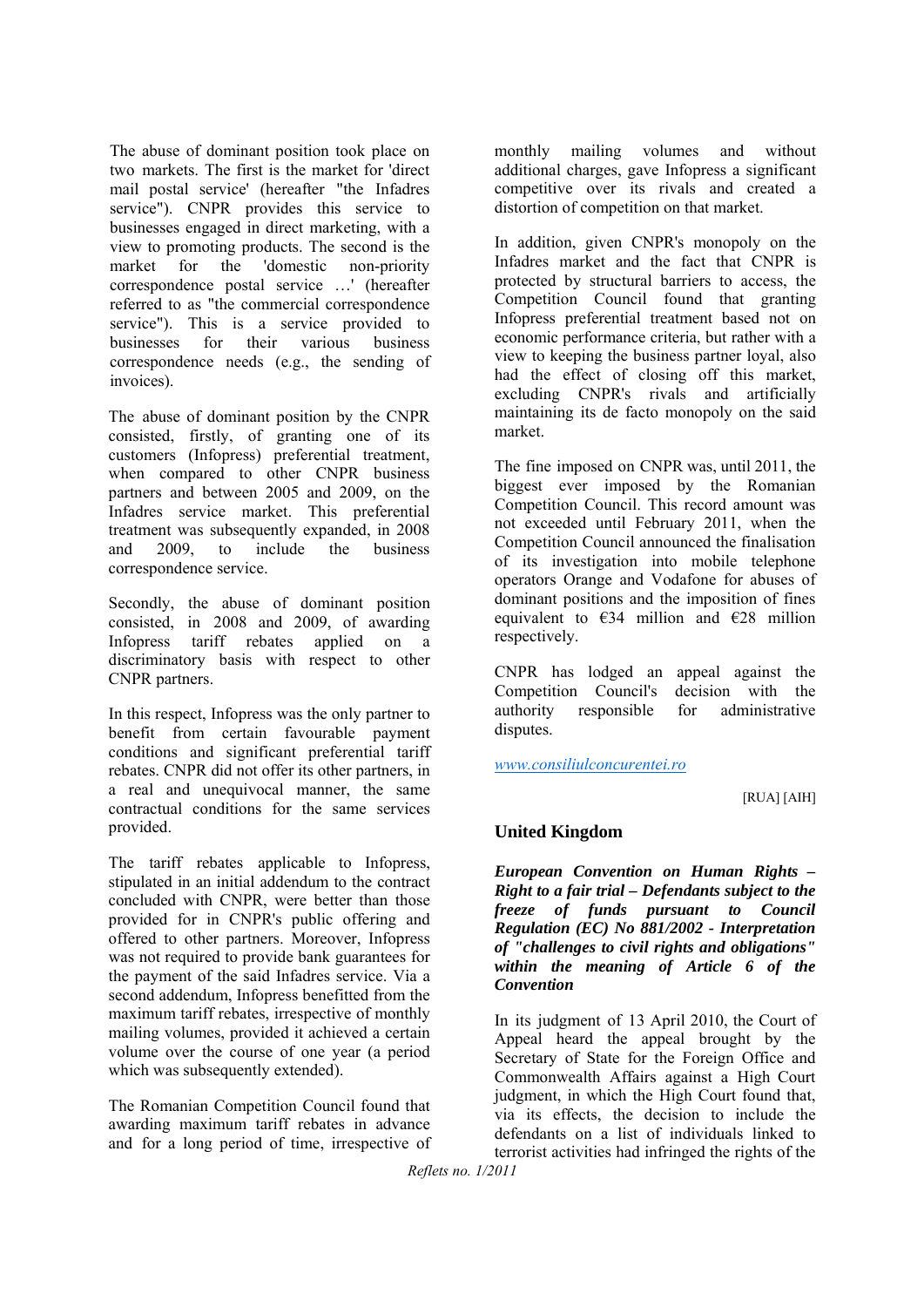The abuse of dominant position took place on two markets. The first is the market for 'direct mail postal service' (hereafter "the Infadres service"). CNPR provides this service to businesses engaged in direct marketing, with a view to promoting products. The second is the market for the 'domestic non-priority correspondence postal service …' (hereafter referred to as "the commercial correspondence service"). This is a service provided to businesses for their various business correspondence needs (e.g., the sending of invoices).

The abuse of dominant position by the CNPR consisted, firstly, of granting one of its customers (Infopress) preferential treatment, when compared to other CNPR business partners and between 2005 and 2009, on the Infadres service market. This preferential treatment was subsequently expanded, in 2008 and 2009, to include the business correspondence service.

Secondly, the abuse of dominant position consisted, in 2008 and 2009, of awarding Infopress tariff rebates applied on a discriminatory basis with respect to other CNPR partners.

In this respect, Infopress was the only partner to benefit from certain favourable payment conditions and significant preferential tariff rebates. CNPR did not offer its other partners, in a real and unequivocal manner, the same contractual conditions for the same services provided.

The tariff rebates applicable to Infopress, stipulated in an initial addendum to the contract concluded with CNPR, were better than those provided for in CNPR's public offering and offered to other partners. Moreover, Infopress was not required to provide bank guarantees for the payment of the said Infadres service. Via a second addendum, Infopress benefitted from the maximum tariff rebates, irrespective of monthly mailing volumes, provided it achieved a certain volume over the course of one year (a period which was subsequently extended).

The Romanian Competition Council found that awarding maximum tariff rebates in advance and for a long period of time, irrespective of monthly mailing volumes and without additional charges, gave Infopress a significant competitive over its rivals and created a distortion of competition on that market.

In addition, given CNPR's monopoly on the Infadres market and the fact that CNPR is protected by structural barriers to access, the Competition Council found that granting Infopress preferential treatment based not on economic performance criteria, but rather with a view to keeping the business partner loyal, also had the effect of closing off this market, excluding CNPR's rivals and artificially maintaining its de facto monopoly on the said market.

The fine imposed on CNPR was, until 2011, the biggest ever imposed by the Romanian Competition Council. This record amount was not exceeded until February 2011, when the Competition Council announced the finalisation of its investigation into mobile telephone operators Orange and Vodafone for abuses of dominant positions and the imposition of fines equivalent to €34 million and €28 million respectively.

CNPR has lodged an appeal against the Competition Council's decision with the authority responsible for administrative disputes.

*www.consiliulconcurentei.ro*

[RUA] [AIH]

## United Kingdom

***European Convention on Human Rights – Right to a fair trial – Defendants subject to the freeze of funds pursuant to Council Regulation (EC) No 881/2002 - Interpretation of "challenges to civil rights and obligations" within the meaning of Article 6 of the Convention***

In its judgment of 13 April 2010, the Court of Appeal heard the appeal brought by the Secretary of State for the Foreign Office and Commonwealth Affairs against a High Court judgment, in which the High Court found that, via its effects, the decision to include the defendants on a list of individuals linked to terrorist activities had infringed the rights of the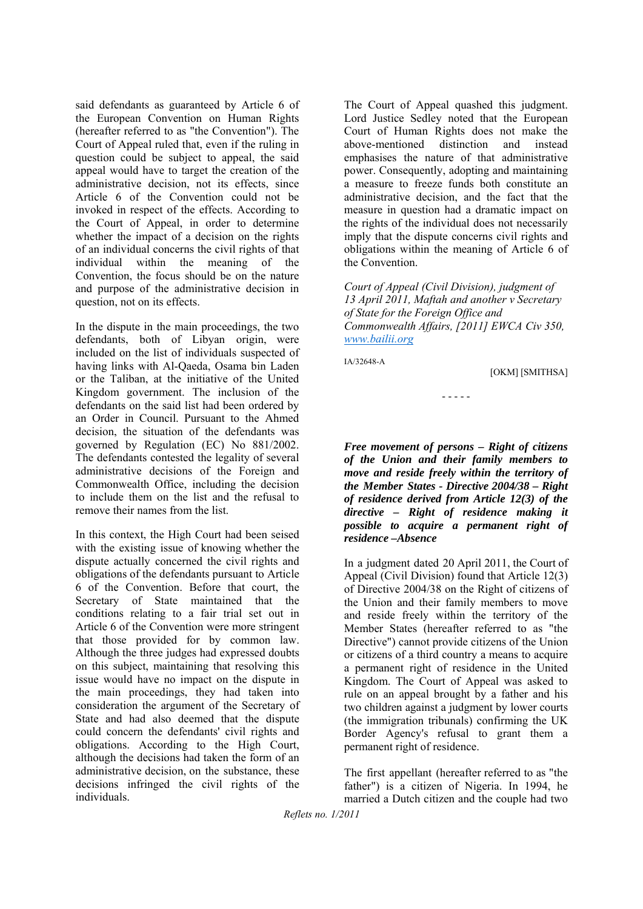said defendants as guaranteed by Article 6 of the European Convention on Human Rights (hereafter referred to as "the Convention"). The Court of Appeal ruled that, even if the ruling in question could be subject to appeal, the said appeal would have to target the creation of the administrative decision, not its effects, since Article 6 of the Convention could not be invoked in respect of the effects. According to the Court of Appeal, in order to determine whether the impact of a decision on the rights of an individual concerns the civil rights of that individual within the meaning of the Convention, the focus should be on the nature and purpose of the administrative decision in question, not on its effects.

In the dispute in the main proceedings, the two defendants, both of Libyan origin, were included on the list of individuals suspected of having links with Al-Qaeda, Osama bin Laden or the Taliban, at the initiative of the United Kingdom government. The inclusion of the defendants on the said list had been ordered by an Order in Council. Pursuant to the Ahmed decision, the situation of the defendants was governed by Regulation (EC) No 881/2002. The defendants contested the legality of several administrative decisions of the Foreign and Commonwealth Office, including the decision to include them on the list and the refusal to remove their names from the list.

In this context, the High Court had been seised with the existing issue of knowing whether the dispute actually concerned the civil rights and obligations of the defendants pursuant to Article 6 of the Convention. Before that court, the Secretary of State maintained that the conditions relating to a fair trial set out in Article 6 of the Convention were more stringent that those provided for by common law. Although the three judges had expressed doubts on this subject, maintaining that resolving this issue would have no impact on the dispute in the main proceedings, they had taken into consideration the argument of the Secretary of State and had also deemed that the dispute could concern the defendants' civil rights and obligations. According to the High Court, although the decisions had taken the form of an administrative decision, on the substance, these decisions infringed the civil rights of the individuals.

The Court of Appeal quashed this judgment. Lord Justice Sedley noted that the European Court of Human Rights does not make the above-mentioned distinction and instead emphasises the nature of that administrative power. Consequently, adopting and maintaining a measure to freeze funds both constitute an administrative decision, and the fact that the measure in question had a dramatic impact on the rights of the individual does not necessarily imply that the dispute concerns civil rights and obligations within the meaning of Article 6 of the Convention.

*Court of Appeal (Civil Division), judgment of 13 April 2011, Maftah and another v Secretary of State for the Foreign Office and Commonwealth Affairs, [2011] EWCA Civ 350, www.bailii.org*

IA/32648-A

[OKM] [SMITHSA]

- - - - -

***Free movement of persons – Right of citizens of the Union and their family members to move and reside freely within the territory of the Member States - Directive 2004/38 – Right of residence derived from Article 12(3) of the directive – Right of residence making it possible to acquire a permanent right of residence –Absence***

In a judgment dated 20 April 2011, the Court of Appeal (Civil Division) found that Article 12(3) of Directive 2004/38 on the Right of citizens of the Union and their family members to move and reside freely within the territory of the Member States (hereafter referred to as "the Directive") cannot provide citizens of the Union or citizens of a third country a means to acquire a permanent right of residence in the United Kingdom. The Court of Appeal was asked to rule on an appeal brought by a father and his two children against a judgment by lower courts (the immigration tribunals) confirming the UK Border Agency's refusal to grant them a permanent right of residence.

The first appellant (hereafter referred to as "the father") is a citizen of Nigeria. In 1994, he married a Dutch citizen and the couple had two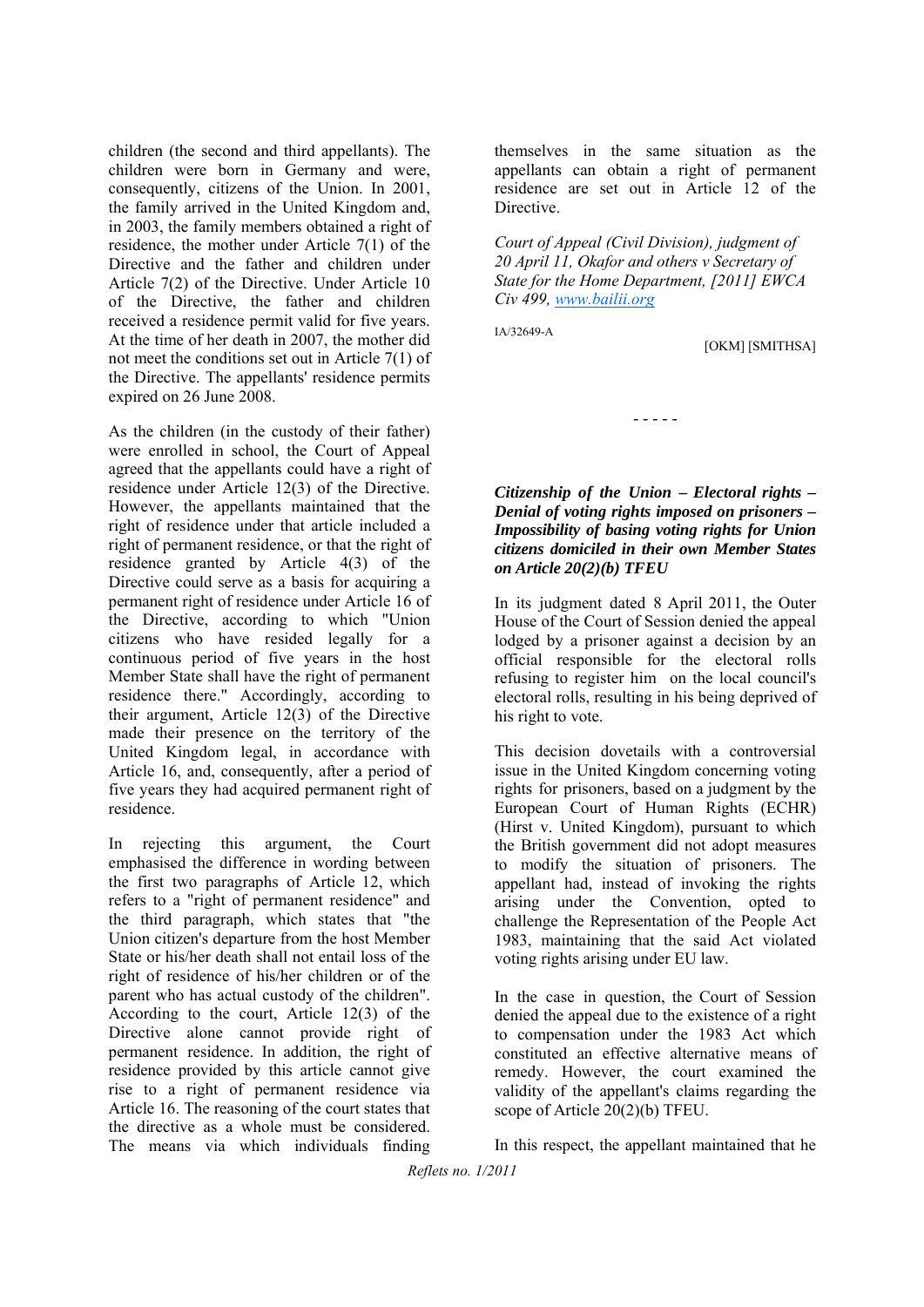children (the second and third appellants). The children were born in Germany and were, consequently, citizens of the Union. In 2001, the family arrived in the United Kingdom and, in 2003, the family members obtained a right of residence, the mother under Article 7(1) of the Directive and the father and children under Article 7(2) of the Directive. Under Article 10 of the Directive, the father and children received a residence permit valid for five years. At the time of her death in 2007, the mother did not meet the conditions set out in Article 7(1) of the Directive. The appellants' residence permits expired on 26 June 2008.

As the children (in the custody of their father) were enrolled in school, the Court of Appeal agreed that the appellants could have a right of residence under Article 12(3) of the Directive. However, the appellants maintained that the right of residence under that article included a right of permanent residence, or that the right of residence granted by Article 4(3) of the Directive could serve as a basis for acquiring a permanent right of residence under Article 16 of the Directive, according to which "Union citizens who have resided legally for a continuous period of five years in the host Member State shall have the right of permanent residence there." Accordingly, according to their argument, Article 12(3) of the Directive made their presence on the territory of the United Kingdom legal, in accordance with Article 16, and, consequently, after a period of five years they had acquired permanent right of residence.

In rejecting this argument, the Court emphasised the difference in wording between the first two paragraphs of Article 12, which refers to a "right of permanent residence" and the third paragraph, which states that "the Union citizen's departure from the host Member State or his/her death shall not entail loss of the right of residence of his/her children or of the parent who has actual custody of the children". According to the court, Article 12(3) of the Directive alone cannot provide right of permanent residence. In addition, the right of residence provided by this article cannot give rise to a right of permanent residence via Article 16. The reasoning of the court states that the directive as a whole must be considered. The means via which individuals finding themselves in the same situation as the appellants can obtain a right of permanent residence are set out in Article 12 of the Directive.

*Court of Appeal (Civil Division), judgment of 20 April 11, Okafor and others v Secretary of State for the Home Department, [2011] EWCA Civ 499, www.bailii.org*

IA/32649-A

[OKM] [SMITHSA]

- - - - -

***Citizenship of the Union – Electoral rights – Denial of voting rights imposed on prisoners – Impossibility of basing voting rights for Union citizens domiciled in their own Member States on Article 20(2)(b) TFEU***

In its judgment dated 8 April 2011, the Outer House of the Court of Session denied the appeal lodged by a prisoner against a decision by an official responsible for the electoral rolls refusing to register him on the local council's electoral rolls, resulting in his being deprived of his right to vote.

This decision dovetails with a controversial issue in the United Kingdom concerning voting rights for prisoners, based on a judgment by the European Court of Human Rights (ECHR) (Hirst v. United Kingdom), pursuant to which the British government did not adopt measures to modify the situation of prisoners. The appellant had, instead of invoking the rights arising under the Convention, opted to challenge the Representation of the People Act 1983, maintaining that the said Act violated voting rights arising under EU law.

In the case in question, the Court of Session denied the appeal due to the existence of a right to compensation under the 1983 Act which constituted an effective alternative means of remedy. However, the court examined the validity of the appellant's claims regarding the scope of Article 20(2)(b) TFEU.

In this respect, the appellant maintained that he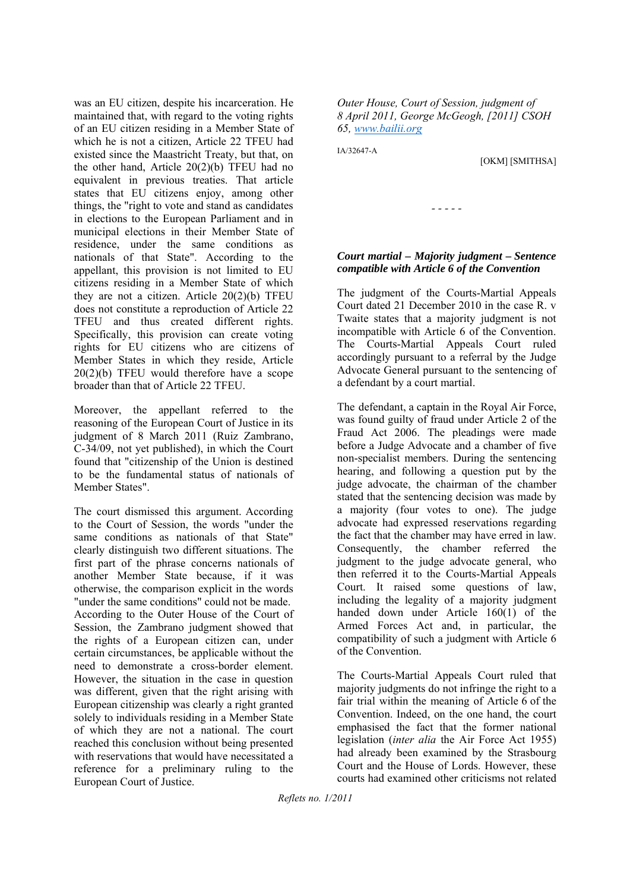was an EU citizen, despite his incarceration. He maintained that, with regard to the voting rights of an EU citizen residing in a Member State of which he is not a citizen, Article 22 TFEU had existed since the Maastricht Treaty, but that, on the other hand, Article 20(2)(b) TFEU had no equivalent in previous treaties. That article states that EU citizens enjoy, among other things, the "right to vote and stand as candidates in elections to the European Parliament and in municipal elections in their Member State of residence, under the same conditions as nationals of that State". According to the appellant, this provision is not limited to EU citizens residing in a Member State of which they are not a citizen. Article 20(2)(b) TFEU does not constitute a reproduction of Article 22 TFEU and thus created different rights. Specifically, this provision can create voting rights for EU citizens who are citizens of Member States in which they reside, Article 20(2)(b) TFEU would therefore have a scope broader than that of Article 22 TFEU.

Moreover, the appellant referred to the reasoning of the European Court of Justice in its judgment of 8 March 2011 (Ruiz Zambrano, C-34/09, not yet published), in which the Court found that "citizenship of the Union is destined to be the fundamental status of nationals of Member States".

The court dismissed this argument. According to the Court of Session, the words "under the same conditions as nationals of that State" clearly distinguish two different situations. The first part of the phrase concerns nationals of another Member State because, if it was otherwise, the comparison explicit in the words "under the same conditions" could not be made. According to the Outer House of the Court of Session, the Zambrano judgment showed that the rights of a European citizen can, under certain circumstances, be applicable without the need to demonstrate a cross-border element. However, the situation in the case in question was different, given that the right arising with European citizenship was clearly a right granted solely to individuals residing in a Member State of which they are not a national. The court reached this conclusion without being presented with reservations that would have necessitated a reference for a preliminary ruling to the European Court of Justice.

*Outer House, Court of Session, judgment of 8 April 2011, George McGeogh, [2011] CSOH 65, www.bailii.org*

IA/32647-A

[OKM] [SMITHSA]

- - - - -

***Court martial – Majority judgment – Sentence compatible with Article 6 of the Convention***

The judgment of the Courts-Martial Appeals Court dated 21 December 2010 in the case R. v Twaite states that a majority judgment is not incompatible with Article 6 of the Convention. The Courts-Martial Appeals Court ruled accordingly pursuant to a referral by the Judge Advocate General pursuant to the sentencing of a defendant by a court martial.

The defendant, a captain in the Royal Air Force, was found guilty of fraud under Article 2 of the Fraud Act 2006. The pleadings were made before a Judge Advocate and a chamber of five non-specialist members. During the sentencing hearing, and following a question put by the judge advocate, the chairman of the chamber stated that the sentencing decision was made by a majority (four votes to one). The judge advocate had expressed reservations regarding the fact that the chamber may have erred in law. Consequently, the chamber referred the judgment to the judge advocate general, who then referred it to the Courts-Martial Appeals Court. It raised some questions of law, including the legality of a majority judgment handed down under Article 160(1) of the Armed Forces Act and, in particular, the compatibility of such a judgment with Article 6 of the Convention.

The Courts-Martial Appeals Court ruled that majority judgments do not infringe the right to a fair trial within the meaning of Article 6 of the Convention. Indeed, on the one hand, the court emphasised the fact that the former national legislation (*inter alia* the Air Force Act 1955) had already been examined by the Strasbourg Court and the House of Lords. However, these courts had examined other criticisms not related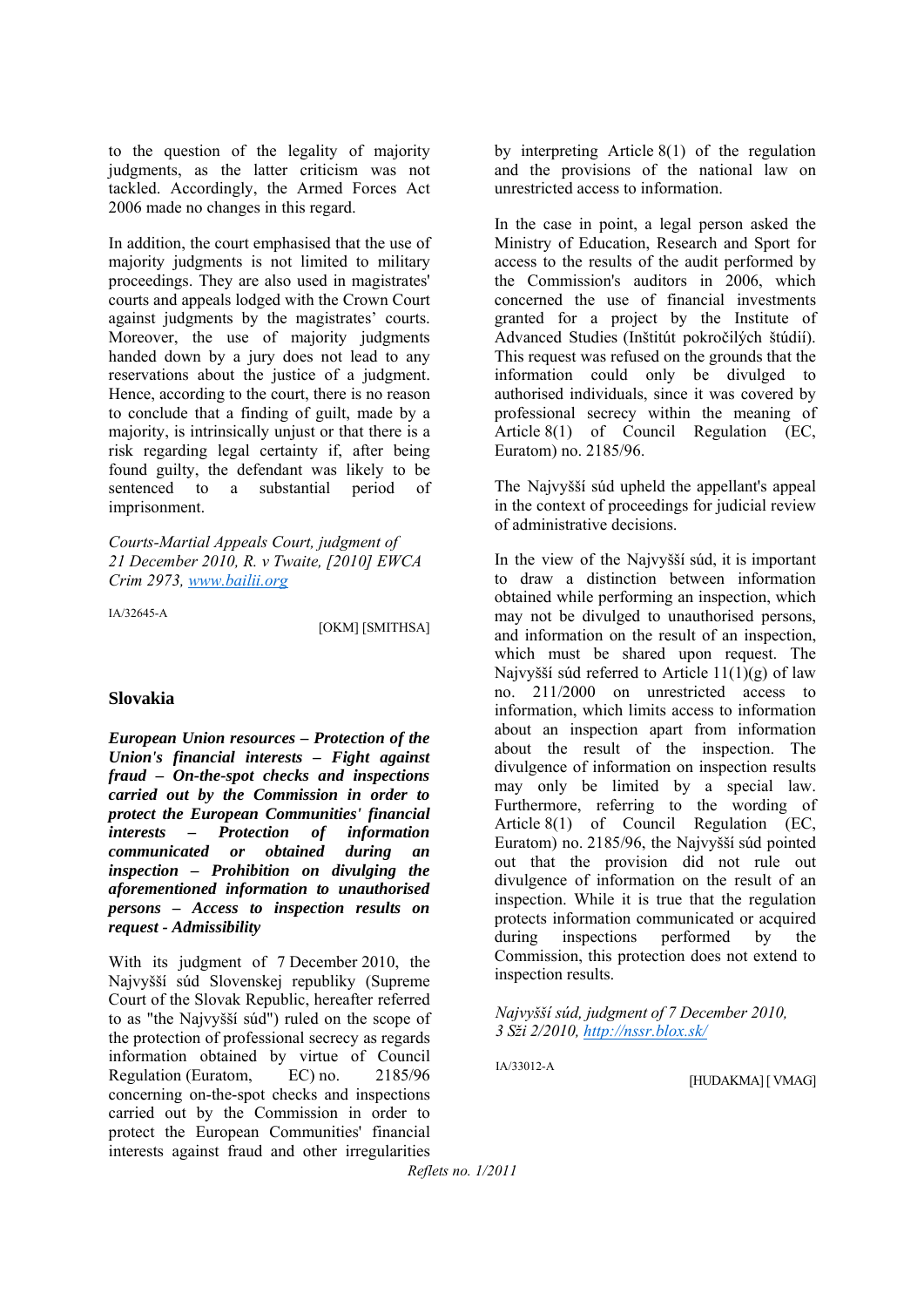to the question of the legality of majority judgments, as the latter criticism was not tackled. Accordingly, the Armed Forces Act 2006 made no changes in this regard.

In addition, the court emphasised that the use of majority judgments is not limited to military proceedings. They are also used in magistrates' courts and appeals lodged with the Crown Court against judgments by the magistrates' courts. Moreover, the use of majority judgments handed down by a jury does not lead to any reservations about the justice of a judgment. Hence, according to the court, there is no reason to conclude that a finding of guilt, made by a majority, is intrinsically unjust or that there is a risk regarding legal certainty if, after being found guilty, the defendant was likely to be sentenced to a substantial period of imprisonment.

*Courts-Martial Appeals Court, judgment of 21 December 2010, R. v Twaite, [2010] EWCA Crim 2973, www.bailii.org*

IA/32645-A

[OKM] [SMITHSA]

## Slovakia

***European Union resources – Protection of the Union's financial interests – Fight against fraud – On-the-spot checks and inspections carried out by the Commission in order to protect the European Communities' financial interests – Protection of information communicated or obtained during an inspection – Prohibition on divulging the aforementioned information to unauthorised persons – Access to inspection results on request - Admissibility***

With its judgment of 7 December 2010, the Najvyšší súd Slovenskej republiky (Supreme Court of the Slovak Republic, hereafter referred to as "the Najvyšší súd") ruled on the scope of the protection of professional secrecy as regards information obtained by virtue of Council Regulation (Euratom, EC) no. 2185/96 concerning on-the-spot checks and inspections carried out by the Commission in order to protect the European Communities' financial interests against fraud and other irregularities by interpreting Article 8(1) of the regulation and the provisions of the national law on unrestricted access to information.

In the case in point, a legal person asked the Ministry of Education, Research and Sport for access to the results of the audit performed by the Commission's auditors in 2006, which concerned the use of financial investments granted for a project by the Institute of Advanced Studies (Inštitút pokročilých štúdií). This request was refused on the grounds that the information could only be divulged to authorised individuals, since it was covered by professional secrecy within the meaning of Article 8(1) of Council Regulation (EC, Euratom) no. 2185/96.

The Najvyšší súd upheld the appellant's appeal in the context of proceedings for judicial review of administrative decisions.

In the view of the Najvyšší súd, it is important to draw a distinction between information obtained while performing an inspection, which may not be divulged to unauthorised persons, and information on the result of an inspection, which must be shared upon request. The Najvyšší súd referred to Article 11(1)(g) of law no. 211/2000 on unrestricted access to information, which limits access to information about an inspection apart from information about the result of the inspection. The divulgence of information on inspection results may only be limited by a special law. Furthermore, referring to the wording of Article 8(1) of Council Regulation (EC, Euratom) no. 2185/96, the Najvyšší súd pointed out that the provision did not rule out divulgence of information on the result of an inspection. While it is true that the regulation protects information communicated or acquired during inspections performed by the Commission, this protection does not extend to inspection results.

*Najvyšší súd, judgment of 7 December 2010, 3 Sži 2/2010, http://nssr.blox.sk/*

IA/33012-A

[HUDAKMA] [ VMAG]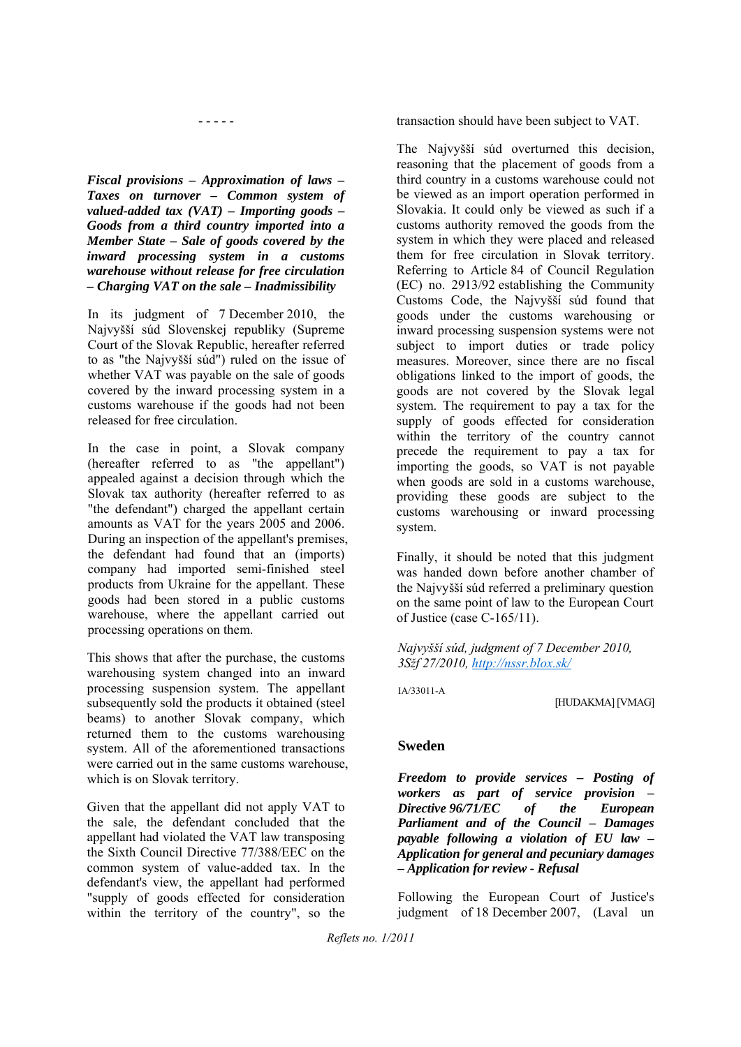- - - - -

***Fiscal provisions – Approximation of laws – Taxes on turnover – Common system of valued-added tax (VAT) – Importing goods – Goods from a third country imported into a Member State – Sale of goods covered by the inward processing system in a customs warehouse without release for free circulation – Charging VAT on the sale – Inadmissibility***

In its judgment of 7 December 2010, the Najvyšší súd Slovenskej republiky (Supreme Court of the Slovak Republic, hereafter referred to as "the Najvyšší súd") ruled on the issue of whether VAT was payable on the sale of goods covered by the inward processing system in a customs warehouse if the goods had not been released for free circulation.

In the case in point, a Slovak company (hereafter referred to as "the appellant") appealed against a decision through which the Slovak tax authority (hereafter referred to as "the defendant") charged the appellant certain amounts as VAT for the years 2005 and 2006. During an inspection of the appellant's premises, the defendant had found that an (imports) company had imported semi-finished steel products from Ukraine for the appellant. These goods had been stored in a public customs warehouse, where the appellant carried out processing operations on them.

This shows that after the purchase, the customs warehousing system changed into an inward processing suspension system. The appellant subsequently sold the products it obtained (steel beams) to another Slovak company, which returned them to the customs warehousing system. All of the aforementioned transactions were carried out in the same customs warehouse, which is on Slovak territory.

Given that the appellant did not apply VAT to the sale, the defendant concluded that the appellant had violated the VAT law transposing the Sixth Council Directive 77/388/EEC on the common system of value-added tax. In the defendant's view, the appellant had performed "supply of goods effected for consideration within the territory of the country", so the transaction should have been subject to VAT.

The Najvyšší súd overturned this decision, reasoning that the placement of goods from a third country in a customs warehouse could not be viewed as an import operation performed in Slovakia. It could only be viewed as such if a customs authority removed the goods from the system in which they were placed and released them for free circulation in Slovak territory. Referring to Article 84 of Council Regulation (EC) no. 2913/92 establishing the Community Customs Code, the Najvyšší súd found that goods under the customs warehousing or inward processing suspension systems were not subject to import duties or trade policy measures. Moreover, since there are no fiscal obligations linked to the import of goods, the goods are not covered by the Slovak legal system. The requirement to pay a tax for the supply of goods effected for consideration within the territory of the country cannot precede the requirement to pay a tax for importing the goods, so VAT is not payable when goods are sold in a customs warehouse, providing these goods are subject to the customs warehousing or inward processing system.

Finally, it should be noted that this judgment was handed down before another chamber of the Najvyšší súd referred a preliminary question on the same point of law to the European Court of Justice (case C-165/11).

*Najvyšší súd, judgment of 7 December 2010, 3Sžf 27/2010, [http://nssr.blox.sk/](http://nssr.blox.sk/)*

IA/33011-A

[HUDAKMA] [VMAG]

## Sweden

***Freedom to provide services – Posting of workers as part of service provision – Directive 96/71/EC of the European Parliament and of the Council – Damages payable following a violation of EU law – Application for general and pecuniary damages – Application for review - Refusal***

Following the European Court of Justice's judgment of 18 December 2007, (Laval un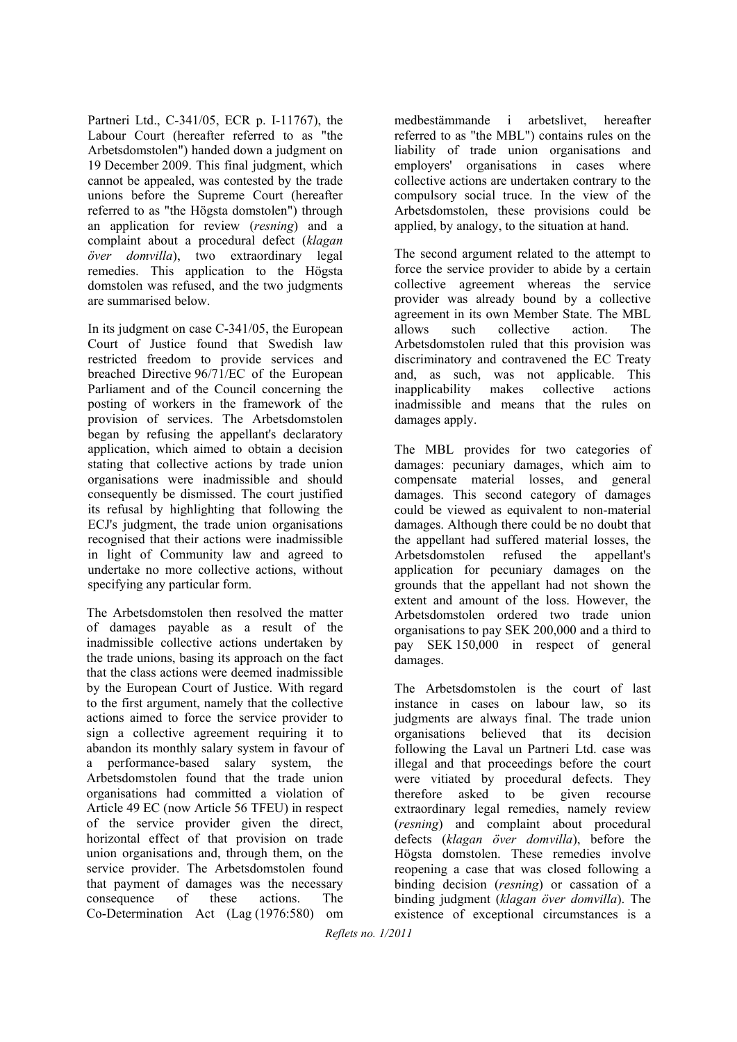Partneri Ltd., C-341/05, ECR p. I-11767), the Labour Court (hereafter referred to as "the Arbetsdomstolen") handed down a judgment on 19 December 2009. This final judgment, which cannot be appealed, was contested by the trade unions before the Supreme Court (hereafter referred to as "the Högsta domstolen") through an application for review (*resning*) and a complaint about a procedural defect (*klagan över domvilla*), two extraordinary legal remedies. This application to the Högsta domstolen was refused, and the two judgments are summarised below.

In its judgment on case C-341/05, the European Court of Justice found that Swedish law restricted freedom to provide services and breached Directive 96/71/EC of the European Parliament and of the Council concerning the posting of workers in the framework of the provision of services. The Arbetsdomstolen began by refusing the appellant's declaratory application, which aimed to obtain a decision stating that collective actions by trade union organisations were inadmissible and should consequently be dismissed. The court justified its refusal by highlighting that following the ECJ's judgment, the trade union organisations recognised that their actions were inadmissible in light of Community law and agreed to undertake no more collective actions, without specifying any particular form.

The Arbetsdomstolen then resolved the matter of damages payable as a result of the inadmissible collective actions undertaken by the trade unions, basing its approach on the fact that the class actions were deemed inadmissible by the European Court of Justice. With regard to the first argument, namely that the collective actions aimed to force the service provider to sign a collective agreement requiring it to abandon its monthly salary system in favour of a performance-based salary system, the Arbetsdomstolen found that the trade union organisations had committed a violation of Article 49 EC (now Article 56 TFEU) in respect of the service provider given the direct, horizontal effect of that provision on trade union organisations and, through them, on the service provider. The Arbetsdomstolen found that payment of damages was the necessary consequence of these actions. The Co-Determination Act (Lag (1976:580) om medbestämmande i arbetslivet, hereafter referred to as "the MBL") contains rules on the liability of trade union organisations and employers' organisations in cases where collective actions are undertaken contrary to the compulsory social truce. In the view of the Arbetsdomstolen, these provisions could be applied, by analogy, to the situation at hand.

The second argument related to the attempt to force the service provider to abide by a certain collective agreement whereas the service provider was already bound by a collective agreement in its own Member State. The MBL allows such collective action. The Arbetsdomstolen ruled that this provision was discriminatory and contravened the EC Treaty and, as such, was not applicable. This inapplicability makes collective actions inadmissible and means that the rules on damages apply.

The MBL provides for two categories of damages: pecuniary damages, which aim to compensate material losses, and general damages. This second category of damages could be viewed as equivalent to non-material damages. Although there could be no doubt that the appellant had suffered material losses, the Arbetsdomstolen refused the appellant's application for pecuniary damages on the grounds that the appellant had not shown the extent and amount of the loss. However, the Arbetsdomstolen ordered two trade union organisations to pay SEK 200,000 and a third to pay SEK 150,000 in respect of general damages.

The Arbetsdomstolen is the court of last instance in cases on labour law, so its judgments are always final. The trade union organisations believed that its decision following the Laval un Partneri Ltd. case was illegal and that proceedings before the court were vitiated by procedural defects. They therefore asked to be given recourse extraordinary legal remedies, namely review (*resning*) and complaint about procedural defects (*klagan över domvilla*), before the Högsta domstolen. These remedies involve reopening a case that was closed following a binding decision (*resning*) or cassation of a binding judgment (*klagan över domvilla*). The existence of exceptional circumstances is a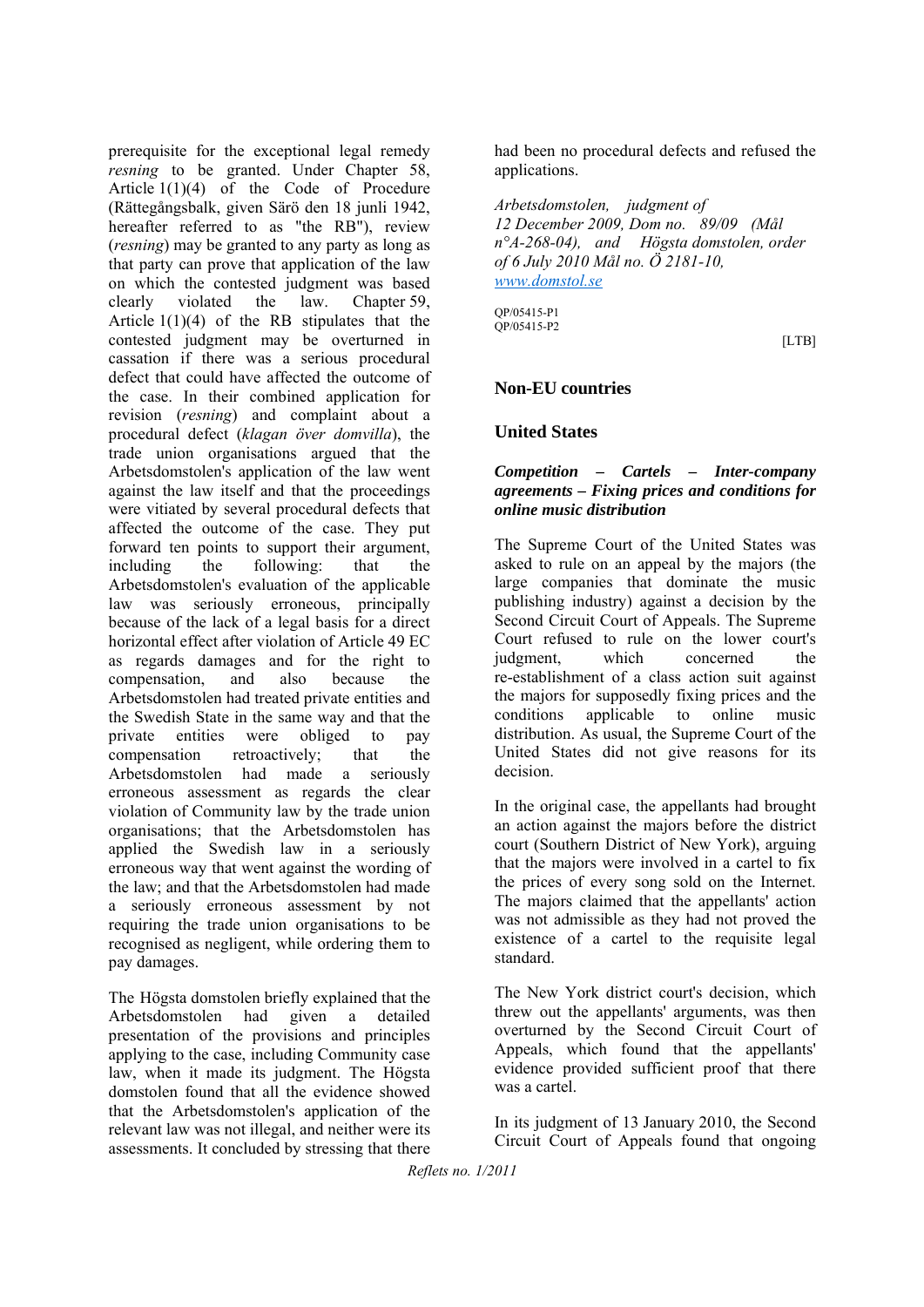prerequisite for the exceptional legal remedy *resning* to be granted. Under Chapter 58, Article 1(1)(4) of the Code of Procedure (Rättegångsbalk, given Särö den 18 juni 1942, hereafter referred to as "the RB"), review (*resning*) may be granted to any party as long as that party can prove that application of the law on which the contested judgment was based clearly violated the law. Chapter 59, Article 1(1)(4) of the RB stipulates that the contested judgment may be overturned in cassation if there was a serious procedural defect that could have affected the outcome of the case. In their combined application for revision (*resning*) and complaint about a procedural defect (*klagan över domvilla*), the trade union organisations argued that the Arbetsdomstolen's application of the law went against the law itself and that the proceedings were vitiated by several procedural defects that affected the outcome of the case. They put forward ten points to support their argument, including the following: that the Arbetsdomstolen's evaluation of the applicable law was seriously erroneous, principally because of the lack of a legal basis for a direct horizontal effect after violation of Article 49 EC as regards damages and for the right to compensation, and also because the Arbetsdomstolen had treated private entities and the Swedish State in the same way and that the private entities were obliged to pay compensation retroactively; that the Arbetsdomstolen had made a seriously erroneous assessment as regards the clear violation of Community law by the trade union organisations; that the Arbetsdomstolen has applied the Swedish law in a seriously erroneous way that went against the wording of the law; and that the Arbetsdomstolen had made a seriously erroneous assessment by not requiring the trade union organisations to be recognised as negligent, while ordering them to pay damages.

The Högsta domstolen briefly explained that the Arbetsdomstolen had given a detailed presentation of the provisions and principles applying to the case, including Community case law, when it made its judgment. The Högsta domstolen found that all the evidence showed that the Arbetsdomstolen's application of the relevant law was not illegal, and neither were its assessments. It concluded by stressing that there had been no procedural defects and refused the applications.

*Arbetsdomstolen, judgment of 12 December 2009, Dom no. 89/09 (Mål n°A-268-04), and Högsta domstolen, order of 6 July 2010 Mål no. Ö 2181-10,* [www.domstol.se](www.domstol.se)

QP/05415-P1
QP/05415-P2

[LTB]

## Non-EU countries

### United States

***Competition – Cartels – Inter-company agreements – Fixing prices and conditions for online music distribution***

The Supreme Court of the United States was asked to rule on an appeal by the majors (the large companies that dominate the music publishing industry) against a decision by the Second Circuit Court of Appeals. The Supreme Court refused to rule on the lower court's judgment, which concerned the re-establishment of a class action suit against the majors for supposedly fixing prices and the conditions applicable to online music distribution. As usual, the Supreme Court of the United States did not give reasons for its decision.

In the original case, the appellants had brought an action against the majors before the district court (Southern District of New York), arguing that the majors were involved in a cartel to fix the prices of every song sold on the Internet. The majors claimed that the appellants' action was not admissible as they had not proved the existence of a cartel to the requisite legal standard.

The New York district court's decision, which threw out the appellants' arguments, was then overturned by the Second Circuit Court of Appeals, which found that the appellants' evidence provided sufficient proof that there was a cartel.

In its judgment of 13 January 2010, the Second Circuit Court of Appeals found that ongoing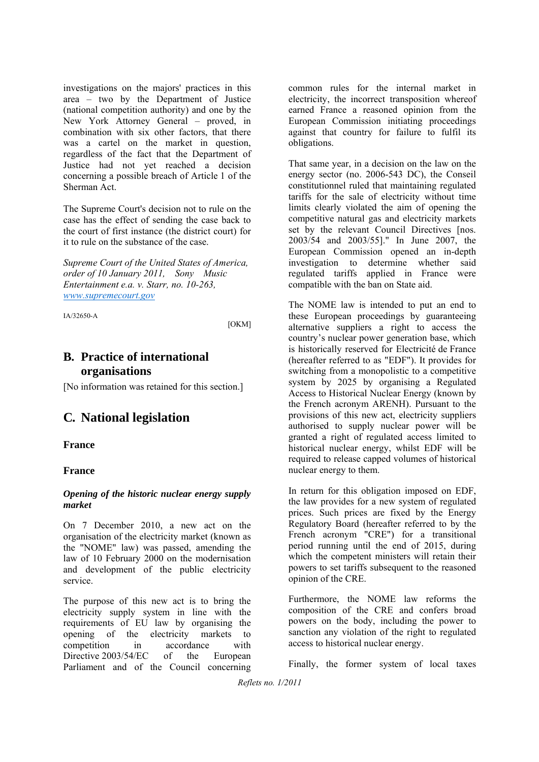investigations on the majors' practices in this area – two by the Department of Justice (national competition authority) and one by the New York Attorney General – proved, in combination with six other factors, that there was a cartel on the market in question, regardless of the fact that the Department of Justice had not yet reached a decision concerning a possible breach of Article 1 of the Sherman Act.

The Supreme Court's decision not to rule on the case has the effect of sending the case back to the court of first instance (the district court) for it to rule on the substance of the case.

*Supreme Court of the United States of America, order of 10 January 2011, Sony Music Entertainment e.a. v. Starr, no. 10-263, www.supremecourt.gov*

IA/32650-A

[OKM]

## B. Practice of international organisations

[No information was retained for this section.]

## C. National legislation

### France

### France

***Opening of the historic nuclear energy supply market***

On 7 December 2010, a new act on the organisation of the electricity market (known as the "NOME" law) was passed, amending the law of 10 February 2000 on the modernisation and development of the public electricity service.

The purpose of this new act is to bring the electricity supply system in line with the requirements of EU law by organising the opening of the electricity markets to competition in accordance with Directive 2003/54/EC of the European Parliament and of the Council concerning common rules for the internal market in electricity, the incorrect transposition whereof earned France a reasoned opinion from the European Commission initiating proceedings against that country for failure to fulfil its obligations.

That same year, in a decision on the law on the energy sector (no. 2006-543 DC), the Conseil constitutionnel ruled that maintaining regulated tariffs for the sale of electricity without time limits clearly violated the aim of opening the competitive natural gas and electricity markets set by the relevant Council Directives [nos. 2003/54 and 2003/55]." In June 2007, the European Commission opened an in-depth investigation to determine whether said regulated tariffs applied in France were compatible with the ban on State aid.

The NOME law is intended to put an end to these European proceedings by guaranteeing alternative suppliers a right to access the country's nuclear power generation base, which is historically reserved for Electricité de France (hereafter referred to as "EDF"). It provides for switching from a monopolistic to a competitive system by 2025 by organising a Regulated Access to Historical Nuclear Energy (known by the French acronym ARENH). Pursuant to the provisions of this new act, electricity suppliers authorised to supply nuclear power will be granted a right of regulated access limited to historical nuclear energy, whilst EDF will be required to release capped volumes of historical nuclear energy to them.

In return for this obligation imposed on EDF, the law provides for a new system of regulated prices. Such prices are fixed by the Energy Regulatory Board (hereafter referred to by the French acronym "CRE") for a transitional period running until the end of 2015, during which the competent ministers will retain their powers to set tariffs subsequent to the reasoned opinion of the CRE.

Furthermore, the NOME law reforms the composition of the CRE and confers broad powers on the body, including the power to sanction any violation of the right to regulated access to historical nuclear energy.

Finally, the former system of local taxes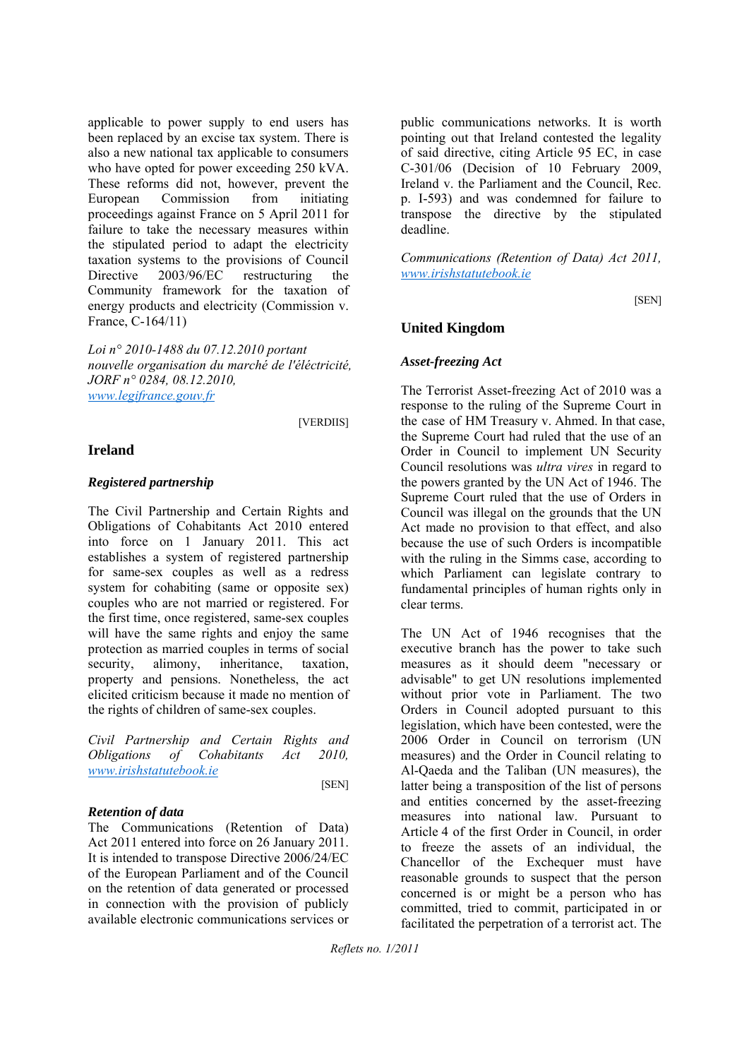applicable to power supply to end users has been replaced by an excise tax system. There is also a new national tax applicable to consumers who have opted for power exceeding 250 kVA. These reforms did not, however, prevent the European Commission from initiating proceedings against France on 5 April 2011 for failure to take the necessary measures within the stipulated period to adapt the electricity taxation systems to the provisions of Council Directive 2003/96/EC restructuring the Community framework for the taxation of energy products and electricity (Commission v. France, C-164/11)

*Loi n° 2010-1488 du 07.12.2010 portant nouvelle organisation du marché de l'éléctricité, JORF n° 0284, 08.12.2010,* *www.legifrance.gouv.fr*

[VERDIIS]

## Ireland

### *Registered partnership*

The Civil Partnership and Certain Rights and Obligations of Cohabitants Act 2010 entered into force on 1 January 2011. This act establishes a system of registered partnership for same-sex couples as well as a redress system for cohabiting (same or opposite sex) couples who are not married or registered. For the first time, once registered, same-sex couples will have the same rights and enjoy the same protection as married couples in terms of social security, alimony, inheritance, taxation, property and pensions. Nonetheless, the act elicited criticism because it made no mention of the rights of children of same-sex couples.

*Civil Partnership and Certain Rights and Obligations of Cohabitants Act 2010,* *www.irishstatutebook.ie*

[SEN]

### *Retention of data*

The Communications (Retention of Data) Act 2011 entered into force on 26 January 2011. It is intended to transpose Directive 2006/24/EC of the European Parliament and of the Council on the retention of data generated or processed in connection with the provision of publicly available electronic communications services or public communications networks. It is worth pointing out that Ireland contested the legality of said directive, citing Article 95 EC, in case C-301/06 (Decision of 10 February 2009, Ireland v. the Parliament and the Council, Rec. p. I-593) and was condemned for failure to transpose the directive by the stipulated deadline.

*Communications (Retention of Data) Act 2011,* *www.irishstatutebook.ie*

[SEN]

## United Kingdom

### *Asset-freezing Act*

The Terrorist Asset-freezing Act of 2010 was a response to the ruling of the Supreme Court in the case of HM Treasury v. Ahmed. In that case, the Supreme Court had ruled that the use of an Order in Council to implement UN Security Council resolutions was *ultra vires* in regard to the powers granted by the UN Act of 1946. The Supreme Court ruled that the use of Orders in Council was illegal on the grounds that the UN Act made no provision to that effect, and also because the use of such Orders is incompatible with the ruling in the Simms case, according to which Parliament can legislate contrary to fundamental principles of human rights only in clear terms.

The UN Act of 1946 recognises that the executive branch has the power to take such measures as it should deem "necessary or advisable" to get UN resolutions implemented without prior vote in Parliament. The two Orders in Council adopted pursuant to this legislation, which have been contested, were the 2006 Order in Council on terrorism (UN measures) and the Order in Council relating to Al-Qaeda and the Taliban (UN measures), the latter being a transposition of the list of persons and entities concerned by the asset-freezing measures into national law. Pursuant to Article 4 of the first Order in Council, in order to freeze the assets of an individual, the Chancellor of the Exchequer must have reasonable grounds to suspect that the person concerned is or might be a person who has committed, tried to commit, participated in or facilitated the perpetration of a terrorist act. The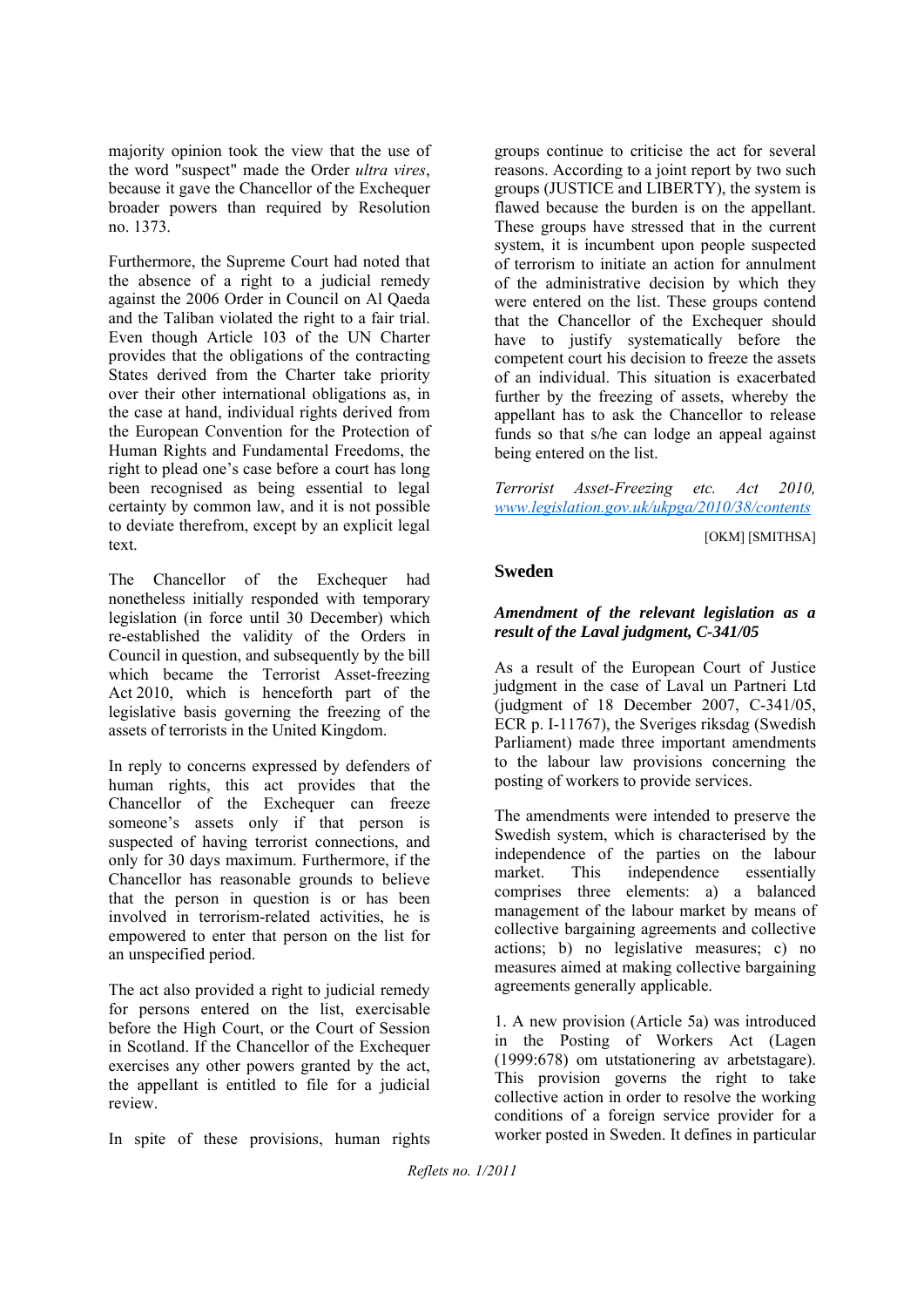majority opinion took the view that the use of the word "suspect" made the Order *ultra vires*, because it gave the Chancellor of the Exchequer broader powers than required by Resolution no. 1373.

Furthermore, the Supreme Court had noted that the absence of a right to a judicial remedy against the 2006 Order in Council on Al Qaeda and the Taliban violated the right to a fair trial. Even though Article 103 of the UN Charter provides that the obligations of the contracting States derived from the Charter take priority over their other international obligations as, in the case at hand, individual rights derived from the European Convention for the Protection of Human Rights and Fundamental Freedoms, the right to plead one's case before a court has long been recognised as being essential to legal certainty by common law, and it is not possible to deviate therefrom, except by an explicit legal text.

The Chancellor of the Exchequer had nonetheless initially responded with temporary legislation (in force until 30 December) which re-established the validity of the Orders in Council in question, and subsequently by the bill which became the Terrorist Asset-freezing Act 2010, which is henceforth part of the legislative basis governing the freezing of the assets of terrorists in the United Kingdom.

In reply to concerns expressed by defenders of human rights, this act provides that the Chancellor of the Exchequer can freeze someone's assets only if that person is suspected of having terrorist connections, and only for 30 days maximum. Furthermore, if the Chancellor has reasonable grounds to believe that the person in question is or has been involved in terrorism-related activities, he is empowered to enter that person on the list for an unspecified period.

The act also provided a right to judicial remedy for persons entered on the list, exercisable before the High Court, or the Court of Session in Scotland. If the Chancellor of the Exchequer exercises any other powers granted by the act, the appellant is entitled to file for a judicial review.

In spite of these provisions, human rights groups continue to criticise the act for several reasons. According to a joint report by two such groups (JUSTICE and LIBERTY), the system is flawed because the burden is on the appellant. These groups have stressed that in the current system, it is incumbent upon people suspected of terrorism to initiate an action for annulment of the administrative decision by which they were entered on the list. These groups contend that the Chancellor of the Exchequer should have to justify systematically before the competent court his decision to freeze the assets of an individual. This situation is exacerbated further by the freezing of assets, whereby the appellant has to ask the Chancellor to release funds so that s/he can lodge an appeal against being entered on the list.

*Terrorist Asset-Freezing etc. Act 2010,* *www.legislation.gov.uk/ukpga/2010/38/contents*

[OKM] [SMITHSA]

## Sweden

### *Amendment of the relevant legislation as a result of the Laval judgment, C-341/05*

As a result of the European Court of Justice judgment in the case of Laval un Partneri Ltd (judgment of 18 December 2007, C-341/05, ECR p. I-11767), the Sveriges riksdag (Swedish Parliament) made three important amendments to the labour law provisions concerning the posting of workers to provide services.

The amendments were intended to preserve the Swedish system, which is characterised by the independence of the parties on the labour market. This independence essentially comprises three elements: a) a balanced management of the labour market by means of collective bargaining agreements and collective actions; b) no legislative measures; c) no measures aimed at making collective bargaining agreements generally applicable.

1. A new provision (Article 5a) was introduced in the Posting of Workers Act (Lagen (1999:678) om utstationering av arbetstagare). This provision governs the right to take collective action in order to resolve the working conditions of a foreign service provider for a worker posted in Sweden. It defines in particular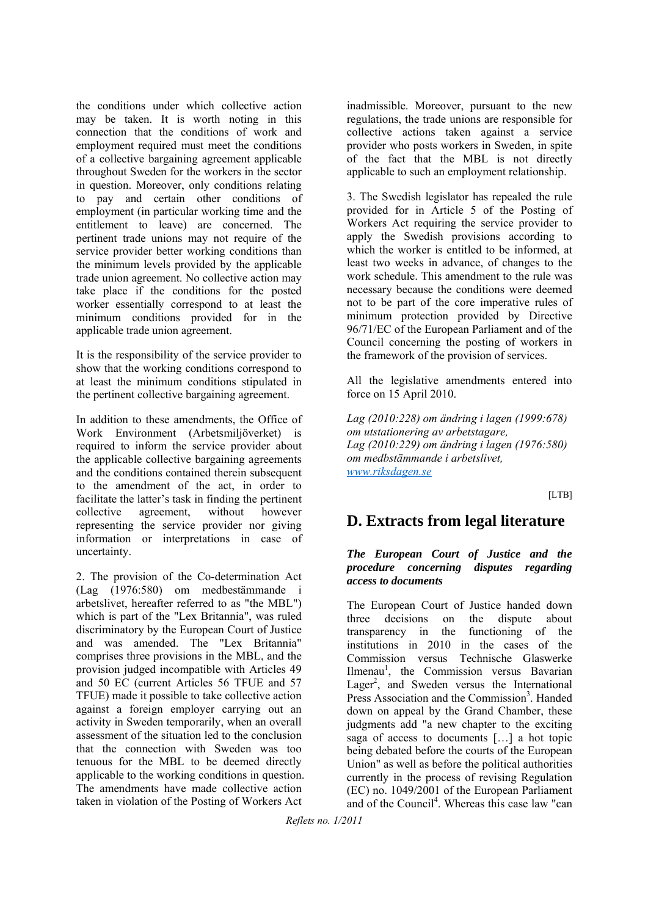the conditions under which collective action may be taken. It is worth noting in this connection that the conditions of work and employment required must meet the conditions of a collective bargaining agreement applicable throughout Sweden for the workers in the sector in question. Moreover, only conditions relating to pay and certain other conditions of employment (in particular working time and the entitlement to leave) are concerned. The pertinent trade unions may not require of the service provider better working conditions than the minimum levels provided by the applicable trade union agreement. No collective action may take place if the conditions for the posted worker essentially correspond to at least the minimum conditions provided for in the applicable trade union agreement.

It is the responsibility of the service provider to show that the working conditions correspond to at least the minimum conditions stipulated in the pertinent collective bargaining agreement.

In addition to these amendments, the Office of Work Environment (Arbetsmiljöverket) is required to inform the service provider about the applicable collective bargaining agreements and the conditions contained therein subsequent to the amendment of the act, in order to facilitate the latter's task in finding the pertinent collective agreement, without however representing the service provider nor giving information or interpretations in case of uncertainty.

2. The provision of the Co-determination Act (Lag (1976:580) om medbestämmande i arbetslivet, hereafter referred to as "the MBL") which is part of the "Lex Britannia", was ruled discriminatory by the European Court of Justice and was amended. The "Lex Britannia" comprises three provisions in the MBL, and the provision judged incompatible with Articles 49 and 50 EC (current Articles 56 TFUE and 57 TFUE) made it possible to take collective action against a foreign employer carrying out an activity in Sweden temporarily, when an overall assessment of the situation led to the conclusion that the connection with Sweden was too tenuous for the MBL to be deemed directly applicable to the working conditions in question. The amendments have made collective action taken in violation of the Posting of Workers Act inadmissible. Moreover, pursuant to the new regulations, the trade unions are responsible for collective actions taken against a service provider who posts workers in Sweden, in spite of the fact that the MBL is not directly applicable to such an employment relationship.

3. The Swedish legislator has repealed the rule provided for in Article 5 of the Posting of Workers Act requiring the service provider to apply the Swedish provisions according to which the worker is entitled to be informed, at least two weeks in advance, of changes to the work schedule. This amendment to the rule was necessary because the conditions were deemed not to be part of the core imperative rules of minimum protection provided by Directive 96/71/EC of the European Parliament and of the Council concerning the posting of workers in the framework of the provision of services.

All the legislative amendments entered into force on 15 April 2010.

*Lag (2010:228) om ändring i lagen (1999:678) om utstationering av arbetstagare,*
*Lag (2010:229) om ändring i lagen (1976:580) om medbstämmande i arbetslivet,*
*www.riksdagen.se*

[LTB]

## D. Extracts from legal literature

***The European Court of Justice and the procedure concerning disputes regarding access to documents***

The European Court of Justice handed down three decisions on the dispute about transparency in the functioning of the institutions in 2010 in the cases of the Commission versus Technische Glaswerke Ilmenau[1], the Commission versus Bavarian Lager[2], and Sweden versus the International Press Association and the Commission[3]. Handed down on appeal by the Grand Chamber, these judgments add "a new chapter to the exciting saga of access to documents […] a hot topic being debated before the courts of the European Union" as well as before the political authorities currently in the process of revising Regulation (EC) no. 1049/2001 of the European Parliament and of the Council[4]. Whereas this case law "can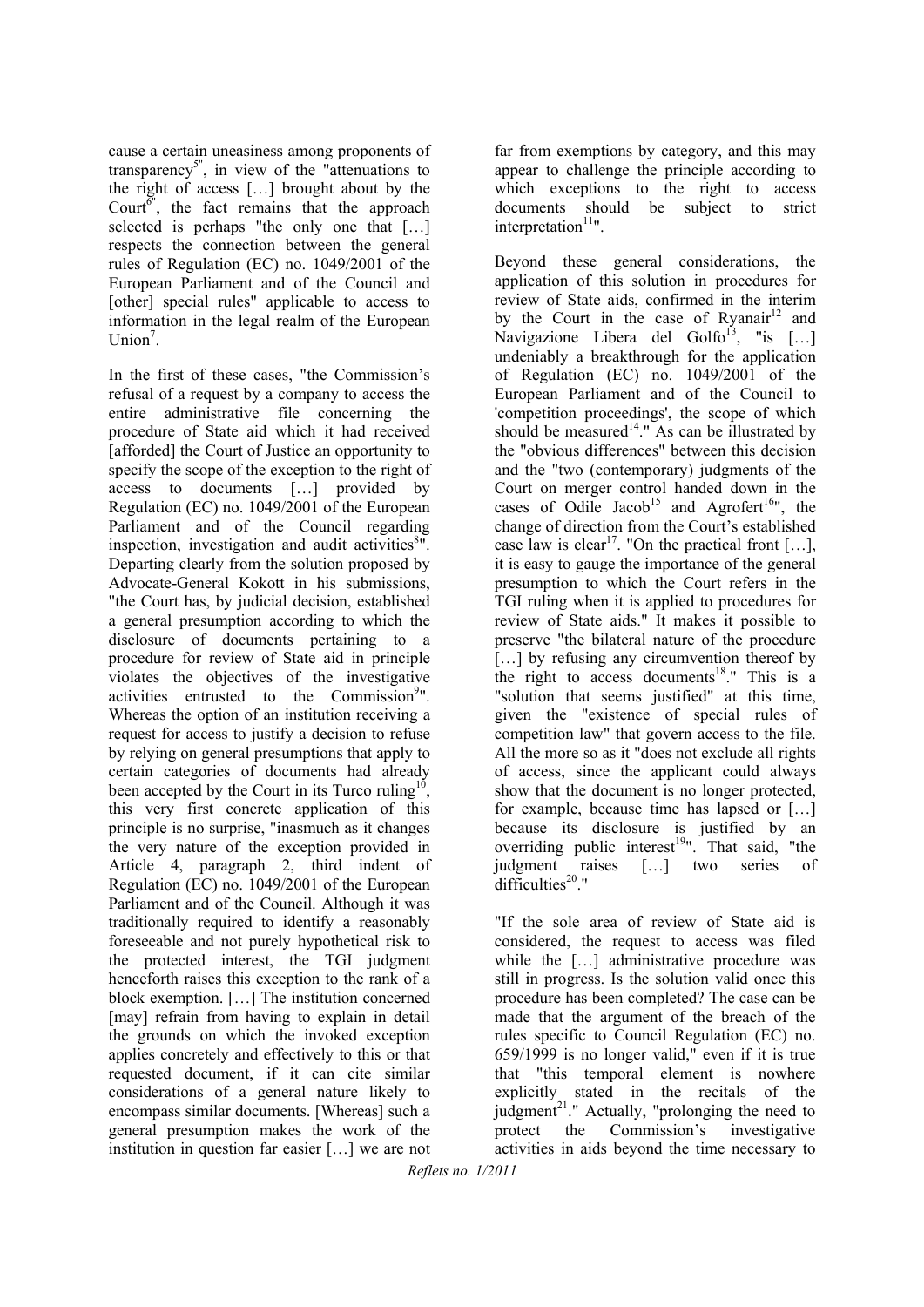cause a certain uneasiness among proponents of transparency[5]", in view of the "attenuations to the right of access […] brought about by the Court[6]", the fact remains that the approach selected is perhaps "the only one that […] respects the connection between the general rules of Regulation (EC) no. 1049/2001 of the European Parliament and of the Council and [other] special rules" applicable to access to information in the legal realm of the European Union[7].

In the first of these cases, "the Commission's refusal of a request by a company to access the entire administrative file concerning the procedure of State aid which it had received [afforded] the Court of Justice an opportunity to specify the scope of the exception to the right of access to documents […] provided by Regulation (EC) no. 1049/2001 of the European Parliament and of the Council regarding inspection, investigation and audit activities[8]". Departing clearly from the solution proposed by Advocate-General Kokott in his submissions, "the Court has, by judicial decision, established a general presumption according to which the disclosure of documents pertaining to a procedure for review of State aid in principle violates the objectives of the investigative activities entrusted to the Commission[9]". Whereas the option of an institution receiving a request for access to justify a decision to refuse by relying on general presumptions that apply to certain categories of documents had already been accepted by the Court in its Turco ruling[10], this very first concrete application of this principle is no surprise, "inasmuch as it changes the very nature of the exception provided in Article 4, paragraph 2, third indent of Regulation (EC) no. 1049/2001 of the European Parliament and of the Council. Although it was traditionally required to identify a reasonably foreseeable and not purely hypothetical risk to the protected interest, the TGI judgment henceforth raises this exception to the rank of a block exemption. […] The institution concerned [may] refrain from having to explain in detail the grounds on which the invoked exception applies concretely and effectively to this or that requested document, if it can cite similar considerations of a general nature likely to encompass similar documents. [Whereas] such a general presumption makes the work of the institution in question far easier […] we are not far from exemptions by category, and this may appear to challenge the principle according to which exceptions to the right to access documents should be subject to strict interpretation[11]".

Beyond these general considerations, the application of this solution in procedures for review of State aids, confirmed in the interim by the Court in the case of Ryanair[12] and Navigazione Libera del Golfo[13], "is […] undeniably a breakthrough for the application of Regulation (EC) no. 1049/2001 of the European Parliament and of the Council to 'competition proceedings', the scope of which should be measured[14]." As can be illustrated by the "obvious differences" between this decision and the "two (contemporary) judgments of the Court on merger control handed down in the cases of Odile Jacob[15] and Agrofert[16]", the change of direction from the Court's established case law is clear[17]. "On the practical front […], it is easy to gauge the importance of the general presumption to which the Court refers in the TGI ruling when it is applied to procedures for review of State aids." It makes it possible to preserve "the bilateral nature of the procedure […] by refusing any circumvention thereof by the right to access documents[18]." This is a "solution that seems justified" at this time, given the "existence of special rules of competition law" that govern access to the file. All the more so as it "does not exclude all rights of access, since the applicant could always show that the document is no longer protected, for example, because time has lapsed or […] because its disclosure is justified by an overriding public interest[19]". That said, "the judgment raises […] two series of difficulties[20]."

"If the sole area of review of State aid is considered, the request to access was filed while the […] administrative procedure was still in progress. Is the solution valid once this procedure has been completed? The case can be made that the argument of the breach of the rules specific to Council Regulation (EC) no. 659/1999 is no longer valid," even if it is true that "this temporal element is nowhere explicitly stated in the recitals of the judgment[21]." Actually, "prolonging the need to protect the Commission's investigative activities in aids beyond the time necessary to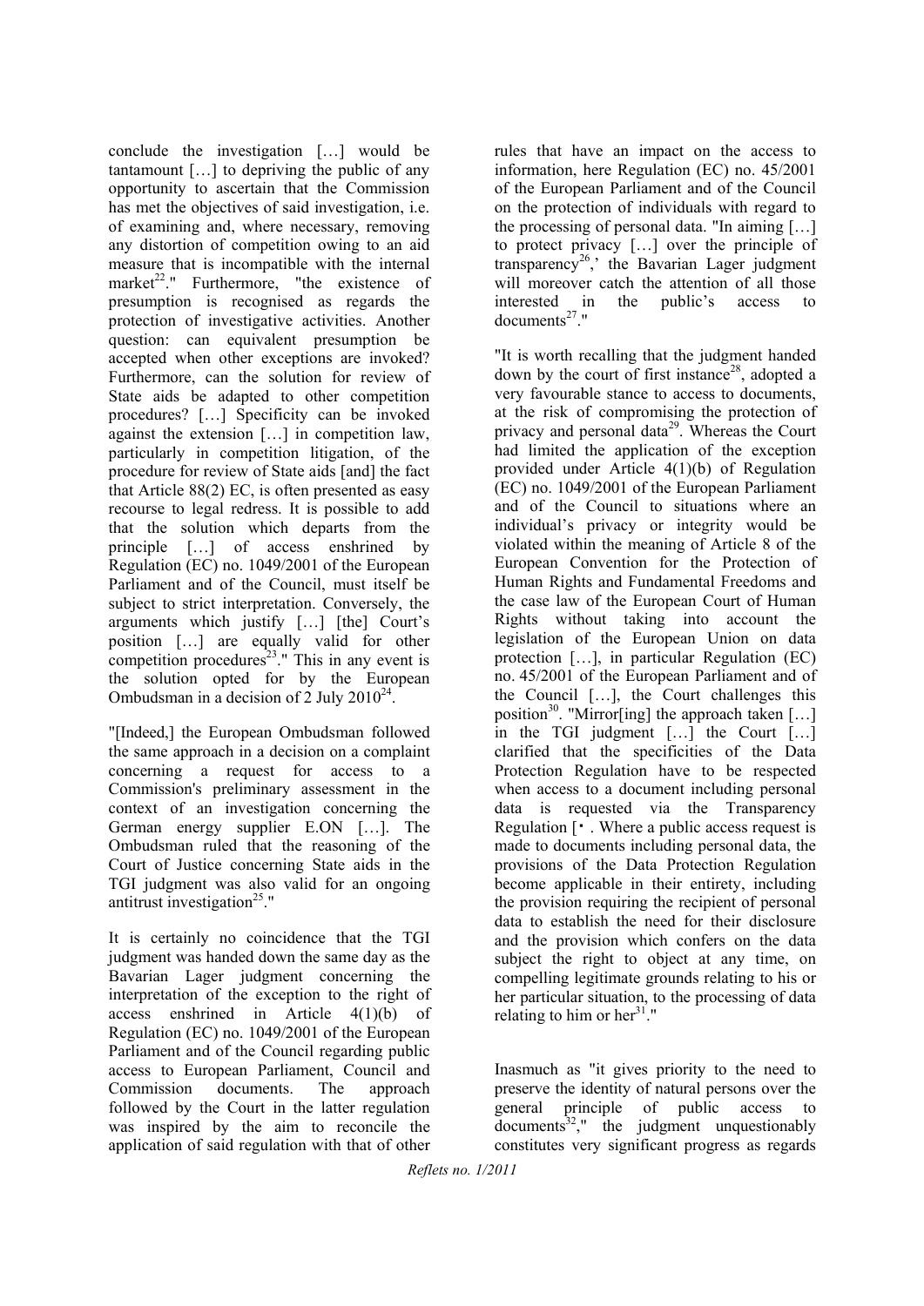conclude the investigation […] would be tantamount […] to depriving the public of any opportunity to ascertain that the Commission has met the objectives of said investigation, i.e. of examining and, where necessary, removing any distortion of competition owing to an aid measure that is incompatible with the internal market[22]." Furthermore, "the existence of presumption is recognised as regards the protection of investigative activities. Another question: can equivalent presumption be accepted when other exceptions are invoked? Furthermore, can the solution for review of State aids be adapted to other competition procedures? […] Specificity can be invoked against the extension […] in competition law, particularly in competition litigation, of the procedure for review of State aids [and] the fact that Article 88(2) EC, is often presented as easy recourse to legal redress. It is possible to add that the solution which departs from the principle […] of access enshrined by Regulation (EC) no. 1049/2001 of the European Parliament and of the Council, must itself be subject to strict interpretation. Conversely, the arguments which justify […] [the] Court's position […] are equally valid for other competition procedures[23]." This in any event is the solution opted for by the European Ombudsman in a decision of 2 July 2010[24].

"[Indeed,] the European Ombudsman followed the same approach in a decision on a complaint concerning a request for access to a Commission's preliminary assessment in the context of an investigation concerning the German energy supplier E.ON […]. The Ombudsman ruled that the reasoning of the Court of Justice concerning State aids in the TGI judgment was also valid for an ongoing antitrust investigation[25]."

It is certainly no coincidence that the TGI judgment was handed down the same day as the Bavarian Lager judgment concerning the interpretation of the exception to the right of access enshrined in Article 4(1)(b) of Regulation (EC) no. 1049/2001 of the European Parliament and of the Council regarding public access to European Parliament, Council and Commission documents. The approach followed by the Court in the latter regulation was inspired by the aim to reconcile the application of said regulation with that of other rules that have an impact on the access to information, here Regulation (EC) no. 45/2001 of the European Parliament and of the Council on the protection of individuals with regard to the processing of personal data. "In aiming […] to protect privacy […] over the principle of transparency[26],' the Bavarian Lager judgment will moreover catch the attention of all those interested in the public's access to documents[27]."

"It is worth recalling that the judgment handed down by the court of first instance[28], adopted a very favourable stance to access to documents, at the risk of compromising the protection of privacy and personal data[29]. Whereas the Court had limited the application of the exception provided under Article 4(1)(b) of Regulation (EC) no. 1049/2001 of the European Parliament and of the Council to situations where an individual's privacy or integrity would be violated within the meaning of Article 8 of the European Convention for the Protection of Human Rights and Fundamental Freedoms and the case law of the European Court of Human Rights without taking into account the legislation of the European Union on data protection […], in particular Regulation (EC) no. 45/2001 of the European Parliament and of the Council […], the Court challenges this position[30]. "Mirror[ing] the approach taken […] in the TGI judgment […] the Court […] clarified that the specificities of the Data Protection Regulation have to be respected when access to a document including personal data is requested via the Transparency Regulation [• . Where a public access request is made to documents including personal data, the provisions of the Data Protection Regulation become applicable in their entirety, including the provision requiring the recipient of personal data to establish the need for their disclosure and the provision which confers on the data subject the right to object at any time, on compelling legitimate grounds relating to his or her particular situation, to the processing of data relating to him or her[31]."

Inasmuch as "it gives priority to the need to preserve the identity of natural persons over the general principle of public access to documents[32]," the judgment unquestionably constitutes very significant progress as regards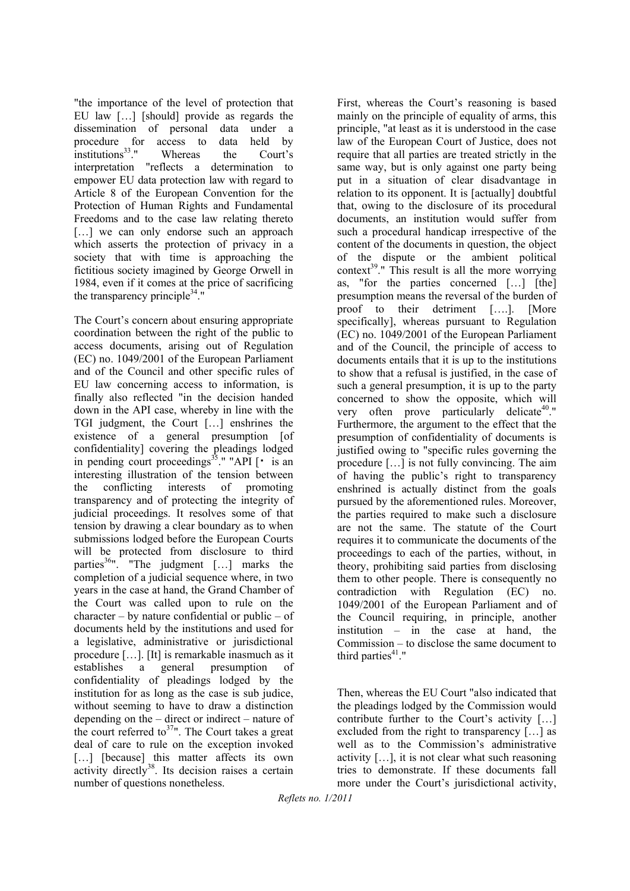"the importance of the level of protection that EU law […] [should] provide as regards the dissemination of personal data under a procedure for access to data held by institutions[33]." Whereas the Court's interpretation "reflects a determination to empower EU data protection law with regard to Article 8 of the European Convention for the Protection of Human Rights and Fundamental Freedoms and to the case law relating thereto […] we can only endorse such an approach which asserts the protection of privacy in a society that with time is approaching the fictitious society imagined by George Orwell in 1984, even if it comes at the price of sacrificing the transparency principle[34]."

The Court's concern about ensuring appropriate coordination between the right of the public to access documents, arising out of Regulation (EC) no. 1049/2001 of the European Parliament and of the Council and other specific rules of EU law concerning access to information, is finally also reflected "in the decision handed down in the API case, whereby in line with the TGI judgment, the Court […] enshrines the existence of a general presumption [of confidentiality] covering the pleadings lodged in pending court proceedings[35]." "API [• is an interesting illustration of the tension between the conflicting interests of promoting transparency and of protecting the integrity of judicial proceedings. It resolves some of that tension by drawing a clear boundary as to when submissions lodged before the European Courts will be protected from disclosure to third parties[36]". "The judgment […] marks the completion of a judicial sequence where, in two years in the case at hand, the Grand Chamber of the Court was called upon to rule on the character – by nature confidential or public – of documents held by the institutions and used for a legislative, administrative or jurisdictional procedure […]. [It] is remarkable inasmuch as it establishes a general presumption of confidentiality of pleadings lodged by the institution for as long as the case is sub judice, without seeming to have to draw a distinction depending on the – direct or indirect – nature of the court referred to[37]". The Court takes a great deal of care to rule on the exception invoked […] [because] this matter affects its own activity directly[38]. Its decision raises a certain number of questions nonetheless.

First, whereas the Court's reasoning is based mainly on the principle of equality of arms, this principle, "at least as it is understood in the case law of the European Court of Justice, does not require that all parties are treated strictly in the same way, but is only against one party being put in a situation of clear disadvantage in relation to its opponent. It is [actually] doubtful that, owing to the disclosure of its procedural documents, an institution would suffer from such a procedural handicap irrespective of the content of the documents in question, the object of the dispute or the ambient political context[39]." This result is all the more worrying as, "for the parties concerned […] [the] presumption means the reversal of the burden of proof to their detriment [….]. [More specifically], whereas pursuant to Regulation (EC) no. 1049/2001 of the European Parliament and of the Council, the principle of access to documents entails that it is up to the institutions to show that a refusal is justified, in the case of such a general presumption, it is up to the party concerned to show the opposite, which will very often prove particularly delicate[40]." Furthermore, the argument to the effect that the presumption of confidentiality of documents is justified owing to "specific rules governing the procedure […] is not fully convincing. The aim of having the public's right to transparency enshrined is actually distinct from the goals pursued by the aforementioned rules. Moreover, the parties required to make such a disclosure are not the same. The statute of the Court requires it to communicate the documents of the proceedings to each of the parties, without, in theory, prohibiting said parties from disclosing them to other people. There is consequently no contradiction with Regulation (EC) no. 1049/2001 of the European Parliament and of the Council requiring, in principle, another institution – in the case at hand, the Commission – to disclose the same document to third parties[41]."

Then, whereas the EU Court "also indicated that the pleadings lodged by the Commission would contribute further to the Court's activity […] excluded from the right to transparency […] as well as to the Commission's administrative activity […], it is not clear what such reasoning tries to demonstrate. If these documents fall more under the Court's jurisdictional activity,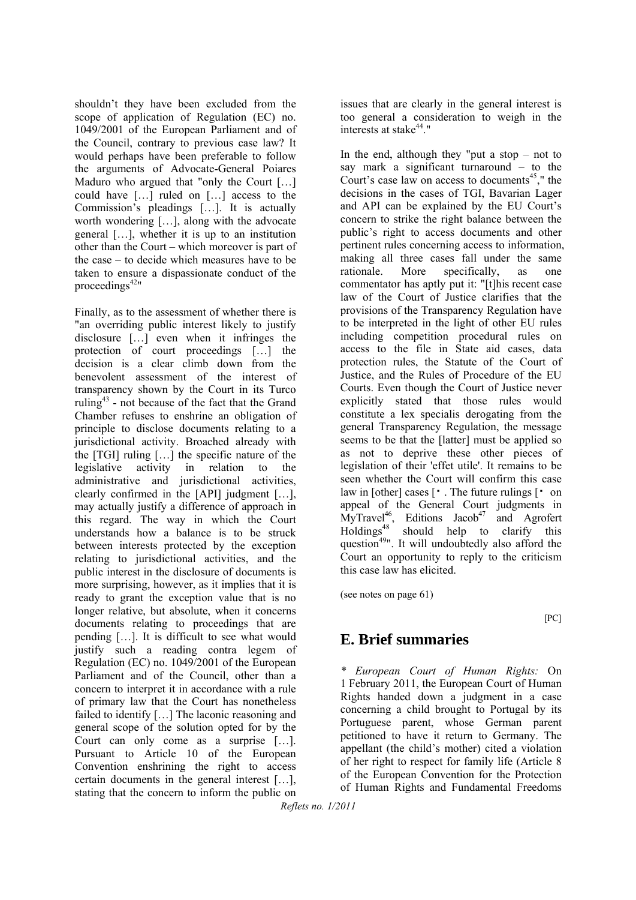shouldn't they have been excluded from the scope of application of Regulation (EC) no. 1049/2001 of the European Parliament and of the Council, contrary to previous case law? It would perhaps have been preferable to follow the arguments of Advocate-General Poiares Maduro who argued that "only the Court […] could have […] ruled on […] access to the Commission's pleadings […]. It is actually worth wondering […], along with the advocate general […], whether it is up to an institution other than the Court – which moreover is part of the case – to decide which measures have to be taken to ensure a dispassionate conduct of the proceedings[42]"

Finally, as to the assessment of whether there is "an overriding public interest likely to justify disclosure […] even when it infringes the protection of court proceedings […] the decision is a clear climb down from the benevolent assessment of the interest of transparency shown by the Court in its Turco ruling[43] - not because of the fact that the Grand Chamber refuses to enshrine an obligation of principle to disclose documents relating to a jurisdictional activity. Broached already with the [TGI] ruling […] the specific nature of the legislative activity in relation to the administrative and jurisdictional activities, clearly confirmed in the [API] judgment […], may actually justify a difference of approach in this regard. The way in which the Court understands how a balance is to be struck between interests protected by the exception relating to jurisdictional activities, and the public interest in the disclosure of documents is more surprising, however, as it implies that it is ready to grant the exception value that is no longer relative, but absolute, when it concerns documents relating to proceedings that are pending […]. It is difficult to see what would justify such a reading contra legem of Regulation (EC) no. 1049/2001 of the European Parliament and of the Council, other than a concern to interpret it in accordance with a rule of primary law that the Court has nonetheless failed to identify […] The laconic reasoning and general scope of the solution opted for by the Court can only come as a surprise […]. Pursuant to Article 10 of the European Convention enshrining the right to access certain documents in the general interest […], stating that the concern to inform the public on issues that are clearly in the general interest is too general a consideration to weigh in the interests at stake[44]."

In the end, although they "put a stop – not to say mark a significant turnaround – to the Court's case law on access to documents[45]," the decisions in the cases of TGI, Bavarian Lager and API can be explained by the EU Court's concern to strike the right balance between the public's right to access documents and other pertinent rules concerning access to information, making all three cases fall under the same rationale. More specifically, as one commentator has aptly put it: "[t]his recent case law of the Court of Justice clarifies that the provisions of the Transparency Regulation have to be interpreted in the light of other EU rules including competition procedural rules on access to the file in State aid cases, data protection rules, the Statute of the Court of Justice, and the Rules of Procedure of the EU Courts. Even though the Court of Justice never explicitly stated that those rules would constitute a lex specialis derogating from the general Transparency Regulation, the message seems to be that the [latter] must be applied so as not to deprive these other pieces of legislation of their 'effet utile'. It remains to be seen whether the Court will confirm this case law in [other] cases [・. The future rulings [・ on appeal of the General Court judgments in MyTravel[46], Editions Jacob[47] and Agrofert Holdings[48] should help to clarify this question[49]". It will undoubtedly also afford the Court an opportunity to reply to the criticism this case law has elicited.

(see notes on page 61)

[PC]

# E. Brief summaries

\* *European Court of Human Rights:* On 1 February 2011, the European Court of Human Rights handed down a judgment in a case concerning a child brought to Portugal by its Portuguese parent, whose German parent petitioned to have it return to Germany. The appellant (the child's mother) cited a violation of her right to respect for family life (Article 8 of the European Convention for the Protection of Human Rights and Fundamental Freedoms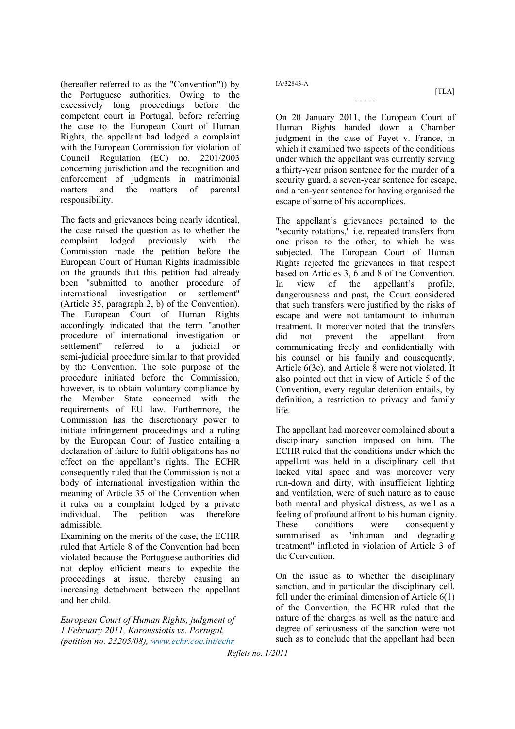(hereafter referred to as the "Convention")) by the Portuguese authorities. Owing to the excessively long proceedings before the competent court in Portugal, before referring the case to the European Court of Human Rights, the appellant had lodged a complaint with the European Commission for violation of Council Regulation (EC) no. 2201/2003 concerning jurisdiction and the recognition and enforcement of judgments in matrimonial matters and the matters of parental responsibility.

The facts and grievances being nearly identical, the case raised the question as to whether the complaint lodged previously with the Commission made the petition before the European Court of Human Rights inadmissible on the grounds that this petition had already been "submitted to another procedure of international investigation or settlement" (Article 35, paragraph 2, b) of the Convention). The European Court of Human Rights accordingly indicated that the term "another procedure of international investigation or settlement" referred to a judicial or semi-judicial procedure similar to that provided by the Convention. The sole purpose of the procedure initiated before the Commission, however, is to obtain voluntary compliance by the Member State concerned with the requirements of EU law. Furthermore, the Commission has the discretionary power to initiate infringement proceedings and a ruling by the European Court of Justice entailing a declaration of failure to fulfil obligations has no effect on the appellant's rights. The ECHR consequently ruled that the Commission is not a body of international investigation within the meaning of Article 35 of the Convention when it rules on a complaint lodged by a private individual. The petition was therefore admissible.

Examining on the merits of the case, the ECHR ruled that Article 8 of the Convention had been violated because the Portuguese authorities did not deploy efficient means to expedite the proceedings at issue, thereby causing an increasing detachment between the appellant and her child.

*European Court of Human Rights, judgment of 1 February 2011, Karoussiotis vs. Portugal, (petition no. 23205/08), www.echr.coe.int/echr*

IA/32843-A

[TLA]

- - - - -

On 20 January 2011, the European Court of Human Rights handed down a Chamber judgment in the case of Payet v. France, in which it examined two aspects of the conditions under which the appellant was currently serving a thirty-year prison sentence for the murder of a security guard, a seven-year sentence for escape, and a ten-year sentence for having organised the escape of some of his accomplices.

The appellant's grievances pertained to the "security rotations," i.e. repeated transfers from one prison to the other, to which he was subjected. The European Court of Human Rights rejected the grievances in that respect based on Articles 3, 6 and 8 of the Convention. In view of the appellant's profile, dangerousness and past, the Court considered that such transfers were justified by the risks of escape and were not tantamount to inhuman treatment. It moreover noted that the transfers did not prevent the appellant from communicating freely and confidentially with his counsel or his family and consequently, Article 6(3c), and Article 8 were not violated. It also pointed out that in view of Article 5 of the Convention, every regular detention entails, by definition, a restriction to privacy and family life.

The appellant had moreover complained about a disciplinary sanction imposed on him. The ECHR ruled that the conditions under which the appellant was held in a disciplinary cell that lacked vital space and was moreover very run-down and dirty, with insufficient lighting and ventilation, were of such nature as to cause both mental and physical distress, as well as a feeling of profound affront to his human dignity. These conditions were consequently summarised as "inhuman and degrading treatment" inflicted in violation of Article 3 of the Convention.

On the issue as to whether the disciplinary sanction, and in particular the disciplinary cell, fell under the criminal dimension of Article 6(1) of the Convention, the ECHR ruled that the nature of the charges as well as the nature and degree of seriousness of the sanction were not such as to conclude that the appellant had been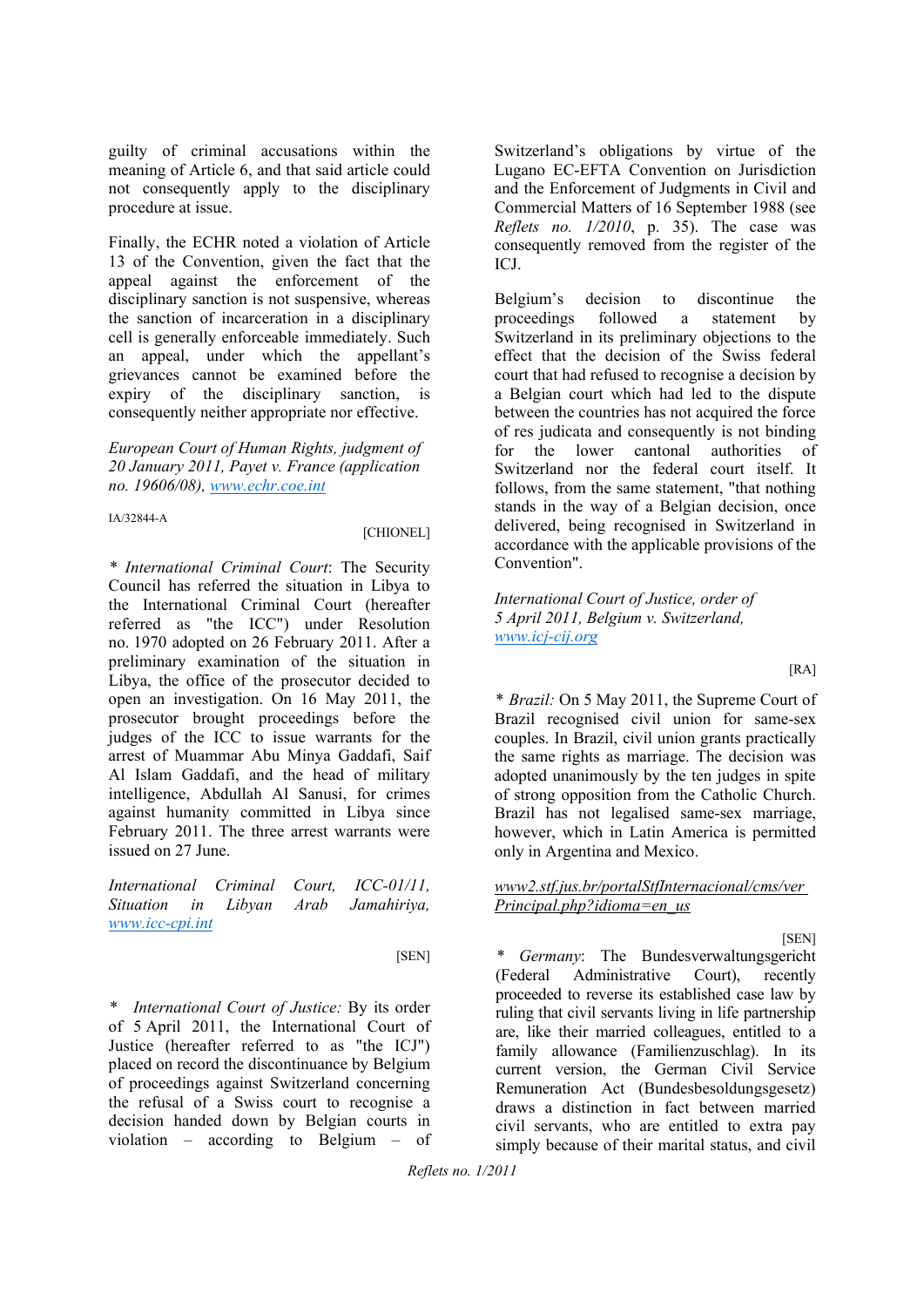guilty of criminal accusations within the meaning of Article 6, and that said article could not consequently apply to the disciplinary procedure at issue.

Finally, the ECHR noted a violation of Article 13 of the Convention, given the fact that the appeal against the enforcement of the disciplinary sanction is not suspensive, whereas the sanction of incarceration in a disciplinary cell is generally enforceable immediately. Such an appeal, under which the appellant's grievances cannot be examined before the expiry of the disciplinary sanction, is consequently neither appropriate nor effective.

*European Court of Human Rights, judgment of 20 January 2011, Payet v. France (application no. 19606/08), www.echr.coe.int*

IA/32844-A

[CHIONEL]

\* *International Criminal Court*: The Security Council has referred the situation in Libya to the International Criminal Court (hereafter referred as "the ICC") under Resolution no. 1970 adopted on 26 February 2011. After a preliminary examination of the situation in Libya, the office of the prosecutor decided to open an investigation. On 16 May 2011, the prosecutor brought proceedings before the judges of the ICC to issue warrants for the arrest of Muammar Abu Minya Gaddafi, Saif Al Islam Gaddafi, and the head of military intelligence, Abdullah Al Sanusi, for crimes against humanity committed in Libya since February 2011. The three arrest warrants were issued on 27 June.

*International Criminal Court, ICC-01/11, Situation in Libyan Arab Jamahiriya, www.icc-cpi.int*

[SEN]

\* *International Court of Justice:* By its order of 5 April 2011, the International Court of Justice (hereafter referred to as "the ICJ") placed on record the discontinuance by Belgium of proceedings against Switzerland concerning the refusal of a Swiss court to recognise a decision handed down by Belgian courts in violation – according to Belgium – of Switzerland's obligations by virtue of the Lugano EC-EFTA Convention on Jurisdiction and the Enforcement of Judgments in Civil and Commercial Matters of 16 September 1988 (see *Reflets no. 1/2010*, p. 35). The case was consequently removed from the register of the ICJ.

Belgium's decision to discontinue the proceedings followed a statement by Switzerland in its preliminary objections to the effect that the decision of the Swiss federal court that had refused to recognise a decision by a Belgian court which had led to the dispute between the countries has not acquired the force of res judicata and consequently is not binding for the lower cantonal authorities of Switzerland nor the federal court itself. It follows, from the same statement, "that nothing stands in the way of a Belgian decision, once delivered, being recognised in Switzerland in accordance with the applicable provisions of the Convention".

*International Court of Justice, order of 5 April 2011, Belgium v. Switzerland, www.icj-cij.org*

[RA]

\* *Brazil:* On 5 May 2011, the Supreme Court of Brazil recognised civil union for same-sex couples. In Brazil, civil union grants practically the same rights as marriage. The decision was adopted unanimously by the ten judges in spite of strong opposition from the Catholic Church. Brazil has not legalised same-sex marriage, however, which in Latin America is permitted only in Argentina and Mexico.

www2.stf.jus.br/portalStfInternacional/cms/verPrincipal.php?idioma=en_us

[SEN]

\* *Germany*: The Bundesverwaltungsgericht (Federal Administrative Court), recently proceeded to reverse its established case law by ruling that civil servants living in life partnership are, like their married colleagues, entitled to a family allowance (Familienzuschlag). In its current version, the German Civil Service Remuneration Act (Bundesbesoldungsgesetz) draws a distinction in fact between married civil servants, who are entitled to extra pay simply because of their marital status, and civil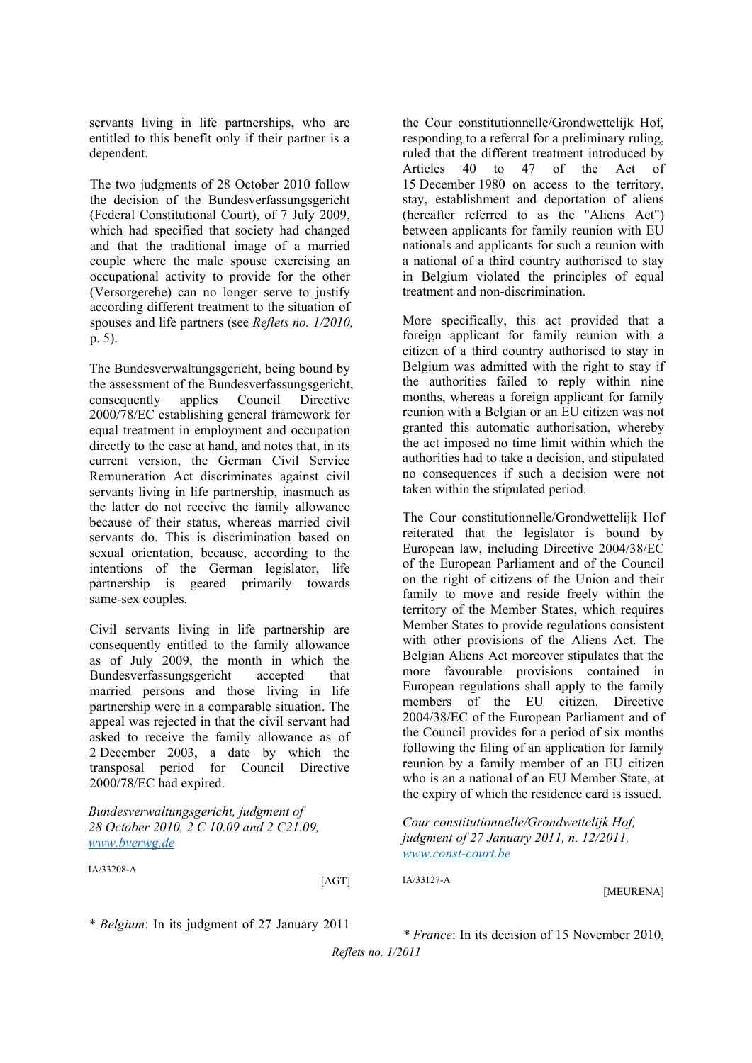servants living in life partnerships, who are entitled to this benefit only if their partner is a dependent.

The two judgments of 28 October 2010 follow the decision of the Bundesverfassungsgericht (Federal Constitutional Court), of 7 July 2009, which had specified that society had changed and that the traditional image of a married couple where the male spouse exercising an occupational activity to provide for the other (Versorgerehe) can no longer serve to justify according different treatment to the situation of spouses and life partners (see *Reflets no. 1/2010,* p. 5).

The Bundesverwaltungsgericht, being bound by the assessment of the Bundesverfassungsgericht, consequently applies Council Directive 2000/78/EC establishing general framework for equal treatment in employment and occupation directly to the case at hand, and notes that, in its current version, the German Civil Service Remuneration Act discriminates against civil servants living in life partnership, inasmuch as the latter do not receive the family allowance because of their status, whereas married civil servants do. This is discrimination based on sexual orientation, because, according to the intentions of the German legislator, life partnership is geared primarily towards same-sex couples.

Civil servants living in life partnership are consequently entitled to the family allowance as of July 2009, the month in which the Bundesverfassungsgericht accepted that married persons and those living in life partnership were in a comparable situation. The appeal was rejected in that the civil servant had asked to receive the family allowance as of 2 December 2003, a date by which the transposal period for Council Directive 2000/78/EC had expired.

*Bundesverwaltungsgericht, judgment of 28 October 2010, 2 C 10.09 and 2 C21.09,* *www.bverwg.de*

IA/33208-A

[AGT]

\* *Belgium*: In its judgment of 27 January 2011 the Cour constitutionnelle/Grondwettelijk Hof, responding to a referral for a preliminary ruling, ruled that the different treatment introduced by Articles 40 to 47 of the Act of 15 December 1980 on access to the territory, stay, establishment and deportation of aliens (hereafter referred to as the "Aliens Act") between applicants for family reunion with EU nationals and applicants for such a reunion with a national of a third country authorised to stay in Belgium violated the principles of equal treatment and non-discrimination.

More specifically, this act provided that a foreign applicant for family reunion with a citizen of a third country authorised to stay in Belgium was admitted with the right to stay if the authorities failed to reply within nine months, whereas a foreign applicant for family reunion with a Belgian or an EU citizen was not granted this automatic authorisation, whereby the act imposed no time limit within which the authorities had to take a decision, and stipulated no consequences if such a decision were not taken within the stipulated period.

The Cour constitutionnelle/Grondwettelijk Hof reiterated that the legislator is bound by European law, including Directive 2004/38/EC of the European Parliament and of the Council on the right of citizens of the Union and their family to move and reside freely within the territory of the Member States, which requires Member States to provide regulations consistent with other provisions of the Aliens Act. The Belgian Aliens Act moreover stipulates that the more favourable provisions contained in European regulations shall apply to the family members of the EU citizen. Directive 2004/38/EC of the European Parliament and of the Council provides for a period of six months following the filing of an application for family reunion by a family member of an EU citizen who is an a national of an EU Member State, at the expiry of which the residence card is issued.

*Cour constitutionnelle/Grondwettelijk Hof, judgment of 27 January 2011, n. 12/2011,* *www.const-court.be*

IA/33127-A

[MEURENA]

\* *France*: In its decision of 15 November 2010,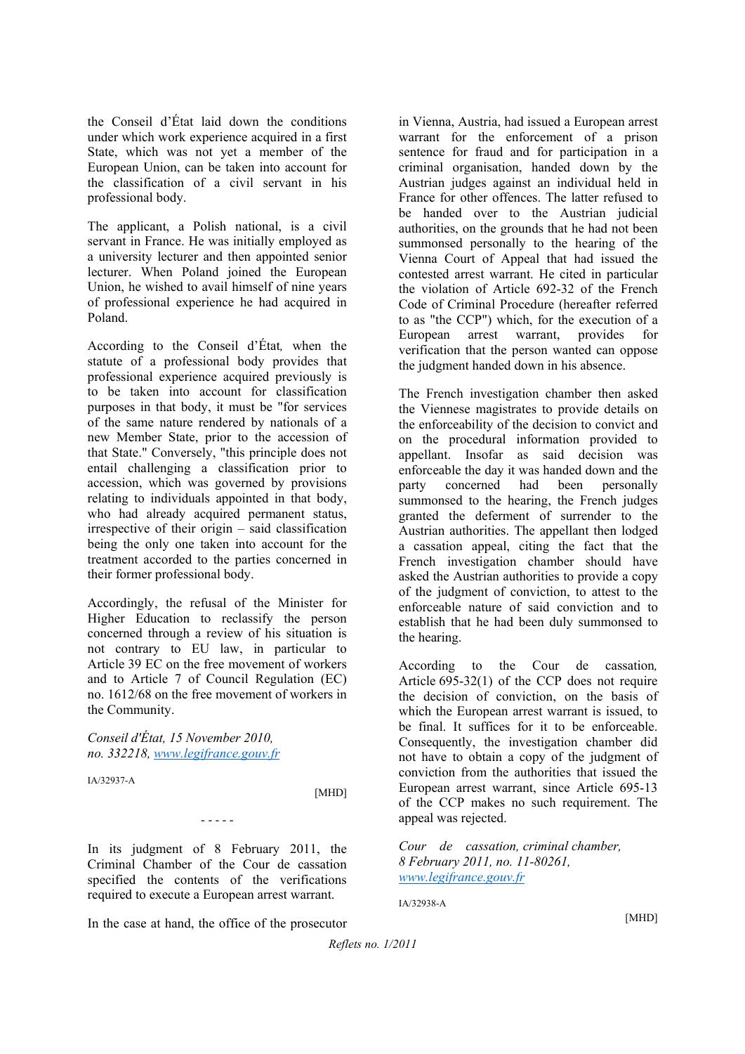the Conseil d'État laid down the conditions under which work experience acquired in a first State, which was not yet a member of the European Union, can be taken into account for the classification of a civil servant in his professional body.

The applicant, a Polish national, is a civil servant in France. He was initially employed as a university lecturer and then appointed senior lecturer. When Poland joined the European Union, he wished to avail himself of nine years of professional experience he had acquired in Poland.

According to the Conseil d'État*,* when the statute of a professional body provides that professional experience acquired previously is to be taken into account for classification purposes in that body, it must be "for services of the same nature rendered by nationals of a new Member State, prior to the accession of that State." Conversely, "this principle does not entail challenging a classification prior to accession, which was governed by provisions relating to individuals appointed in that body, who had already acquired permanent status, irrespective of their origin – said classification being the only one taken into account for the treatment accorded to the parties concerned in their former professional body.

Accordingly, the refusal of the Minister for Higher Education to reclassify the person concerned through a review of his situation is not contrary to EU law, in particular to Article 39 EC on the free movement of workers and to Article 7 of Council Regulation (EC) no. 1612/68 on the free movement of workers in the Community.

*Conseil d'État, 15 November 2010, no. 332218, www.legifrance.gouv.fr*

IA/32937-A

[MHD]

- - - - -

In its judgment of 8 February 2011, the Criminal Chamber of the Cour de cassation specified the contents of the verifications required to execute a European arrest warrant.

In the case at hand, the office of the prosecutor in Vienna, Austria, had issued a European arrest warrant for the enforcement of a prison sentence for fraud and for participation in a criminal organisation, handed down by the Austrian judges against an individual held in France for other offences. The latter refused to be handed over to the Austrian judicial authorities, on the grounds that he had not been summonsed personally to the hearing of the Vienna Court of Appeal that had issued the contested arrest warrant. He cited in particular the violation of Article 692-32 of the French Code of Criminal Procedure (hereafter referred to as "the CCP") which, for the execution of a European arrest warrant, provides for verification that the person wanted can oppose the judgment handed down in his absence.

The French investigation chamber then asked the Viennese magistrates to provide details on the enforceability of the decision to convict and on the procedural information provided to appellant. Insofar as said decision was enforceable the day it was handed down and the party concerned had been personally summonsed to the hearing, the French judges granted the deferment of surrender to the Austrian authorities. The appellant then lodged a cassation appeal, citing the fact that the French investigation chamber should have asked the Austrian authorities to provide a copy of the judgment of conviction, to attest to the enforceable nature of said conviction and to establish that he had been duly summonsed to the hearing.

According to the Cour de cassation*,* Article 695-32(1) of the CCP does not require the decision of conviction, on the basis of which the European arrest warrant is issued, to be final. It suffices for it to be enforceable. Consequently, the investigation chamber did not have to obtain a copy of the judgment of conviction from the authorities that issued the European arrest warrant, since Article 695-13 of the CCP makes no such requirement. The appeal was rejected.

*Cour de cassation, criminal chamber, 8 February 2011, no. 11-80261, www.legifrance.gouv.fr*

IA/32938-A

[MHD]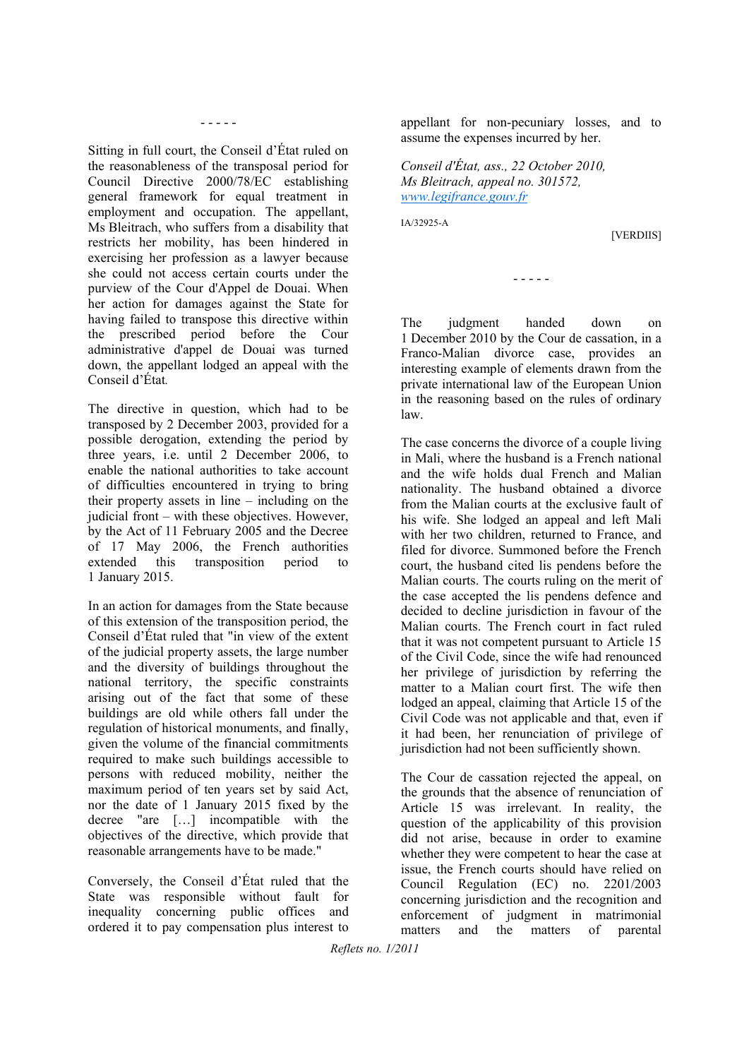- - - - -

Sitting in full court, the Conseil d'État ruled on the reasonableness of the transposal period for Council Directive 2000/78/EC establishing general framework for equal treatment in employment and occupation. The appellant, Ms Bleitrach, who suffers from a disability that restricts her mobility, has been hindered in exercising her profession as a lawyer because she could not access certain courts under the purview of the Cour d'Appel de Douai. When her action for damages against the State for having failed to transpose this directive within the prescribed period before the Cour administrative d'appel de Douai was turned down, the appellant lodged an appeal with the Conseil d'État.

The directive in question, which had to be transposed by 2 December 2003, provided for a possible derogation, extending the period by three years, i.e. until 2 December 2006, to enable the national authorities to take account of difficulties encountered in trying to bring their property assets in line – including on the judicial front – with these objectives. However, by the Act of 11 February 2005 and the Decree of 17 May 2006, the French authorities extended this transposition period to 1 January 2015.

In an action for damages from the State because of this extension of the transposition period, the Conseil d'État ruled that "in view of the extent of the judicial property assets, the large number and the diversity of buildings throughout the national territory, the specific constraints arising out of the fact that some of these buildings are old while others fall under the regulation of historical monuments, and finally, given the volume of the financial commitments required to make such buildings accessible to persons with reduced mobility, neither the maximum period of ten years set by said Act, nor the date of 1 January 2015 fixed by the decree "are […] incompatible with the objectives of the directive, which provide that reasonable arrangements have to be made."

Conversely, the Conseil d'État ruled that the State was responsible without fault for inequality concerning public offices and ordered it to pay compensation plus interest to appellant for non-pecuniary losses, and to assume the expenses incurred by her.

*Conseil d'État, ass., 22 October 2010, Ms Bleitrach, appeal no. 301572,* *www.legifrance.gouv.fr*

IA/32925-A

[VERDIIS]

- - - - -

The judgment handed down on 1 December 2010 by the Cour de cassation, in a Franco-Malian divorce case, provides an interesting example of elements drawn from the private international law of the European Union in the reasoning based on the rules of ordinary law.

The case concerns the divorce of a couple living in Mali, where the husband is a French national and the wife holds dual French and Malian nationality. The husband obtained a divorce from the Malian courts at the exclusive fault of his wife. She lodged an appeal and left Mali with her two children, returned to France, and filed for divorce. Summoned before the French court, the husband cited lis pendens before the Malian courts. The courts ruling on the merit of the case accepted the lis pendens defence and decided to decline jurisdiction in favour of the Malian courts. The French court in fact ruled that it was not competent pursuant to Article 15 of the Civil Code, since the wife had renounced her privilege of jurisdiction by referring the matter to a Malian court first. The wife then lodged an appeal, claiming that Article 15 of the Civil Code was not applicable and that, even if it had been, her renunciation of privilege of jurisdiction had not been sufficiently shown.

The Cour de cassation rejected the appeal, on the grounds that the absence of renunciation of Article 15 was irrelevant. In reality, the question of the applicability of this provision did not arise, because in order to examine whether they were competent to hear the case at issue, the French courts should have relied on Council Regulation (EC) no. 2201/2003 concerning jurisdiction and the recognition and enforcement of judgment in matrimonial matters and the matters of parental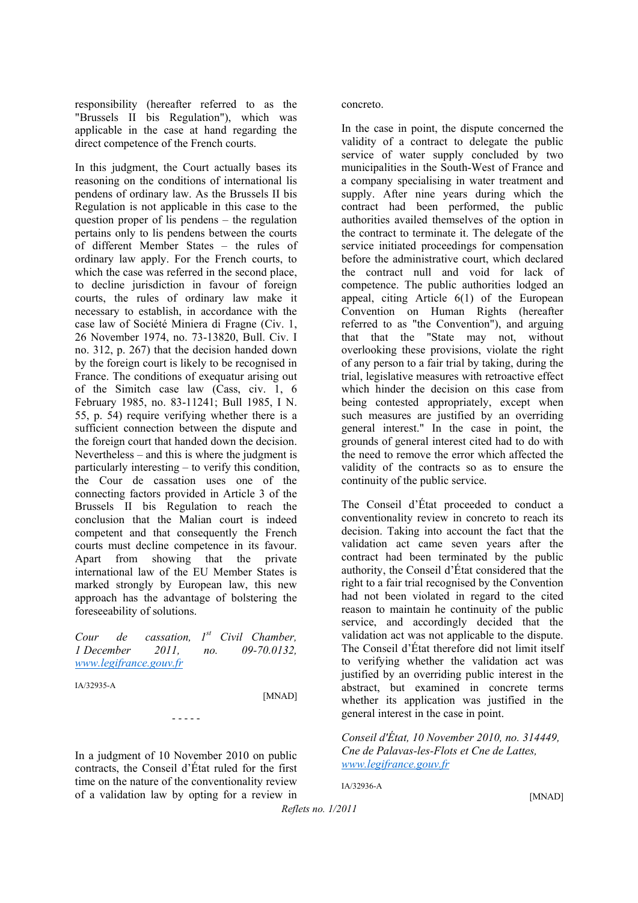responsibility (hereafter referred to as the "Brussels II bis Regulation"), which was applicable in the case at hand regarding the direct competence of the French courts.

In this judgment, the Court actually bases its reasoning on the conditions of international lis pendens of ordinary law. As the Brussels II bis Regulation is not applicable in this case to the question proper of lis pendens – the regulation pertains only to lis pendens between the courts of different Member States – the rules of ordinary law apply. For the French courts, to which the case was referred in the second place, to decline jurisdiction in favour of foreign courts, the rules of ordinary law make it necessary to establish, in accordance with the case law of Société Miniera di Fragne (Civ. 1, 26 November 1974, no. 73-13820, Bull. Civ. I no. 312, p. 267) that the decision handed down by the foreign court is likely to be recognised in France. The conditions of exequatur arising out of the Simitch case law (Cass, civ. 1, 6 February 1985, no. 83-11241; Bull 1985, I N. 55, p. 54) require verifying whether there is a sufficient connection between the dispute and the foreign court that handed down the decision. Nevertheless – and this is where the judgment is particularly interesting – to verify this condition, the Cour de cassation uses one of the connecting factors provided in Article 3 of the Brussels II bis Regulation to reach the conclusion that the Malian court is indeed competent and that consequently the French courts must decline competence in its favour. Apart from showing that the private international law of the EU Member States is marked strongly by European law, this new approach has the advantage of bolstering the foreseeability of solutions.

*Cour de cassation, 1st Civil Chamber, 1 December 2011, no. 09-70.0132,* *www.legifrance.gouv.fr*

IA/32935-A

[MNAD]

- - - - -

In a judgment of 10 November 2010 on public contracts, the Conseil d'État ruled for the first time on the nature of the conventionality review of a validation law by opting for a review in concreto.

In the case in point, the dispute concerned the validity of a contract to delegate the public service of water supply concluded by two municipalities in the South-West of France and a company specialising in water treatment and supply. After nine years during which the contract had been performed, the public authorities availed themselves of the option in the contract to terminate it. The delegate of the service initiated proceedings for compensation before the administrative court, which declared the contract null and void for lack of competence. The public authorities lodged an appeal, citing Article 6(1) of the European Convention on Human Rights (hereafter referred to as "the Convention"), and arguing that that the "State may not, without overlooking these provisions, violate the right of any person to a fair trial by taking, during the trial, legislative measures with retroactive effect which hinder the decision on this case from being contested appropriately, except when such measures are justified by an overriding general interest." In the case in point, the grounds of general interest cited had to do with the need to remove the error which affected the validity of the contracts so as to ensure the continuity of the public service.

The Conseil d'État proceeded to conduct a conventionality review in concreto to reach its decision. Taking into account the fact that the validation act came seven years after the contract had been terminated by the public authority, the Conseil d'État considered that the right to a fair trial recognised by the Convention had not been violated in regard to the cited reason to maintain he continuity of the public service, and accordingly decided that the validation act was not applicable to the dispute. The Conseil d'État therefore did not limit itself to verifying whether the validation act was justified by an overriding public interest in the abstract, but examined in concrete terms whether its application was justified in the general interest in the case in point.

*Conseil d'État, 10 November 2010, no. 314449, Cne de Palavas-les-Flots et Cne de Lattes,* *www.legifrance.gouv.fr*

IA/32936-A

[MNAD]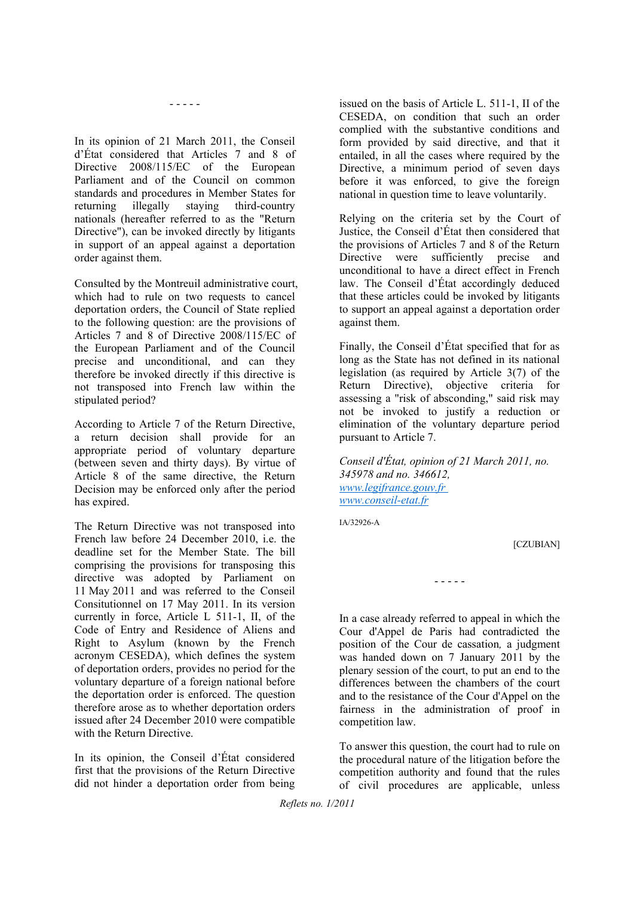- - - - -

In its opinion of 21 March 2011, the Conseil d'État considered that Articles 7 and 8 of Directive 2008/115/EC of the European Parliament and of the Council on common standards and procedures in Member States for returning illegally staying third-country nationals (hereafter referred to as the "Return Directive"), can be invoked directly by litigants in support of an appeal against a deportation order against them.

Consulted by the Montreuil administrative court, which had to rule on two requests to cancel deportation orders, the Council of State replied to the following question: are the provisions of Articles 7 and 8 of Directive 2008/115/EC of the European Parliament and of the Council precise and unconditional, and can they therefore be invoked directly if this directive is not transposed into French law within the stipulated period?

According to Article 7 of the Return Directive, a return decision shall provide for an appropriate period of voluntary departure (between seven and thirty days). By virtue of Article 8 of the same directive, the Return Decision may be enforced only after the period has expired.

The Return Directive was not transposed into French law before 24 December 2010, i.e. the deadline set for the Member State. The bill comprising the provisions for transposing this directive was adopted by Parliament on 11 May 2011 and was referred to the Conseil Consitutionnel on 17 May 2011. In its version currently in force, Article L 511-1, II, of the Code of Entry and Residence of Aliens and Right to Asylum (known by the French acronym CESEDA), which defines the system of deportation orders, provides no period for the voluntary departure of a foreign national before the deportation order is enforced. The question therefore arose as to whether deportation orders issued after 24 December 2010 were compatible with the Return Directive.

In its opinion, the Conseil d'État considered first that the provisions of the Return Directive did not hinder a deportation order from being issued on the basis of Article L. 511-1, II of the CESEDA, on condition that such an order complied with the substantive conditions and form provided by said directive, and that it entailed, in all the cases where required by the Directive, a minimum period of seven days before it was enforced, to give the foreign national in question time to leave voluntarily.

Relying on the criteria set by the Court of Justice, the Conseil d'État then considered that the provisions of Articles 7 and 8 of the Return Directive were sufficiently precise and unconditional to have a direct effect in French law. The Conseil d'État accordingly deduced that these articles could be invoked by litigants to support an appeal against a deportation order against them.

Finally, the Conseil d'État specified that for as long as the State has not defined in its national legislation (as required by Article 3(7) of the Return Directive), objective criteria for assessing a "risk of absconding," said risk may not be invoked to justify a reduction or elimination of the voluntary departure period pursuant to Article 7.

*Conseil d'État, opinion of 21 March 2011, no. 345978 and no. 346612,*
[www.legifrance.gouv.fr](www.legifrance.gouv.fr)
[www.conseil-etat.fr](www.conseil-etat.fr)

IA/32926-A

[CZUBIAN]

- - - - -

In a case already referred to appeal in which the Cour d'Appel de Paris had contradicted the position of the Cour de cassation, a judgment was handed down on 7 January 2011 by the plenary session of the court, to put an end to the differences between the chambers of the court and to the resistance of the Cour d'Appel on the fairness in the administration of proof in competition law.

To answer this question, the court had to rule on the procedural nature of the litigation before the competition authority and found that the rules of civil procedures are applicable, unless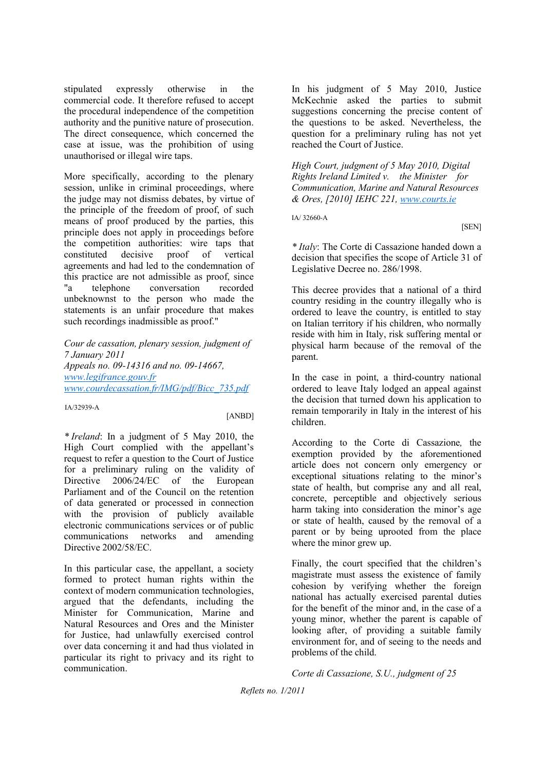stipulated expressly otherwise in the commercial code. It therefore refused to accept the procedural independence of the competition authority and the punitive nature of prosecution. The direct consequence, which concerned the case at issue, was the prohibition of using unauthorised or illegal wire taps.

More specifically, according to the plenary session, unlike in criminal proceedings, where the judge may not dismiss debates, by virtue of the principle of the freedom of proof, of such means of proof produced by the parties, this principle does not apply in proceedings before the competition authorities: wire taps that constituted decisive proof of vertical agreements and had led to the condemnation of this practice are not admissible as proof, since "a telephone conversation recorded unbeknownst to the person who made the statements is an unfair procedure that makes such recordings inadmissible as proof."

*Cour de cassation, plenary session, judgment of 7 January 2011*
*Appeals no. 09-14316 and no. 09-14667,*
*www.legifrance.gouv.fr*
*www.courdecassation.fr/IMG/pdf/Bicc_735.pdf*

IA/32939-A

[ANBD]

* *Ireland*: In a judgment of 5 May 2010, the High Court complied with the appellant's request to refer a question to the Court of Justice for a preliminary ruling on the validity of Directive 2006/24/EC of the European Parliament and of the Council on the retention of data generated or processed in connection with the provision of publicly available electronic communications services or of public communications networks and amending Directive 2002/58/EC.

In this particular case, the appellant, a society formed to protect human rights within the context of modern communication technologies, argued that the defendants, including the Minister for Communication, Marine and Natural Resources and Ores and the Minister for Justice, had unlawfully exercised control over data concerning it and had thus violated in particular its right to privacy and its right to communication.

In his judgment of 5 May 2010, Justice McKechnie asked the parties to submit suggestions concerning the precise content of the questions to be asked. Nevertheless, the question for a preliminary ruling has not yet reached the Court of Justice.

*High Court, judgment of 5 May 2010, Digital Rights Ireland Limited v. the Minister for Communication, Marine and Natural Resources & Ores, [2010] IEHC 221, www.courts.ie*

IA/ 32660-A

[SEN]

* *Italy*: The Corte di Cassazione handed down a decision that specifies the scope of Article 31 of Legislative Decree no. 286/1998.

This decree provides that a national of a third country residing in the country illegally who is ordered to leave the country, is entitled to stay on Italian territory if his children, who normally reside with him in Italy, risk suffering mental or physical harm because of the removal of the parent.

In the case in point, a third-country national ordered to leave Italy lodged an appeal against the decision that turned down his application to remain temporarily in Italy in the interest of his children.

According to the Corte di Cassazione, the exemption provided by the aforementioned article does not concern only emergency or exceptional situations relating to the minor's state of health, but comprise any and all real, concrete, perceptible and objectively serious harm taking into consideration the minor's age or state of health, caused by the removal of a parent or by being uprooted from the place where the minor grew up.

Finally, the court specified that the children's magistrate must assess the existence of family cohesion by verifying whether the foreign national has actually exercised parental duties for the benefit of the minor and, in the case of a young minor, whether the parent is capable of looking after, of providing a suitable family environment for, and of seeing to the needs and problems of the child.

*Corte di Cassazione, S.U., judgment of 25*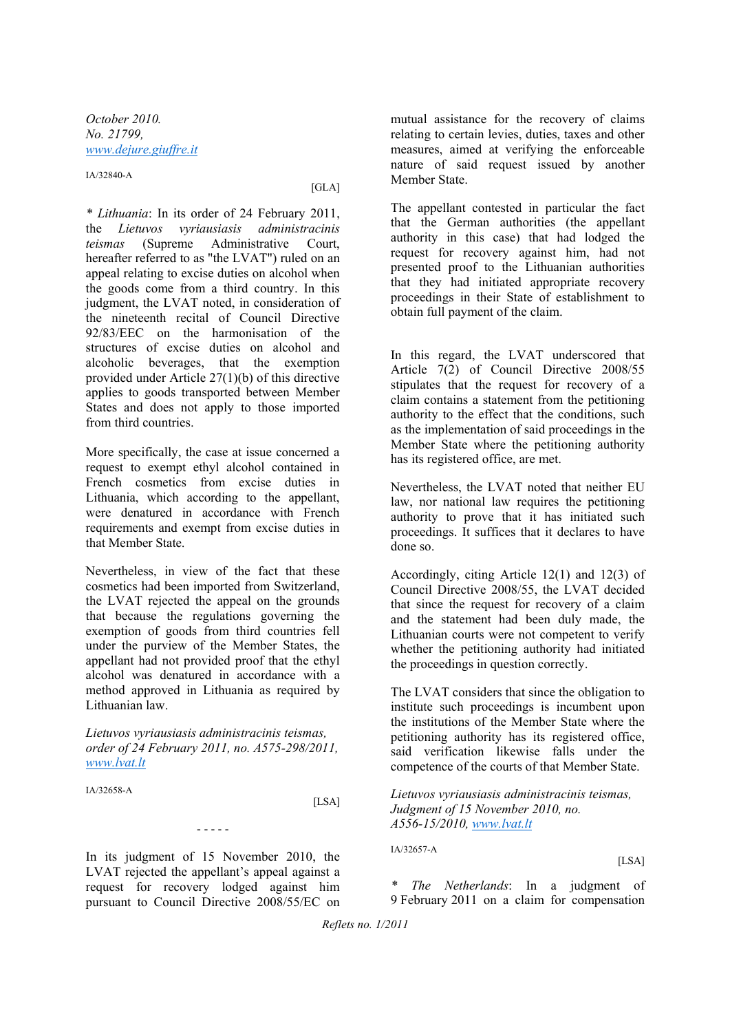*October 2010. No. 21799,* *www.dejure.giuffre.it*

IA/32840-A

[GLA]

\* *Lithuania*: In its order of 24 February 2011, the *Lietuvos vyriausiasis administracinis teismas* (Supreme Administrative Court, hereafter referred to as "the LVAT") ruled on an appeal relating to excise duties on alcohol when the goods come from a third country. In this judgment, the LVAT noted, in consideration of the nineteenth recital of Council Directive 92/83/EEC on the harmonisation of the structures of excise duties on alcohol and alcoholic beverages, that the exemption provided under Article 27(1)(b) of this directive applies to goods transported between Member States and does not apply to those imported from third countries.

More specifically, the case at issue concerned a request to exempt ethyl alcohol contained in French cosmetics from excise duties in Lithuania, which according to the appellant, were denatured in accordance with French requirements and exempt from excise duties in that Member State.

Nevertheless, in view of the fact that these cosmetics had been imported from Switzerland, the LVAT rejected the appeal on the grounds that because the regulations governing the exemption of goods from third countries fell under the purview of the Member States, the appellant had not provided proof that the ethyl alcohol was denatured in accordance with a method approved in Lithuania as required by Lithuanian law.

*Lietuvos vyriausiasis administracinis teismas, order of 24 February 2011, no. A575-298/2011,* *www.lvat.lt*

IA/32658-A

[LSA]

- - - - -

In its judgment of 15 November 2010, the LVAT rejected the appellant's appeal against a request for recovery lodged against him pursuant to Council Directive 2008/55/EC on mutual assistance for the recovery of claims relating to certain levies, duties, taxes and other measures, aimed at verifying the enforceable nature of said request issued by another Member State.

The appellant contested in particular the fact that the German authorities (the appellant authority in this case) that had lodged the request for recovery against him, had not presented proof to the Lithuanian authorities that they had initiated appropriate recovery proceedings in their State of establishment to obtain full payment of the claim.

In this regard, the LVAT underscored that Article 7(2) of Council Directive 2008/55 stipulates that the request for recovery of a claim contains a statement from the petitioning authority to the effect that the conditions, such as the implementation of said proceedings in the Member State where the petitioning authority has its registered office, are met.

Nevertheless, the LVAT noted that neither EU law, nor national law requires the petitioning authority to prove that it has initiated such proceedings. It suffices that it declares to have done so.

Accordingly, citing Article 12(1) and 12(3) of Council Directive 2008/55, the LVAT decided that since the request for recovery of a claim and the statement had been duly made, the Lithuanian courts were not competent to verify whether the petitioning authority had initiated the proceedings in question correctly.

The LVAT considers that since the obligation to institute such proceedings is incumbent upon the institutions of the Member State where the petitioning authority has its registered office, said verification likewise falls under the competence of the courts of that Member State.

*Lietuvos vyriausiasis administracinis teismas, Judgment of 15 November 2010, no. A556-15/2010,* *www.lvat.lt*

IA/32657-A

[LSA]

\* *The Netherlands*: In a judgment of 9 February 2011 on a claim for compensation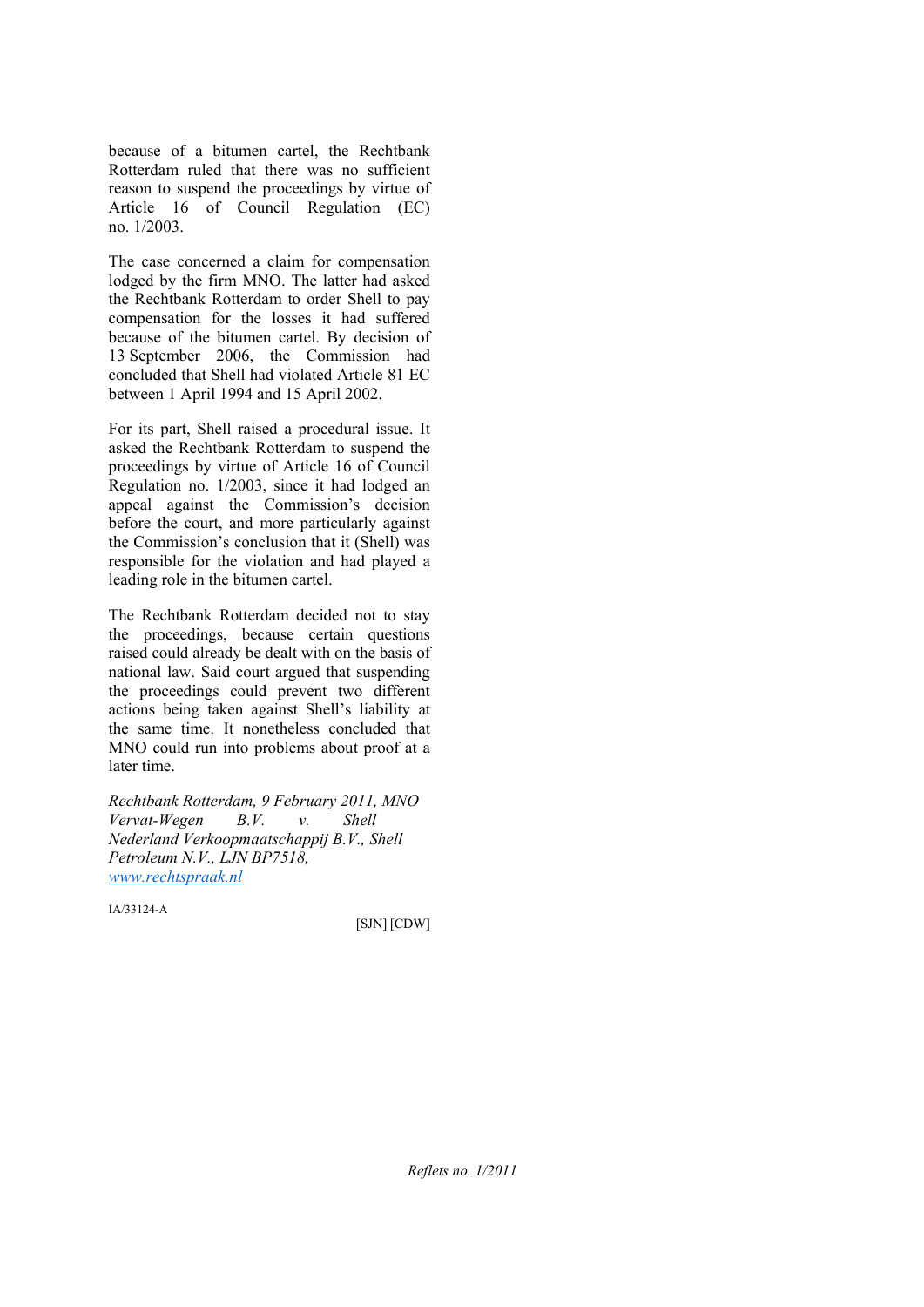because of a bitumen cartel, the Rechtbank Rotterdam ruled that there was no sufficient reason to suspend the proceedings by virtue of Article 16 of Council Regulation (EC) no. 1/2003.

The case concerned a claim for compensation lodged by the firm MNO. The latter had asked the Rechtbank Rotterdam to order Shell to pay compensation for the losses it had suffered because of the bitumen cartel. By decision of 13 September 2006, the Commission had concluded that Shell had violated Article 81 EC between 1 April 1994 and 15 April 2002.

For its part, Shell raised a procedural issue. It asked the Rechtbank Rotterdam to suspend the proceedings by virtue of Article 16 of Council Regulation no. 1/2003, since it had lodged an appeal against the Commission's decision before the court, and more particularly against the Commission's conclusion that it (Shell) was responsible for the violation and had played a leading role in the bitumen cartel.

The Rechtbank Rotterdam decided not to stay the proceedings, because certain questions raised could already be dealt with on the basis of national law. Said court argued that suspending the proceedings could prevent two different actions being taken against Shell's liability at the same time. It nonetheless concluded that MNO could run into problems about proof at a later time.

*Rechtbank Rotterdam, 9 February 2011, MNO Vervat-Wegen B.V. v. Shell Nederland Verkoopmaatschappij B.V., Shell Petroleum N.V., LJN BP7518,* [www.rechtspraak.nl](www.rechtspraak.nl)

IA/33124-A

[SJN] [CDW]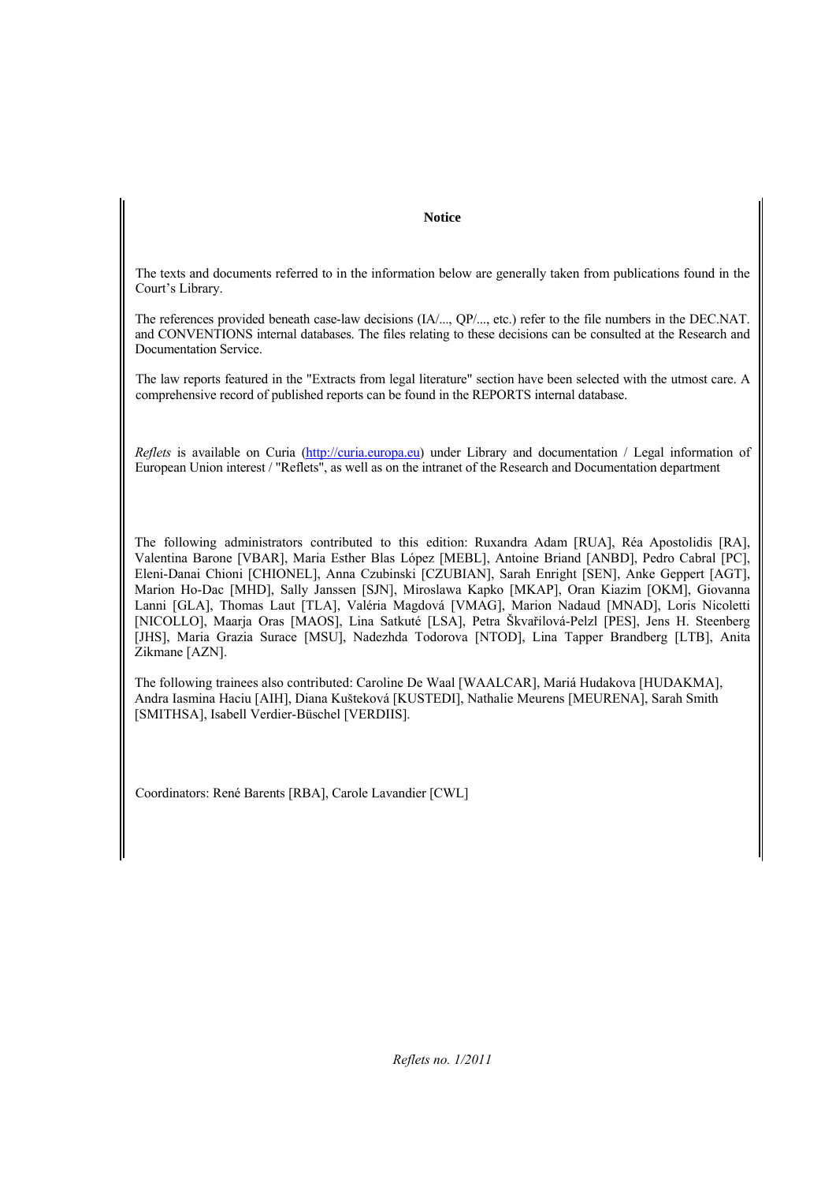**Notice**

The texts and documents referred to in the information below are generally taken from publications found in the Court's Library.

The references provided beneath case-law decisions (IA/..., QP/..., etc.) refer to the file numbers in the DEC.NAT. and CONVENTIONS internal databases. The files relating to these decisions can be consulted at the Research and Documentation Service.

The law reports featured in the "Extracts from legal literature" section have been selected with the utmost care. A comprehensive record of published reports can be found in the REPORTS internal database.

*Reflets* is available on Curia (http://curia.europa.eu) under Library and documentation / Legal information of European Union interest / "Reflets", as well as on the intranet of the Research and Documentation department

The following administrators contributed to this edition: Ruxandra Adam [RUA], Réa Apostolidis [RA], Valentina Barone [VBAR], Maria Esther Blas López [MEBL], Antoine Briand [ANBD], Pedro Cabral [PC], Eleni-Danai Chioni [CHIONEL], Anna Czubinski [CZUBIAN], Sarah Enright [SEN], Anke Geppert [AGT], Marion Ho-Dac [MHD], Sally Janssen [SJN], Miroslawa Kapko [MKAP], Oran Kiazim [OKM], Giovanna Lanni [GLA], Thomas Laut [TLA], Valéria Magdová [VMAG], Marion Nadaud [MNAD], Loris Nicoletti [NICOLLO], Maarja Oras [MAOS], Lina Satkuté [LSA], Petra Škvařilová-Pelzl [PES], Jens H. Steenberg [JHS], Maria Grazia Surace [MSU], Nadezhda Todorova [NTOD], Lina Tapper Brandberg [LTB], Anita Zikmane [AZN].

The following trainees also contributed: Caroline De Waal [WAALCAR], Mariá Hudakova [HUDAKMA], Andra Iasmina Haciu [AIH], Diana Kušteková [KUSTEDI], Nathalie Meurens [MEURENA], Sarah Smith [SMITHSA], Isabell Verdier-Büschel [VERDIIS].

Coordinators: René Barents [RBA], Carole Lavandier [CWL]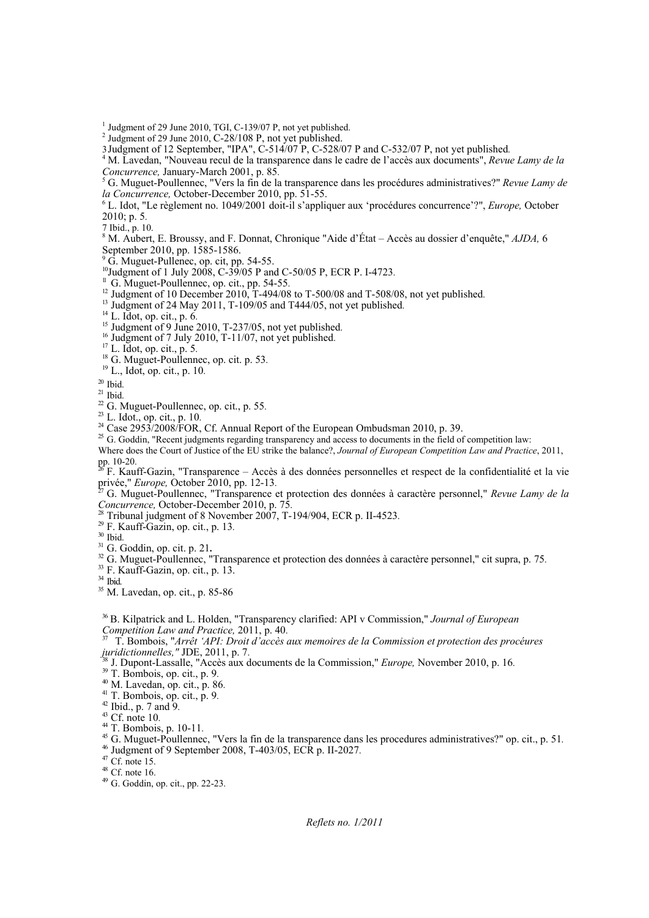[1] Judgment of 29 June 2010, TGI, C-139/07 P, not yet published.

[2] Judgment of 29 June 2010, C-28/108 P, not yet published.

3 Judgment of 12 September, "IPA", C-514/07 P, C-528/07 P and C-532/07 P, not yet published.

[4] M. Lavedan, "Nouveau recul de la transparence dans le cadre de l'accès aux documents", *Revue Lamy de la Concurrence,* January-March 2001, p. 85.

[5] G. Muguet-Poullennec, "Vers la fin de la transparence dans les procédures administratives?" *Revue Lamy de la Concurrence,* October-December 2010, pp. 51-55.

[6] L. Idot, "Le règlement no. 1049/2001 doit-il s'appliquer aux 'procédures concurrence'?", *Europe,* October 2010; p. 5.

7 Ibid., p. 10.

[8] M. Aubert, E. Broussy, and F. Donnat, Chronique "Aide d'État – Accès au dossier d'enquête," *AJDA,* 6 September 2010, pp. 1585-1586.

[9] G. Muguet-Pullenec, op. cit, pp. 54-55.

[10] Judgment of 1 July 2008, C-39/05 P and C-50/05 P, ECR P. I-4723.

[11] G. Muguet-Poullennec, op. cit., pp. 54-55.

[12] Judgment of 10 December 2010, T-494/08 to T-500/08 and T-508/08, not yet published.

[13] Judgment of 24 May 2011, T-109/05 and T444/05, not yet published.

[14] L. Idot, op. cit., p. 6.

[15] Judgment of 9 June 2010, T-237/05, not yet published.

[16] Judgment of 7 July 2010, T-11/07, not yet published.

[17] L. Idot, op. cit., p. 5.

[18] G. Muguet-Poullennec, op. cit. p. 53.

[19] L., Idot, op. cit., p. 10.

[20] Ibid.

[21] Ibid.

[22] G. Muguet-Poullennec, op. cit., p. 55.

[23] L. Idot., op. cit., p. 10.

[24] Case 2953/2008/FOR, Cf. Annual Report of the European Ombudsman 2010, p. 39.

[25] G. Goddin, "Recent judgments regarding transparency and access to documents in the field of competition law: Where does the Court of Justice of the EU strike the balance?, *Journal of European Competition Law and Practice*, 2011, pp. 10-20.

[26] F. Kauff-Gazin, "Transparence – Accès à des données personnelles et respect de la confidentialité et la vie privée," *Europe,* October 2010, pp. 12-13.

[27] G. Muguet-Poullennec, "Transparence et protection des données à caractère personnel," *Revue Lamy de la Concurrence,* October-December 2010, p. 75.

[28] Tribunal judgment of 8 November 2007, T-194/904, ECR p. II-4523.

[29] F. Kauff-Gazin, op. cit., p. 13.

[30] Ibid.

[31] G. Goddin, op. cit. p. 21.

[32] G. Muguet-Poullennec, "Transparence et protection des données à caractère personnel," cit supra, p. 75.

[33] F. Kauff-Gazin, op. cit., p. 13.

[34] Ibid.

[35] M. Lavedan, op. cit., p. 85-86

[36] B. Kilpatrick and L. Holden, "Transparency clarified: API v Commission," *Journal of European Competition Law and Practice,* 2011, p. 40.

[37] T. Bombois, "*Arrêt 'API: Droit d'accès aux memoires de la Commission et protection des procéures juridictionnelles,"* JDE, 2011, p. 7.

[38] J. Dupont-Lassalle, "Accès aux documents de la Commission," *Europe,* November 2010, p. 16.

[39] T. Bombois, op. cit., p. 9.

[40] M. Lavedan, op. cit., p. 86.

[41] T. Bombois, op. cit., p. 9.

[42] Ibid., p. 7 and 9.

[43] Cf. note 10.

[44] T. Bombois, p. 10-11.

[45] G. Muguet-Poullennec, "Vers la fin de la transparence dans les procedures administratives?" op. cit., p. 51.

[46] Judgment of 9 September 2008, T-403/05, ECR p. II-2027.

[47] Cf. note 15.

[48] Cf. note 16.

[49] G. Goddin, op. cit., pp. 22-23.